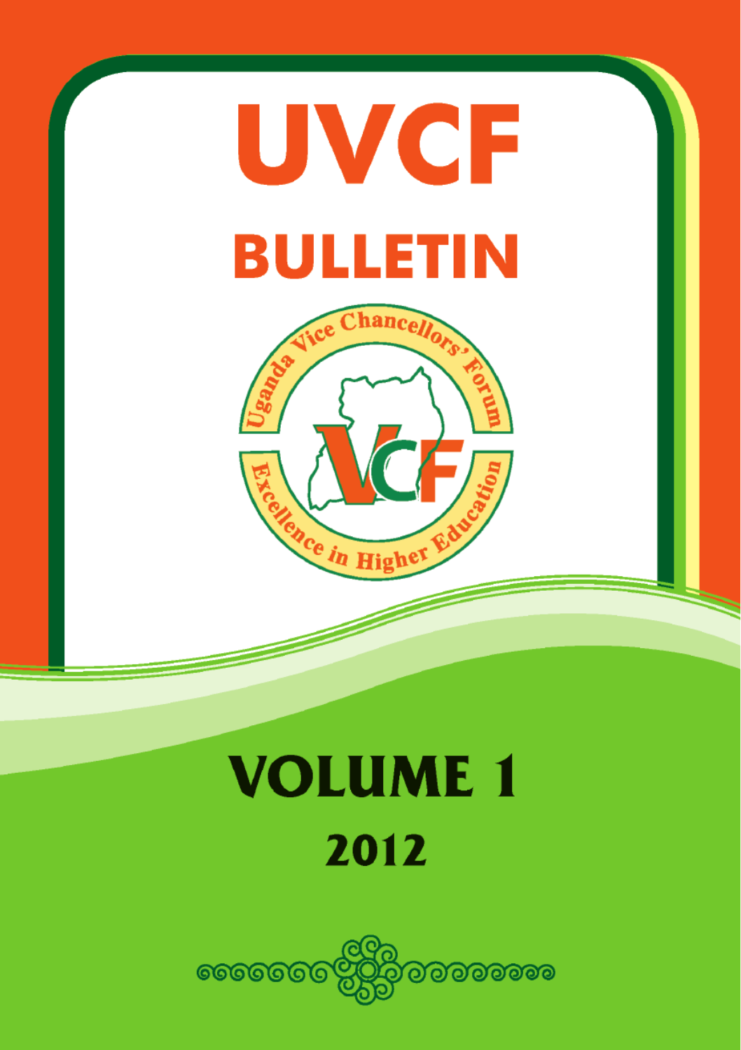# UVCF

# BULLETIN

Uganda Vice Chancellors' Forum

VCF

Excellence in Higher Education

## VOLUME 1

## 2012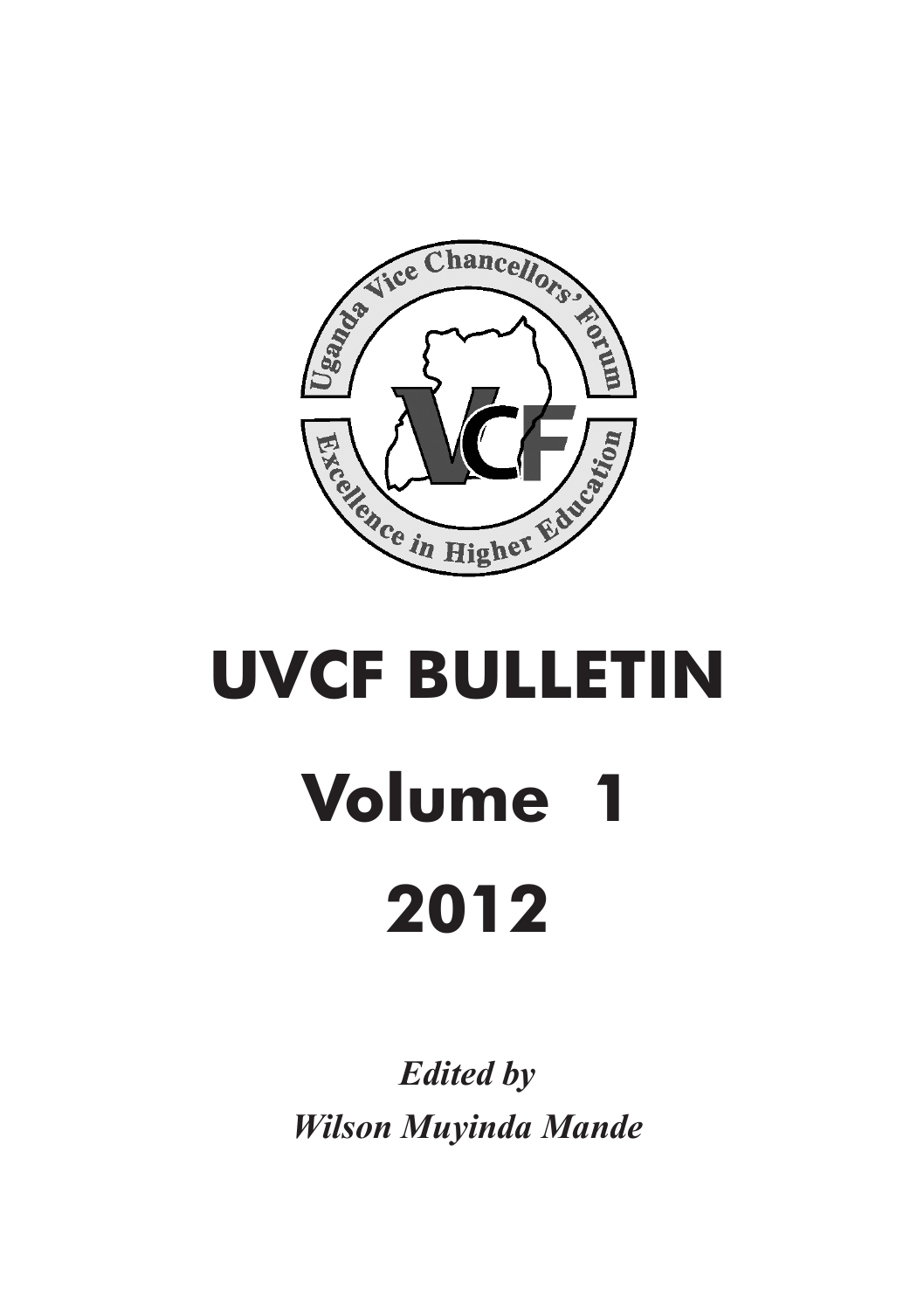# UVCF BULLETIN

# Volume 1

# 2012

*Edited by*

*Wilson Muyinda Mande*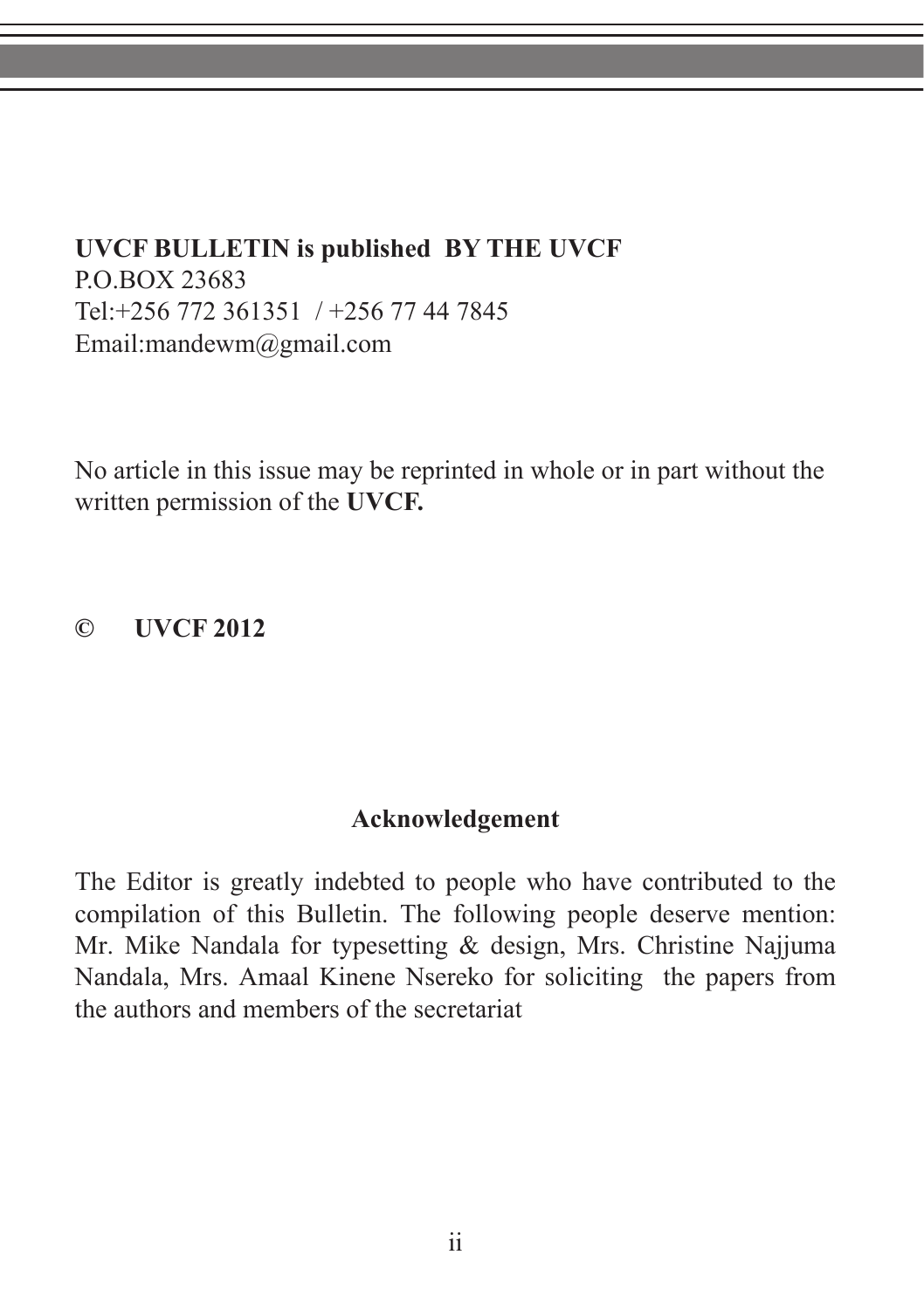**UVCF BULLETIN is published BY THE UVCF**
P.O.BOX 23683
Tel:+256 772 361351 / +256 77 44 7845
Email:mandewm@gmail.com

No article in this issue may be reprinted in whole or in part without the written permission of the **UVCF.**

**© UVCF 2012**

## Acknowledgement

The Editor is greatly indebted to people who have contributed to the compilation of this Bulletin. The following people deserve mention: Mr. Mike Nandala for typesetting & design, Mrs. Christine Najjuma Nandala, Mrs. Amaal Kinene Nsereko for soliciting the papers from the authors and members of the secretariat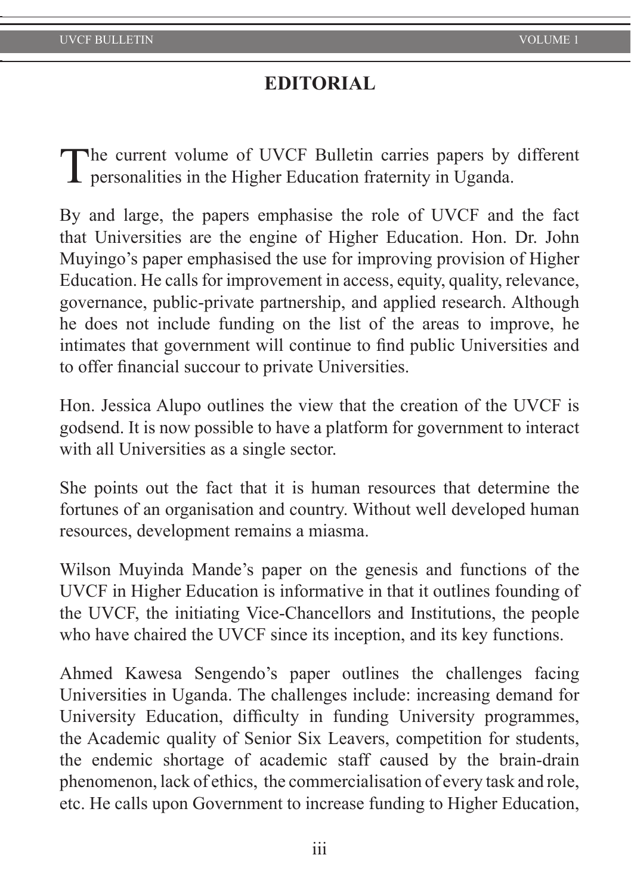# EDITORIAL

The current volume of UVCF Bulletin carries papers by different personalities in the Higher Education fraternity in Uganda.

By and large, the papers emphasise the role of UVCF and the fact that Universities are the engine of Higher Education. Hon. Dr. John Muyingo's paper emphasised the use for improving provision of Higher Education. He calls for improvement in access, equity, quality, relevance, governance, public-private partnership, and applied research. Although he does not include funding on the list of the areas to improve, he intimates that government will continue to find public Universities and to offer financial succour to private Universities.

Hon. Jessica Alupo outlines the view that the creation of the UVCF is godsend. It is now possible to have a platform for government to interact with all Universities as a single sector.

She points out the fact that it is human resources that determine the fortunes of an organisation and country. Without well developed human resources, development remains a miasma.

Wilson Muyinda Mande's paper on the genesis and functions of the UVCF in Higher Education is informative in that it outlines founding of the UVCF, the initiating Vice-Chancellors and Institutions, the people who have chaired the UVCF since its inception, and its key functions.

Ahmed Kawesa Sengendo's paper outlines the challenges facing Universities in Uganda. The challenges include: increasing demand for University Education, difficulty in funding University programmes, the Academic quality of Senior Six Leavers, competition for students, the endemic shortage of academic staff caused by the brain-drain phenomenon, lack of ethics, the commercialisation of every task and role, etc. He calls upon Government to increase funding to Higher Education,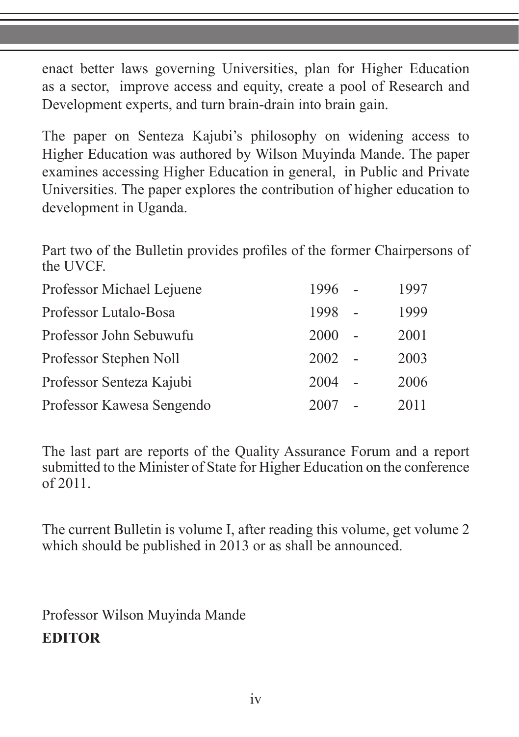enact better laws governing Universities, plan for Higher Education as a sector, improve access and equity, create a pool of Research and Development experts, and turn brain-drain into brain gain.

The paper on Senteza Kajubi's philosophy on widening access to Higher Education was authored by Wilson Muyinda Mande. The paper examines accessing Higher Education in general, in Public and Private Universities. The paper explores the contribution of higher education to development in Uganda.

Part two of the Bulletin provides profiles of the former Chairpersons of the UVCF.

| | | | |
|---|---|---|---|
| Professor Michael Lejuene | 1996 | - | 1997 |
| Professor Lutalo-Bosa | 1998 | - | 1999 |
| Professor John Sebuwufu | 2000 | - | 2001 |
| Professor Stephen Noll | 2002 | - | 2003 |
| Professor Senteza Kajubi | 2004 | - | 2006 |
| Professor Kawesa Sengendo | 2007 | - | 2011 |

The last part are reports of the Quality Assurance Forum and a report submitted to the Minister of State for Higher Education on the conference of 2011.

The current Bulletin is volume I, after reading this volume, get volume 2 which should be published in 2013 or as shall be announced.

Professor Wilson Muyinda Mande

**EDITOR**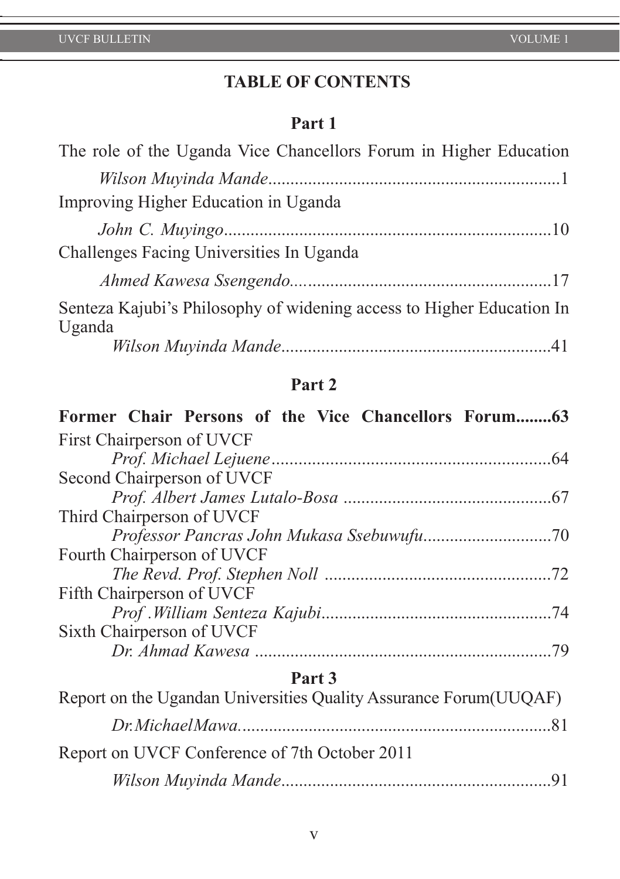# TABLE OF CONTENTS

## Part 1

The role of the Uganda Vice Chancellors Forum in Higher Education

*Wilson Muyinda Mande*..................................................................1

Improving Higher Education in Uganda

*John C. Muyingo*..........................................................................10

Challenges Facing Universities In Uganda

*Ahmed Kawesa Ssengendo*...........................................................17

Senteza Kajubi's Philosophy of widening access to Higher Education In Uganda

*Wilson Muyinda Mande*.............................................................41

## Part 2

**Former Chair Persons of the Vice Chancellors Forum........63**

First Chairperson of UVCF

*Prof. Michael Lejuene*...............................................................64

Second Chairperson of UVCF

*Prof. Albert James Lutalo-Bosa* ...............................................67

Third Chairperson of UVCF

*Professor Pancras John Mukasa Ssebuwufu*.............................70

Fourth Chairperson of UVCF

*The Revd. Prof. Stephen Noll* ...................................................72

Fifth Chairperson of UVCF

*Prof .William Senteza Kajubi*....................................................74

Sixth Chairperson of UVCF

*Dr. Ahmad Kawesa* ...................................................................79

## Part 3

Report on the Ugandan Universities Quality Assurance Forum(UUQAF)

*Dr.MichaelMawa*.......................................................................81

Report on UVCF Conference of 7th October 2011

*Wilson Muyinda Mande*.............................................................91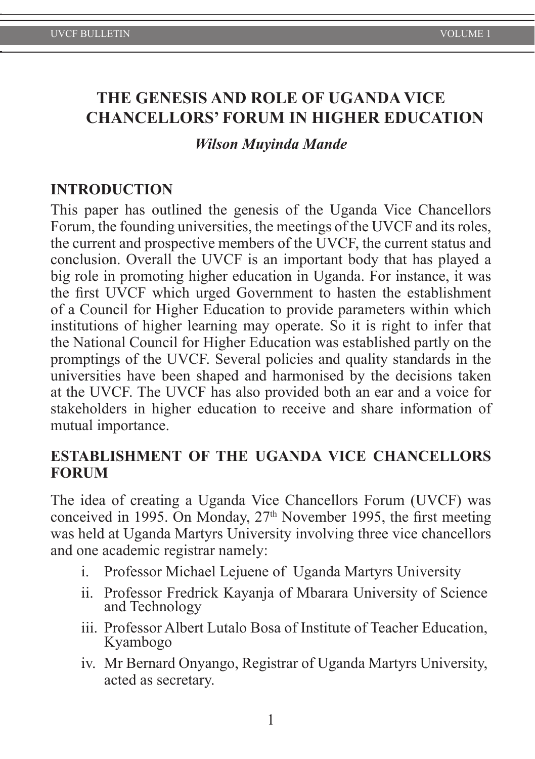# THE GENESIS AND ROLE OF UGANDA VICE CHANCELLORS' FORUM IN HIGHER EDUCATION

***Wilson Muyinda Mande***

## INTRODUCTION

This paper has outlined the genesis of the Uganda Vice Chancellors Forum, the founding universities, the meetings of the UVCF and its roles, the current and prospective members of the UVCF, the current status and conclusion. Overall the UVCF is an important body that has played a big role in promoting higher education in Uganda. For instance, it was the first UVCF which urged Government to hasten the establishment of a Council for Higher Education to provide parameters within which institutions of higher learning may operate. So it is right to infer that the National Council for Higher Education was established partly on the promptings of the UVCF. Several policies and quality standards in the universities have been shaped and harmonised by the decisions taken at the UVCF. The UVCF has also provided both an ear and a voice for stakeholders in higher education to receive and share information of mutual importance.

## ESTABLISHMENT OF THE UGANDA VICE CHANCELLORS FORUM

The idea of creating a Uganda Vice Chancellors Forum (UVCF) was conceived in 1995. On Monday, 27th November 1995, the first meeting was held at Uganda Martyrs University involving three vice chancellors and one academic registrar namely:

i. Professor Michael Lejuene of Uganda Martyrs University
ii. Professor Fredrick Kayanja of Mbarara University of Science and Technology
iii. Professor Albert Lutalo Bosa of Institute of Teacher Education, Kyambogo
iv. Mr Bernard Onyango, Registrar of Uganda Martyrs University, acted as secretary.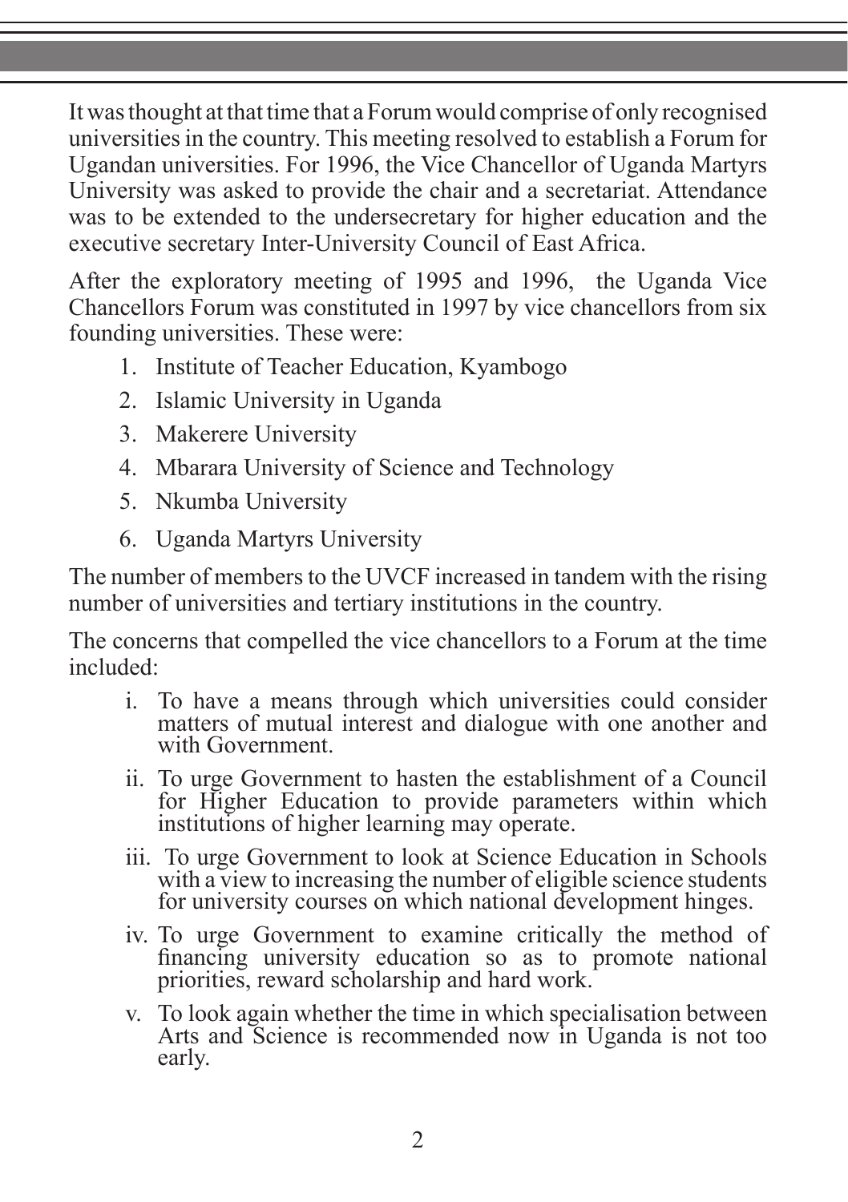It was thought at that time that a Forum would comprise of only recognised universities in the country. This meeting resolved to establish a Forum for Ugandan universities. For 1996, the Vice Chancellor of Uganda Martyrs University was asked to provide the chair and a secretariat. Attendance was to be extended to the undersecretary for higher education and the executive secretary Inter-University Council of East Africa.

After the exploratory meeting of 1995 and 1996, the Uganda Vice Chancellors Forum was constituted in 1997 by vice chancellors from six founding universities. These were:

1. Institute of Teacher Education, Kyambogo
2. Islamic University in Uganda
3. Makerere University
4. Mbarara University of Science and Technology
5. Nkumba University
6. Uganda Martyrs University

The number of members to the UVCF increased in tandem with the rising number of universities and tertiary institutions in the country.

The concerns that compelled the vice chancellors to a Forum at the time included:

i. To have a means through which universities could consider matters of mutual interest and dialogue with one another and with Government.

ii. To urge Government to hasten the establishment of a Council for Higher Education to provide parameters within which institutions of higher learning may operate.

iii. To urge Government to look at Science Education in Schools with a view to increasing the number of eligible science students for university courses on which national development hinges.

iv. To urge Government to examine critically the method of financing university education so as to promote national priorities, reward scholarship and hard work.

v. To look again whether the time in which specialisation between Arts and Science is recommended now in Uganda is not too early.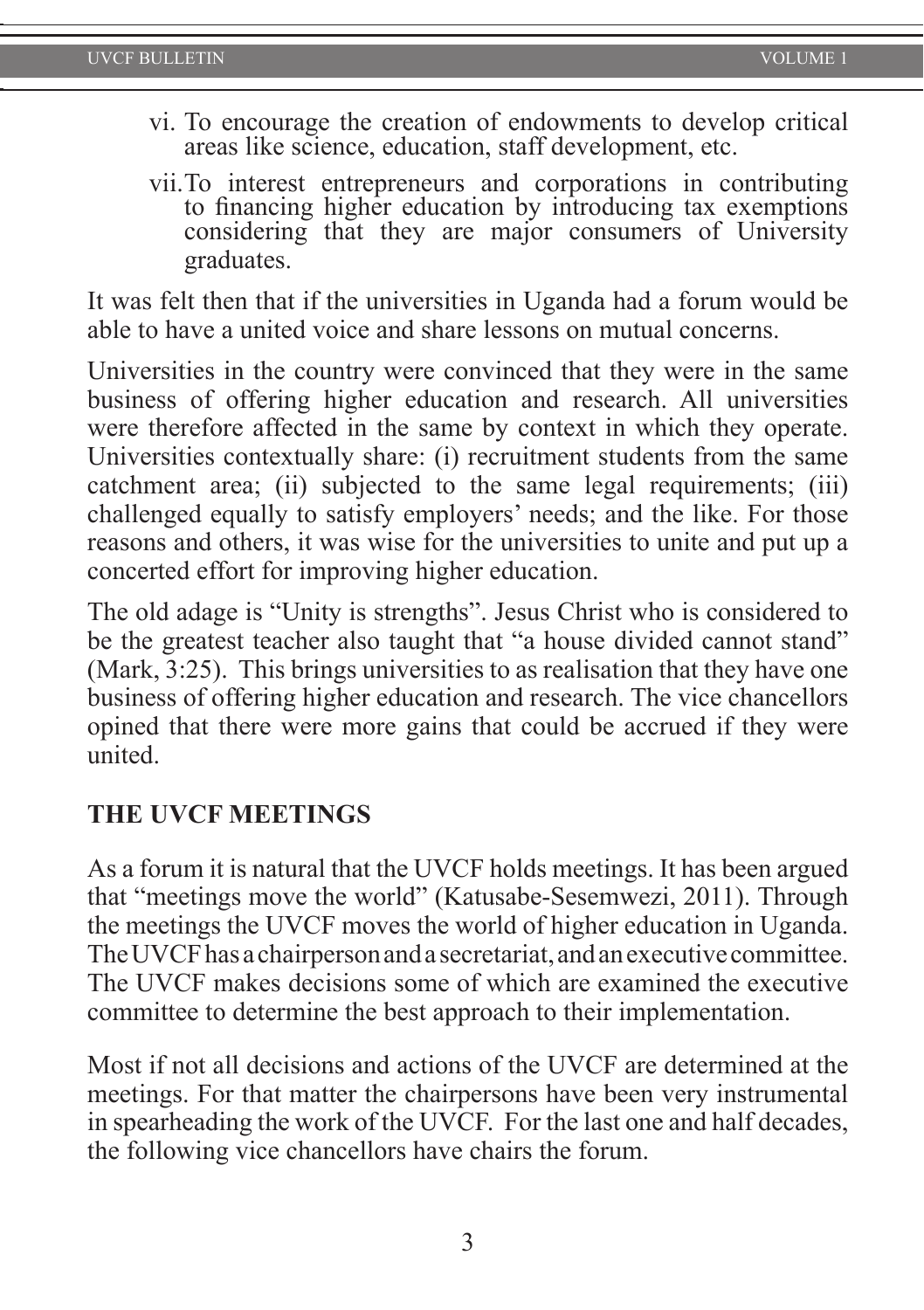vi. To encourage the creation of endowments to develop critical areas like science, education, staff development, etc.

vii. To interest entrepreneurs and corporations in contributing to financing higher education by introducing tax exemptions considering that they are major consumers of University graduates.

It was felt then that if the universities in Uganda had a forum would be able to have a united voice and share lessons on mutual concerns.

Universities in the country were convinced that they were in the same business of offering higher education and research. All universities were therefore affected in the same by context in which they operate. Universities contextually share: (i) recruitment students from the same catchment area; (ii) subjected to the same legal requirements; (iii) challenged equally to satisfy employers' needs; and the like. For those reasons and others, it was wise for the universities to unite and put up a concerted effort for improving higher education.

The old adage is "Unity is strengths". Jesus Christ who is considered to be the greatest teacher also taught that "a house divided cannot stand" (Mark, 3:25). This brings universities to as realisation that they have one business of offering higher education and research. The vice chancellors opined that there were more gains that could be accrued if they were united.

## THE UVCF MEETINGS

As a forum it is natural that the UVCF holds meetings. It has been argued that "meetings move the world" (Katusabe-Sesemwezi, 2011). Through the meetings the UVCF moves the world of higher education in Uganda. The UVCF has a chairperson and a secretariat, and an executive committee. The UVCF makes decisions some of which are examined the executive committee to determine the best approach to their implementation.

Most if not all decisions and actions of the UVCF are determined at the meetings. For that matter the chairpersons have been very instrumental in spearheading the work of the UVCF. For the last one and half decades, the following vice chancellors have chairs the forum.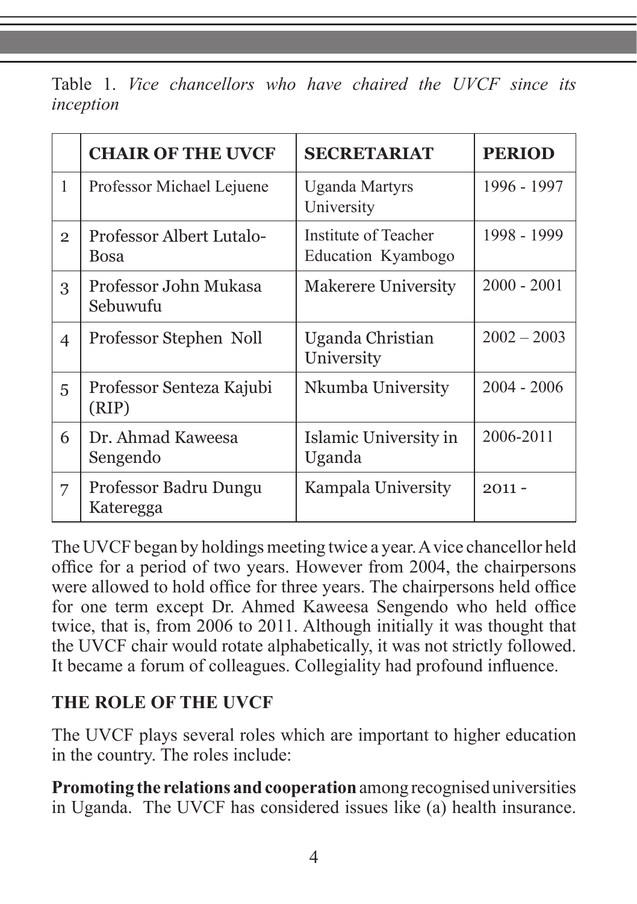Table 1. *Vice chancellors who have chaired the UVCF since its inception*

| | CHAIR OF THE UVCF | SECRETARIAT | PERIOD |
|---|---|---|---|
| 1 | Professor Michael Lejuene | Uganda Martyrs University | 1996 - 1997 |
| 2 | Professor Albert Lutalo-Bosa | Institute of Teacher Education Kyambogo | 1998 - 1999 |
| 3 | Professor John Mukasa Sebuwufu | Makerere University | 2000 - 2001 |
| 4 | Professor Stephen Noll | Uganda Christian University | 2002 – 2003 |
| 5 | Professor Senteza Kajubi (RIP) | Nkumba University | 2004 - 2006 |
| 6 | Dr. Ahmad Kaweesa Sengendo | Islamic University in Uganda | 2006-2011 |
| 7 | Professor Badru Dungu Kateregga | Kampala University | 2011 - |

The UVCF began by holdings meeting twice a year. A vice chancellor held office for a period of two years. However from 2004, the chairpersons were allowed to hold office for three years. The chairpersons held office for one term except Dr. Ahmed Kaweesa Sengendo who held office twice, that is, from 2006 to 2011. Although initially it was thought that the UVCF chair would rotate alphabetically, it was not strictly followed. It became a forum of colleagues. Collegiality had profound influence.

## THE ROLE OF THE UVCF

The UVCF plays several roles which are important to higher education in the country. The roles include:

**Promoting the relations and cooperation** among recognised universities in Uganda. The UVCF has considered issues like (a) health insurance.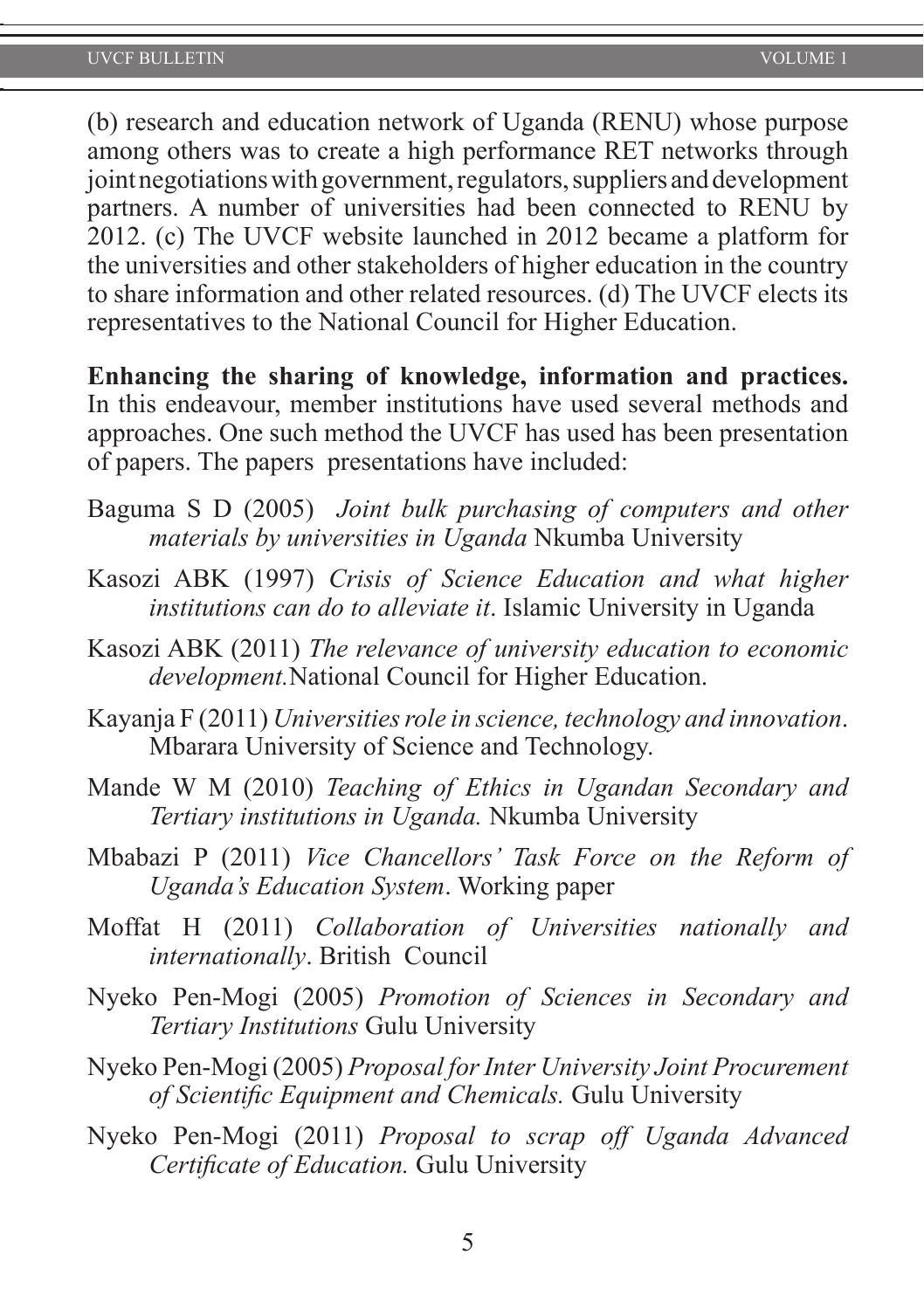(b) research and education network of Uganda (RENU) whose purpose among others was to create a high performance RET networks through joint negotiations with government, regulators, suppliers and development partners. A number of universities had been connected to RENU by 2012. (c) The UVCF website launched in 2012 became a platform for the universities and other stakeholders of higher education in the country to share information and other related resources. (d) The UVCF elects its representatives to the National Council for Higher Education.

**Enhancing the sharing of knowledge, information and practices.** In this endeavour, member institutions have used several methods and approaches. One such method the UVCF has used has been presentation of papers. The papers presentations have included:

Baguma S D (2005) *Joint bulk purchasing of computers and other materials by universities in Uganda* Nkumba University

Kasozi ABK (1997) *Crisis of Science Education and what higher institutions can do to alleviate it*. Islamic University in Uganda

Kasozi ABK (2011) *The relevance of university education to economic development.*National Council for Higher Education.

Kayanja F (2011) *Universities role in science, technology and innovation*. Mbarara University of Science and Technology.

Mande W M (2010) *Teaching of Ethics in Ugandan Secondary and Tertiary institutions in Uganda.* Nkumba University

Mbabazi P (2011) *Vice Chancellors' Task Force on the Reform of Uganda's Education System*. Working paper

Moffat H (2011) *Collaboration of Universities nationally and internationally*. British Council

Nyeko Pen-Mogi (2005) *Promotion of Sciences in Secondary and Tertiary Institutions* Gulu University

Nyeko Pen-Mogi (2005) *Proposal for Inter University Joint Procurement of Scientific Equipment and Chemicals.* Gulu University

Nyeko Pen-Mogi (2011) *Proposal to scrap off Uganda Advanced Certificate of Education.* Gulu University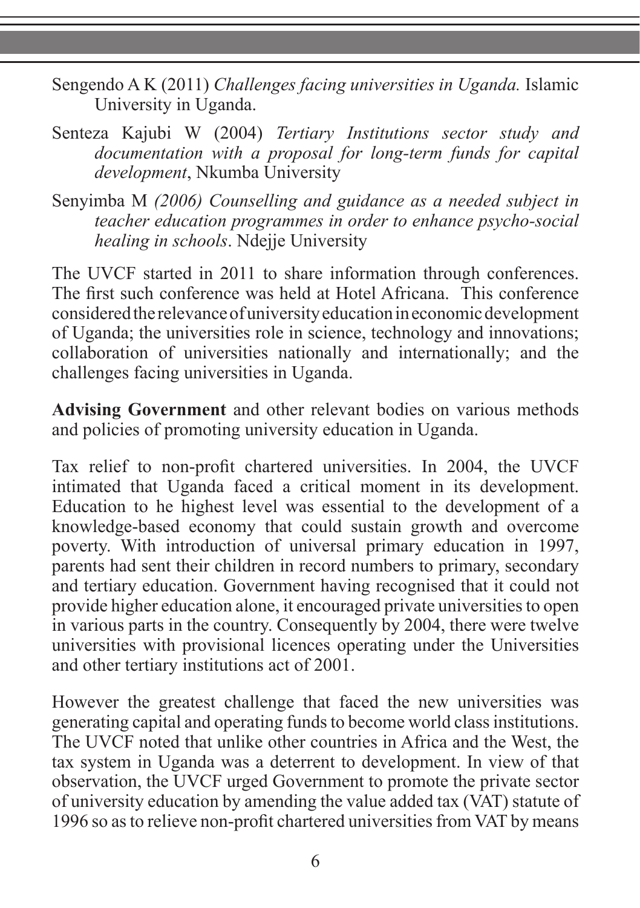Sengendo A K (2011) *Challenges facing universities in Uganda.* Islamic University in Uganda.

Senteza Kajubi W (2004) *Tertiary Institutions sector study and documentation with a proposal for long-term funds for capital development*, Nkumba University

Senyimba M *(2006) Counselling and guidance as a needed subject in teacher education programmes in order to enhance psycho-social healing in schools*. Ndejje University

The UVCF started in 2011 to share information through conferences. The first such conference was held at Hotel Africana. This conference considered the relevance of university education in economic development of Uganda; the universities role in science, technology and innovations; collaboration of universities nationally and internationally; and the challenges facing universities in Uganda.

**Advising Government** and other relevant bodies on various methods and policies of promoting university education in Uganda.

Tax relief to non-profit chartered universities. In 2004, the UVCF intimated that Uganda faced a critical moment in its development. Education to he highest level was essential to the development of a knowledge-based economy that could sustain growth and overcome poverty. With introduction of universal primary education in 1997, parents had sent their children in record numbers to primary, secondary and tertiary education. Government having recognised that it could not provide higher education alone, it encouraged private universities to open in various parts in the country. Consequently by 2004, there were twelve universities with provisional licences operating under the Universities and other tertiary institutions act of 2001.

However the greatest challenge that faced the new universities was generating capital and operating funds to become world class institutions. The UVCF noted that unlike other countries in Africa and the West, the tax system in Uganda was a deterrent to development. In view of that observation, the UVCF urged Government to promote the private sector of university education by amending the value added tax (VAT) statute of 1996 so as to relieve non-profit chartered universities from VAT by means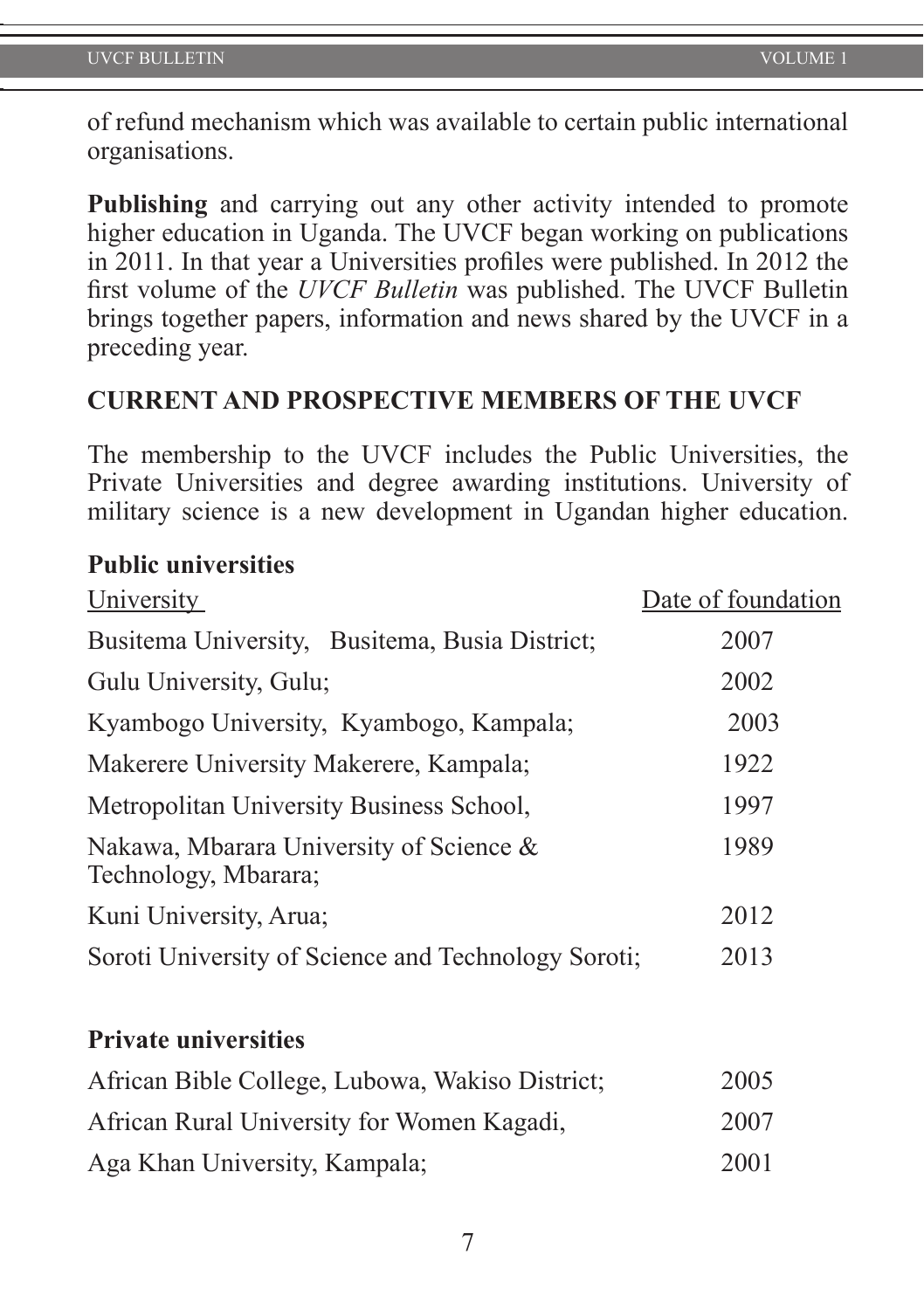of refund mechanism which was available to certain public international organisations.

**Publishing** and carrying out any other activity intended to promote higher education in Uganda. The UVCF began working on publications in 2011. In that year a Universities profiles were published. In 2012 the first volume of the *UVCF Bulletin* was published. The UVCF Bulletin brings together papers, information and news shared by the UVCF in a preceding year.

## CURRENT AND PROSPECTIVE MEMBERS OF THE UVCF

The membership to the UVCF includes the Public Universities, the Private Universities and degree awarding institutions. University of military science is a new development in Ugandan higher education.

### Public universities

| University | Date of foundation |
|---|---|
| Busitema University, Busitema, Busia District; | 2007 |
| Gulu University, Gulu; | 2002 |
| Kyambogo University, Kyambogo, Kampala; | 2003 |
| Makerere University Makerere, Kampala; | 1922 |
| Metropolitan University Business School, | 1997 |
| Nakawa, Mbarara University of Science & Technology, Mbarara; | 1989 |
| Kuni University, Arua; | 2012 |
| Soroti University of Science and Technology Soroti; | 2013 |

### Private universities

| | |
|---|---|
| African Bible College, Lubowa, Wakiso District; | 2005 |
| African Rural University for Women Kagadi, | 2007 |
| Aga Khan University, Kampala; | 2001 |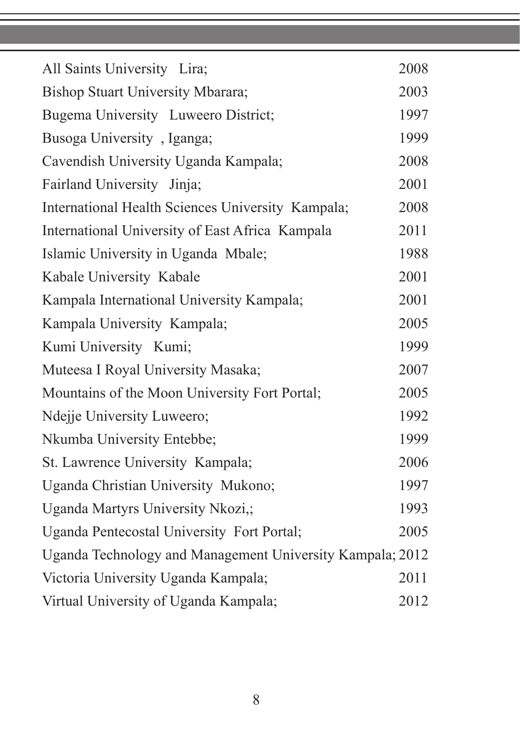| | |
|---|---|
| All Saints University Lira; | 2008 |
| Bishop Stuart University Mbarara; | 2003 |
| Bugema University Luweero District; | 1997 |
| Busoga University , Iganga; | 1999 |
| Cavendish University Uganda Kampala; | 2008 |
| Fairland University Jinja; | 2001 |
| International Health Sciences University Kampala; | 2008 |
| International University of East Africa Kampala | 2011 |
| Islamic University in Uganda Mbale; | 1988 |
| Kabale University Kabale | 2001 |
| Kampala International University Kampala; | 2001 |
| Kampala University Kampala; | 2005 |
| Kumi University Kumi; | 1999 |
| Muteesa I Royal University Masaka; | 2007 |
| Mountains of the Moon University Fort Portal; | 2005 |
| Ndejje University Luweero; | 1992 |
| Nkumba University Entebbe; | 1999 |
| St. Lawrence University Kampala; | 2006 |
| Uganda Christian University Mukono; | 1997 |
| Uganda Martyrs University Nkozi,; | 1993 |
| Uganda Pentecostal University Fort Portal; | 2005 |
| Uganda Technology and Management University Kampala; | 2012 |
| Victoria University Uganda Kampala; | 2011 |
| Virtual University of Uganda Kampala; | 2012 |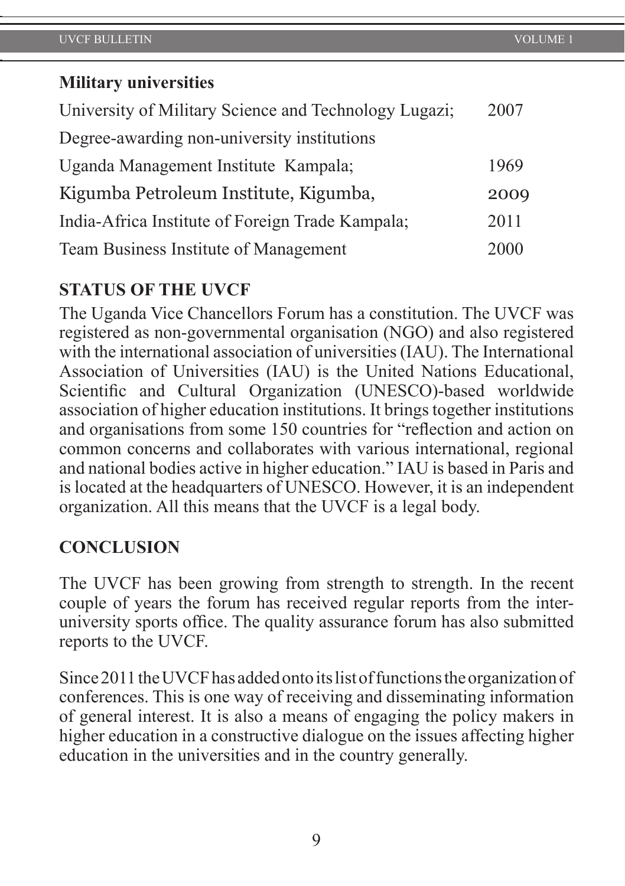**Military universities**

| | |
|---|---|
| University of Military Science and Technology Lugazi; | 2007 |
| Degree-awarding non-university institutions | |
| Uganda Management Institute Kampala; | 1969 |
| Kigumba Petroleum Institute, Kigumba, | 2009 |
| India-Africa Institute of Foreign Trade Kampala; | 2011 |
| Team Business Institute of Management | 2000 |

## STATUS OF THE UVCF

The Uganda Vice Chancellors Forum has a constitution. The UVCF was registered as non-governmental organisation (NGO) and also registered with the international association of universities (IAU). The International Association of Universities (IAU) is the United Nations Educational, Scientific and Cultural Organization (UNESCO)-based worldwide association of higher education institutions. It brings together institutions and organisations from some 150 countries for "reflection and action on common concerns and collaborates with various international, regional and national bodies active in higher education." IAU is based in Paris and is located at the headquarters of UNESCO. However, it is an independent organization. All this means that the UVCF is a legal body.

## CONCLUSION

The UVCF has been growing from strength to strength. In the recent couple of years the forum has received regular reports from the inter-university sports office. The quality assurance forum has also submitted reports to the UVCF.

Since 2011 the UVCF has added onto its list of functions the organization of conferences. This is one way of receiving and disseminating information of general interest. It is also a means of engaging the policy makers in higher education in a constructive dialogue on the issues affecting higher education in the universities and in the country generally.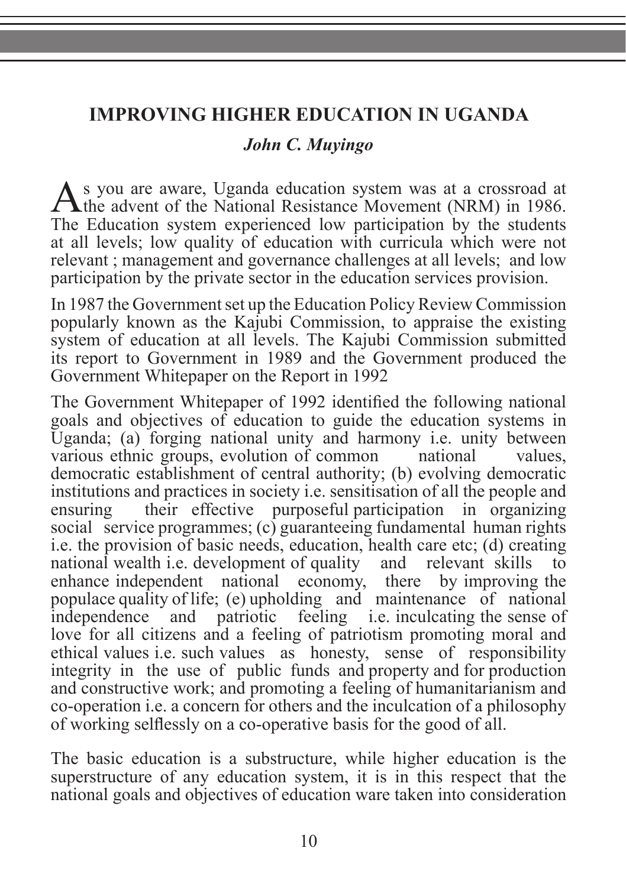## IMPROVING HIGHER EDUCATION IN UGANDA

***John C. Muyingo***

As you are aware, Uganda education system was at a crossroad at the advent of the National Resistance Movement (NRM) in 1986. The Education system experienced low participation by the students at all levels; low quality of education with curricula which were not relevant ; management and governance challenges at all levels; and low participation by the private sector in the education services provision.

In 1987 the Government set up the Education Policy Review Commission popularly known as the Kajubi Commission, to appraise the existing system of education at all levels. The Kajubi Commission submitted its report to Government in 1989 and the Government produced the Government Whitepaper on the Report in 1992

The Government Whitepaper of 1992 identified the following national goals and objectives of education to guide the education systems in Uganda; (a) forging national unity and harmony i.e. unity between various ethnic groups, evolution of common national values, democratic establishment of central authority; (b) evolving democratic institutions and practices in society i.e. sensitisation of all the people and ensuring their effective purposeful participation in organizing social service programmes; (c) guaranteeing fundamental human rights i.e. the provision of basic needs, education, health care etc; (d) creating national wealth i.e. development of quality and relevant skills to enhance independent national economy, there by improving the populace quality of life; (e) upholding and maintenance of national independence and patriotic feeling i.e. inculcating the sense of love for all citizens and a feeling of patriotism promoting moral and ethical values i.e. such values as honesty, sense of responsibility integrity in the use of public funds and property and for production and constructive work; and promoting a feeling of humanitarianism and co-operation i.e. a concern for others and the inculcation of a philosophy of working selflessly on a co-operative basis for the good of all.

The basic education is a substructure, while higher education is the superstructure of any education system, it is in this respect that the national goals and objectives of education ware taken into consideration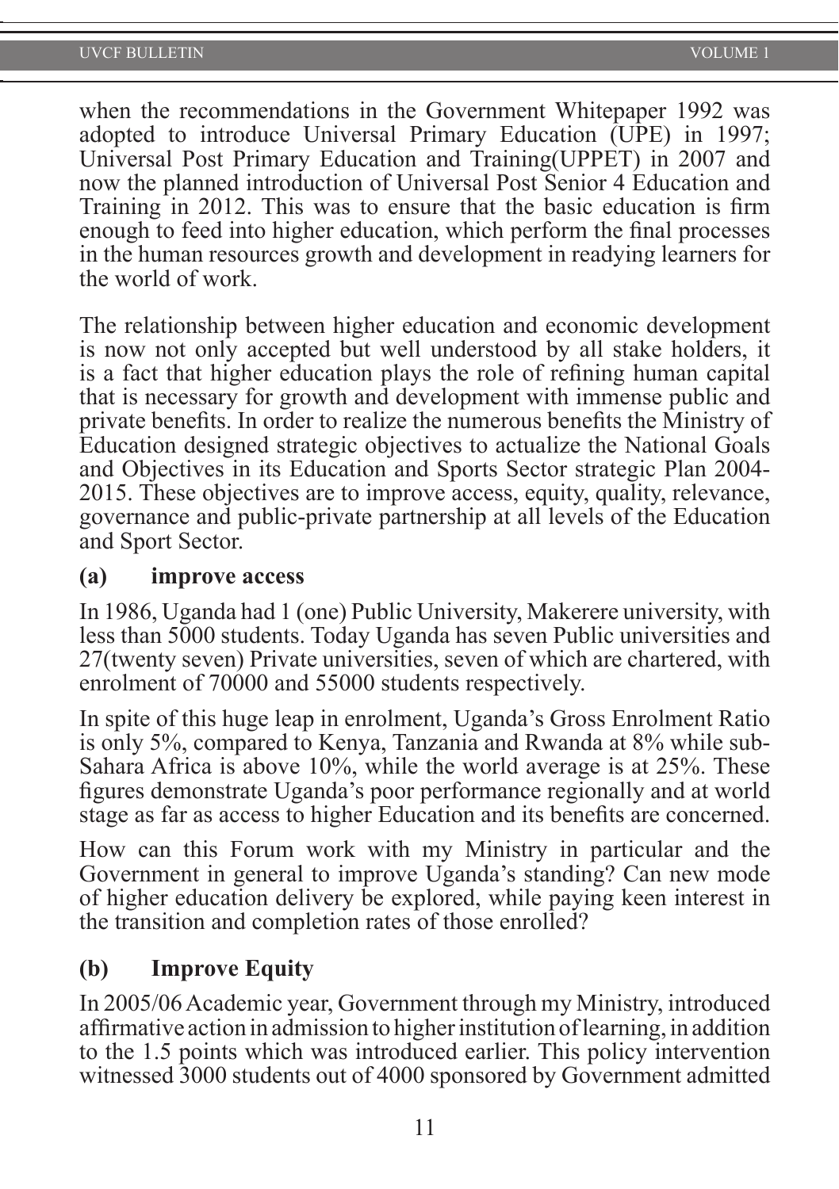when the recommendations in the Government Whitepaper 1992 was adopted to introduce Universal Primary Education (UPE) in 1997; Universal Post Primary Education and Training(UPPET) in 2007 and now the planned introduction of Universal Post Senior 4 Education and Training in 2012. This was to ensure that the basic education is firm enough to feed into higher education, which perform the final processes in the human resources growth and development in readying learners for the world of work.

The relationship between higher education and economic development is now not only accepted but well understood by all stake holders, it is a fact that higher education plays the role of refining human capital that is necessary for growth and development with immense public and private benefits. In order to realize the numerous benefits the Ministry of Education designed strategic objectives to actualize the National Goals and Objectives in its Education and Sports Sector strategic Plan 2004-2015. These objectives are to improve access, equity, quality, relevance, governance and public-private partnership at all levels of the Education and Sport Sector.

**(a) improve access**

In 1986, Uganda had 1 (one) Public University, Makerere university, with less than 5000 students. Today Uganda has seven Public universities and 27(twenty seven) Private universities, seven of which are chartered, with enrolment of 70000 and 55000 students respectively.

In spite of this huge leap in enrolment, Uganda's Gross Enrolment Ratio is only 5%, compared to Kenya, Tanzania and Rwanda at 8% while sub-Sahara Africa is above 10%, while the world average is at 25%. These figures demonstrate Uganda's poor performance regionally and at world stage as far as access to higher Education and its benefits are concerned.

How can this Forum work with my Ministry in particular and the Government in general to improve Uganda's standing? Can new mode of higher education delivery be explored, while paying keen interest in the transition and completion rates of those enrolled?

**(b) Improve Equity**

In 2005/06 Academic year, Government through my Ministry, introduced affirmative action in admission to higher institution of learning, in addition to the 1.5 points which was introduced earlier. This policy intervention witnessed 3000 students out of 4000 sponsored by Government admitted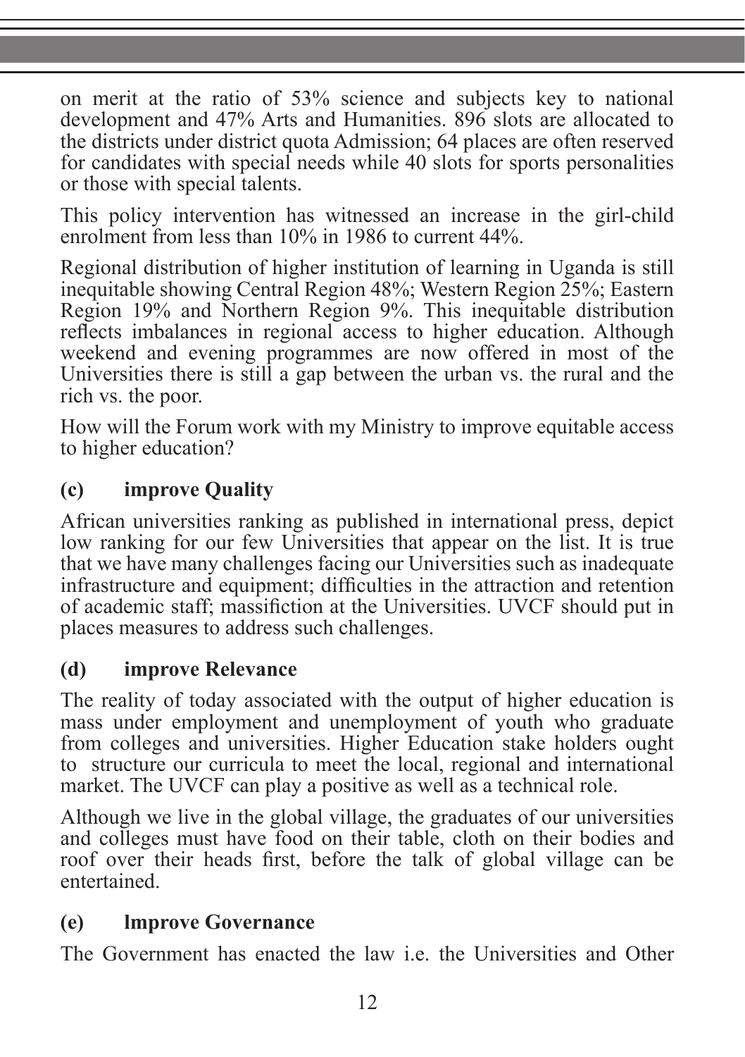on merit at the ratio of 53% science and subjects key to national development and 47% Arts and Humanities. 896 slots are allocated to the districts under district quota Admission; 64 places are often reserved for candidates with special needs while 40 slots for sports personalities or those with special talents.

This policy intervention has witnessed an increase in the girl-child enrolment from less than 10% in 1986 to current 44%.

Regional distribution of higher institution of learning in Uganda is still inequitable showing Central Region 48%; Western Region 25%; Eastern Region 19% and Northern Region 9%. This inequitable distribution reflects imbalances in regional access to higher education. Although weekend and evening programmes are now offered in most of the Universities there is still a gap between the urban vs. the rural and the rich vs. the poor.

How will the Forum work with my Ministry to improve equitable access to higher education?

### (c) improve Quality

African universities ranking as published in international press, depict low ranking for our few Universities that appear on the list. It is true that we have many challenges facing our Universities such as inadequate infrastructure and equipment; difficulties in the attraction and retention of academic staff; massifiction at the Universities. UVCF should put in places measures to address such challenges.

### (d) improve Relevance

The reality of today associated with the output of higher education is mass under employment and unemployment of youth who graduate from colleges and universities. Higher Education stake holders ought to structure our curricula to meet the local, regional and international market. The UVCF can play a positive as well as a technical role.

Although we live in the global village, the graduates of our universities and colleges must have food on their table, cloth on their bodies and roof over their heads first, before the talk of global village can be entertained.

### (e) Improve Governance

The Government has enacted the law i.e. the Universities and Other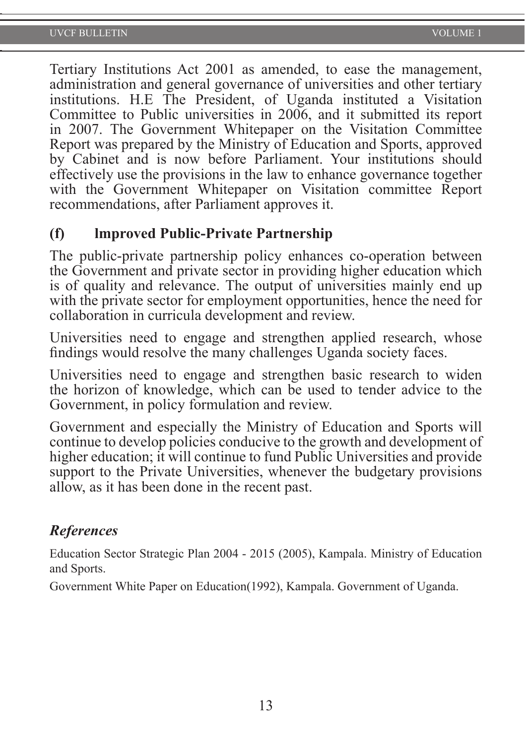Tertiary Institutions Act 2001 as amended, to ease the management, administration and general governance of universities and other tertiary institutions. H.E The President, of Uganda instituted a Visitation Committee to Public universities in 2006, and it submitted its report in 2007. The Government Whitepaper on the Visitation Committee Report was prepared by the Ministry of Education and Sports, approved by Cabinet and is now before Parliament. Your institutions should effectively use the provisions in the law to enhance governance together with the Government Whitepaper on Visitation committee Report recommendations, after Parliament approves it.

**(f) lmproved Public-Private Partnership**

The public-private partnership policy enhances co-operation between the Government and private sector in providing higher education which is of quality and relevance. The output of universities mainly end up with the private sector for employment opportunities, hence the need for collaboration in curricula development and review.

Universities need to engage and strengthen applied research, whose findings would resolve the many challenges Uganda society faces.

Universities need to engage and strengthen basic research to widen the horizon of knowledge, which can be used to tender advice to the Government, in policy formulation and review.

Government and especially the Ministry of Education and Sports will continue to develop policies conducive to the growth and development of higher education; it will continue to fund Public Universities and provide support to the Private Universities, whenever the budgetary provisions allow, as it has been done in the recent past.

## *References*

Education Sector Strategic Plan 2004 - 2015 (2005), Kampala. Ministry of Education and Sports.

Government White Paper on Education(1992), Kampala. Government of Uganda.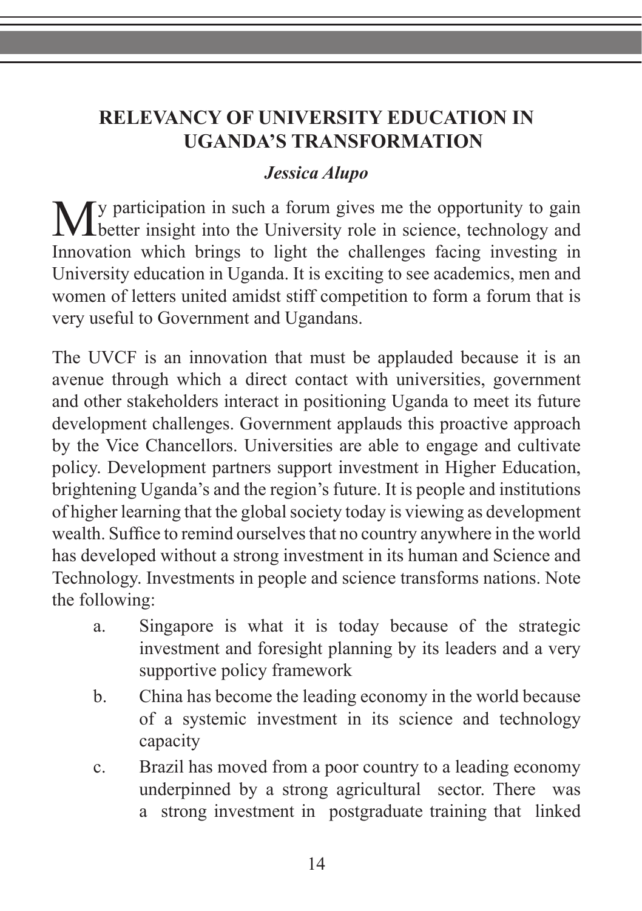## RELEVANCY OF UNIVERSITY EDUCATION IN UGANDA'S TRANSFORMATION

***Jessica Alupo***

My participation in such a forum gives me the opportunity to gain better insight into the University role in science, technology and Innovation which brings to light the challenges facing investing in University education in Uganda. It is exciting to see academics, men and women of letters united amidst stiff competition to form a forum that is very useful to Government and Ugandans.

The UVCF is an innovation that must be applauded because it is an avenue through which a direct contact with universities, government and other stakeholders interact in positioning Uganda to meet its future development challenges. Government applauds this proactive approach by the Vice Chancellors. Universities are able to engage and cultivate policy. Development partners support investment in Higher Education, brightening Uganda's and the region's future. It is people and institutions of higher learning that the global society today is viewing as development wealth. Suffice to remind ourselves that no country anywhere in the world has developed without a strong investment in its human and Science and Technology. Investments in people and science transforms nations. Note the following:

a. Singapore is what it is today because of the strategic investment and foresight planning by its leaders and a very supportive policy framework

b. China has become the leading economy in the world because of a systemic investment in its science and technology capacity

c. Brazil has moved from a poor country to a leading economy underpinned by a strong agricultural sector. There was a strong investment in postgraduate training that linked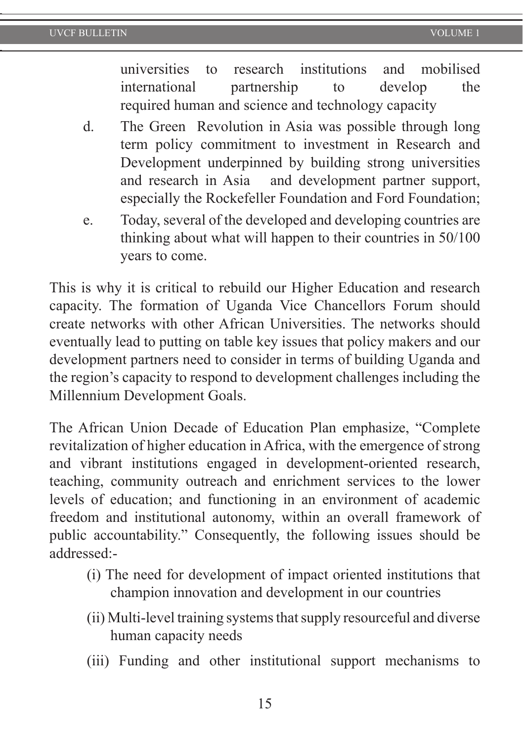universities to research institutions and mobilised international partnership to develop the required human and science and technology capacity

d. The Green Revolution in Asia was possible through long term policy commitment to investment in Research and Development underpinned by building strong universities and research in Asia and development partner support, especially the Rockefeller Foundation and Ford Foundation;

e. Today, several of the developed and developing countries are thinking about what will happen to their countries in 50/100 years to come.

This is why it is critical to rebuild our Higher Education and research capacity. The formation of Uganda Vice Chancellors Forum should create networks with other African Universities. The networks should eventually lead to putting on table key issues that policy makers and our development partners need to consider in terms of building Uganda and the region's capacity to respond to development challenges including the Millennium Development Goals.

The African Union Decade of Education Plan emphasize, "Complete revitalization of higher education in Africa, with the emergence of strong and vibrant institutions engaged in development-oriented research, teaching, community outreach and enrichment services to the lower levels of education; and functioning in an environment of academic freedom and institutional autonomy, within an overall framework of public accountability." Consequently, the following issues should be addressed:-

(i) The need for development of impact oriented institutions that champion innovation and development in our countries

(ii) Multi-level training systems that supply resourceful and diverse human capacity needs

(iii) Funding and other institutional support mechanisms to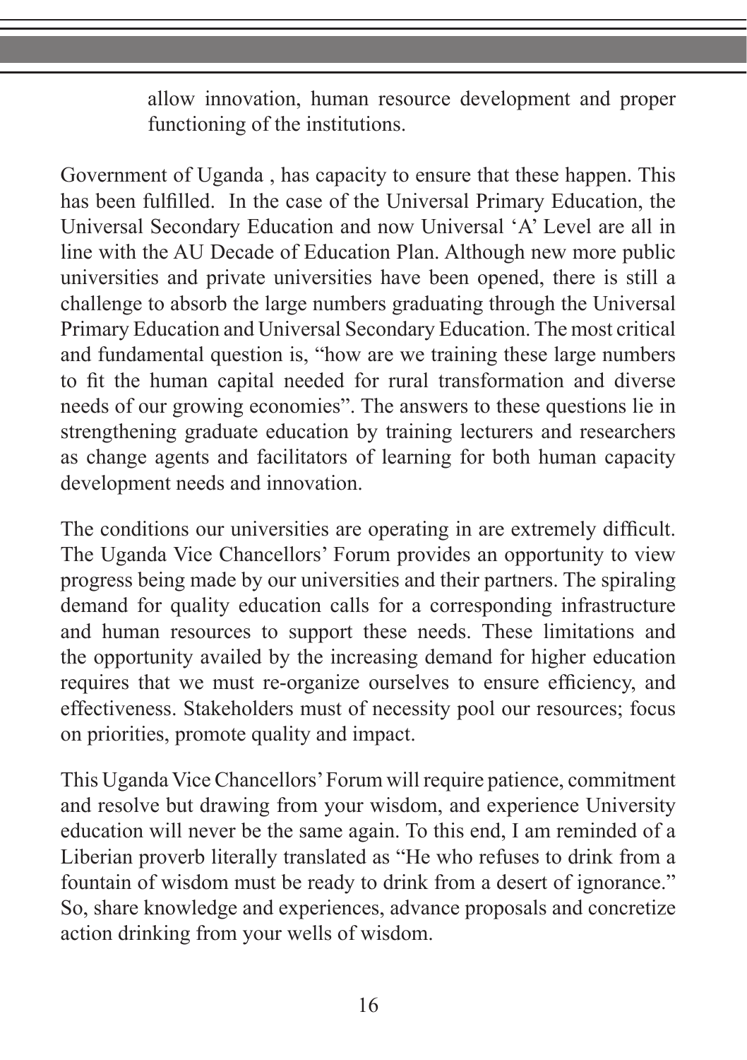allow innovation, human resource development and proper functioning of the institutions.

Government of Uganda , has capacity to ensure that these happen. This has been fulfilled.  In the case of the Universal Primary Education, the Universal Secondary Education and now Universal 'A' Level are all in line with the AU Decade of Education Plan. Although new more public universities and private universities have been opened, there is still a challenge to absorb the large numbers graduating through the Universal Primary Education and Universal Secondary Education. The most critical and fundamental question is, "how are we training these large numbers to fit the human capital needed for rural transformation and diverse needs of our growing economies". The answers to these questions lie in strengthening graduate education by training lecturers and researchers as change agents and facilitators of learning for both human capacity development needs and innovation.

The conditions our universities are operating in are extremely difficult. The Uganda Vice Chancellors' Forum provides an opportunity to view progress being made by our universities and their partners. The spiraling demand for quality education calls for a corresponding infrastructure and human resources to support these needs. These limitations and the opportunity availed by the increasing demand for higher education requires that we must re-organize ourselves to ensure efficiency, and effectiveness. Stakeholders must of necessity pool our resources; focus on priorities, promote quality and impact.

This Uganda Vice Chancellors' Forum will require patience, commitment and resolve but drawing from your wisdom, and experience University education will never be the same again. To this end, I am reminded of a Liberian proverb literally translated as "He who refuses to drink from a fountain of wisdom must be ready to drink from a desert of ignorance." So, share knowledge and experiences, advance proposals and concretize action drinking from your wells of wisdom.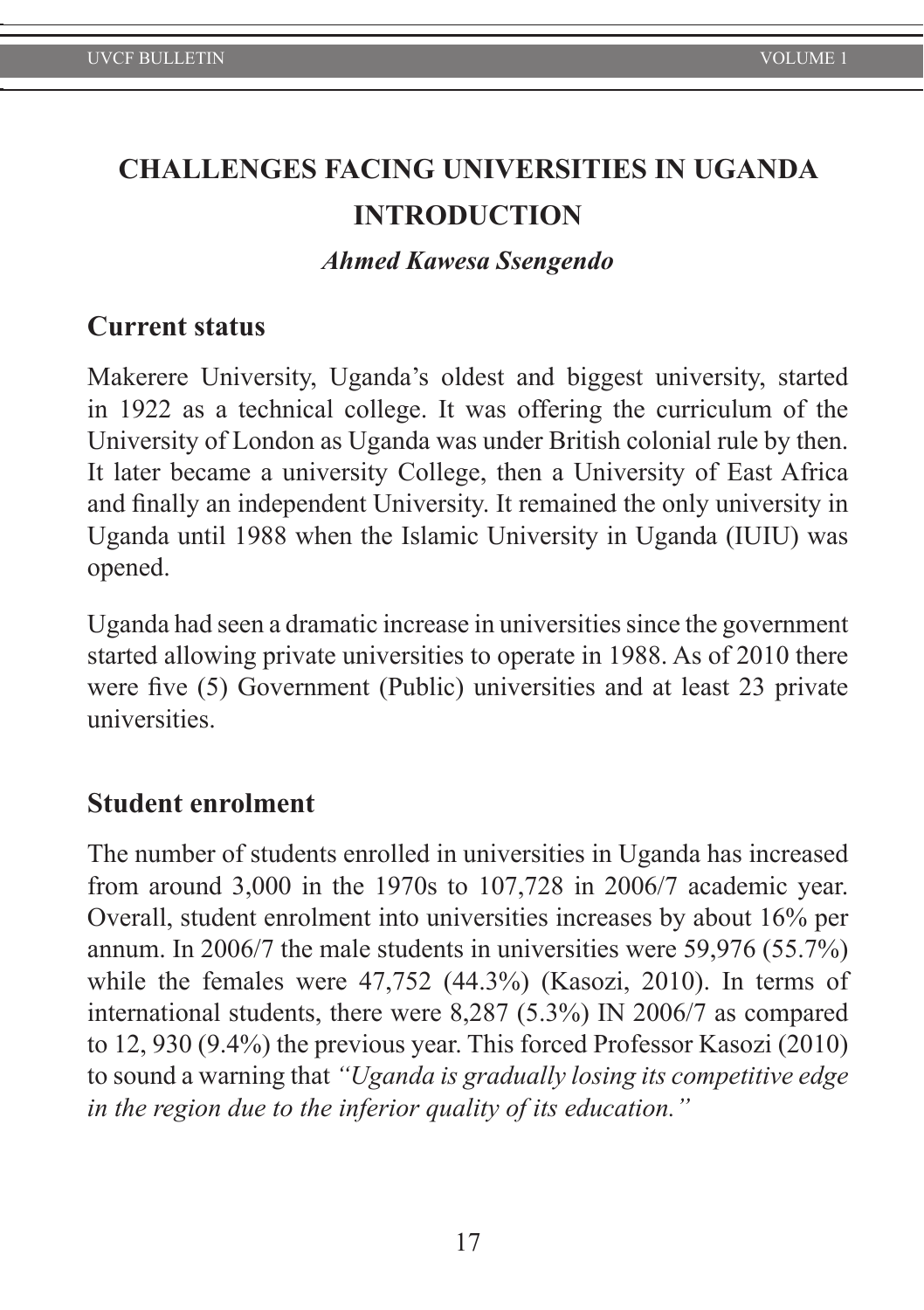# CHALLENGES FACING UNIVERSITIES IN UGANDA

## INTRODUCTION

***Ahmed Kawesa Ssengendo***

### Current status

Makerere University, Uganda's oldest and biggest university, started in 1922 as a technical college. It was offering the curriculum of the University of London as Uganda was under British colonial rule by then. It later became a university College, then a University of East Africa and finally an independent University. It remained the only university in Uganda until 1988 when the Islamic University in Uganda (IUIU) was opened.

Uganda had seen a dramatic increase in universities since the government started allowing private universities to operate in 1988. As of 2010 there were five (5) Government (Public) universities and at least 23 private universities.

### Student enrolment

The number of students enrolled in universities in Uganda has increased from around 3,000 in the 1970s to 107,728 in 2006/7 academic year. Overall, student enrolment into universities increases by about 16% per annum. In 2006/7 the male students in universities were 59,976 (55.7%) while the females were 47,752 (44.3%) (Kasozi, 2010). In terms of international students, there were 8,287 (5.3%) IN 2006/7 as compared to 12, 930 (9.4%) the previous year. This forced Professor Kasozi (2010) to sound a warning that *"Uganda is gradually losing its competitive edge in the region due to the inferior quality of its education."*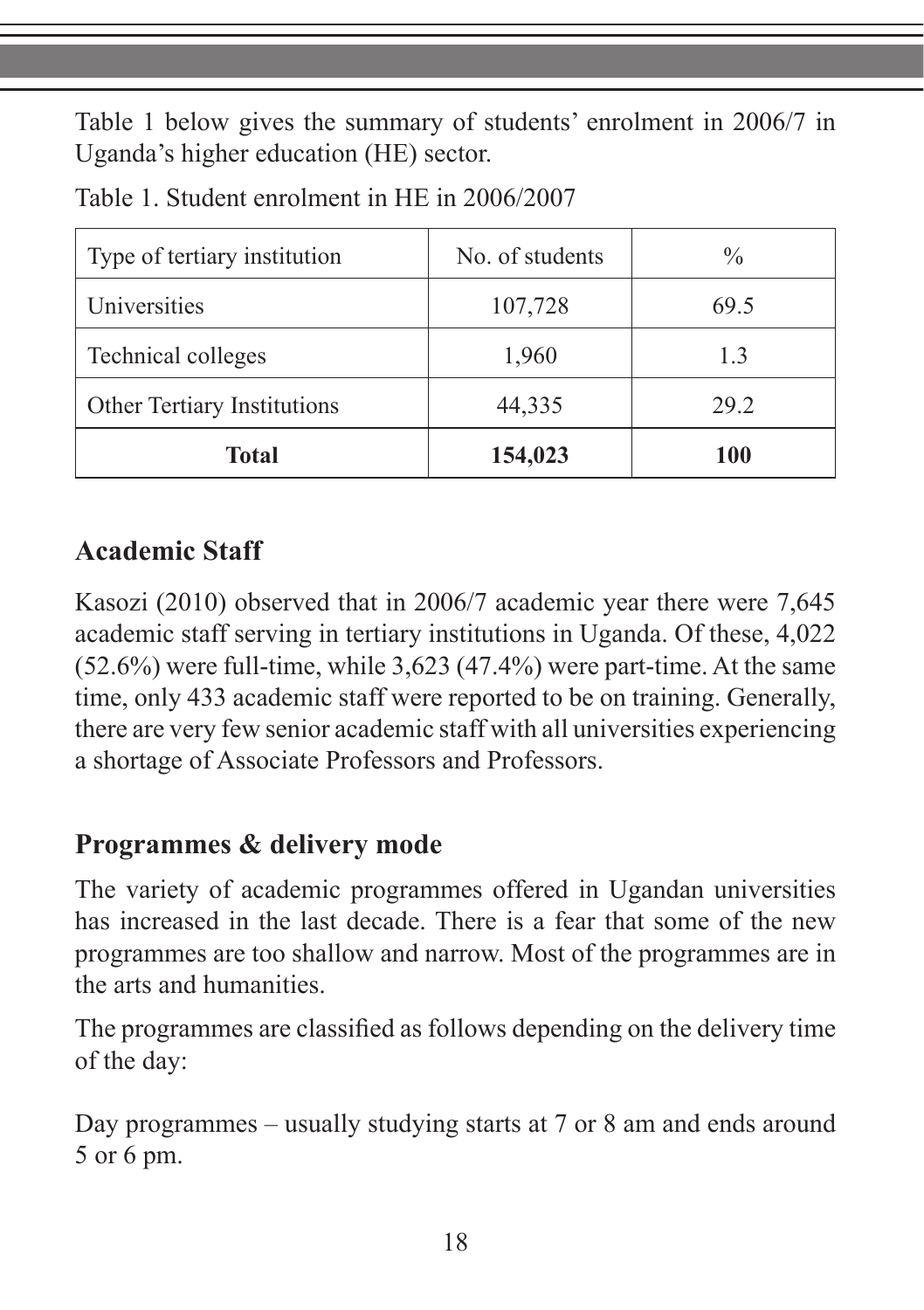Table 1 below gives the summary of students' enrolment in 2006/7 in Uganda's higher education (HE) sector.

Table 1. Student enrolment in HE in 2006/2007

| Type of tertiary institution | No. of students | % |
|---|---|---|
| Universities | 107,728 | 69.5 |
| Technical colleges | 1,960 | 1.3 |
| Other Tertiary Institutions | 44,335 | 29.2 |
| **Total** | **154,023** | **100** |

## Academic Staff

Kasozi (2010) observed that in 2006/7 academic year there were 7,645 academic staff serving in tertiary institutions in Uganda. Of these, 4,022 (52.6%) were full-time, while 3,623 (47.4%) were part-time. At the same time, only 433 academic staff were reported to be on training. Generally, there are very few senior academic staff with all universities experiencing a shortage of Associate Professors and Professors.

## Programmes & delivery mode

The variety of academic programmes offered in Ugandan universities has increased in the last decade. There is a fear that some of the new programmes are too shallow and narrow. Most of the programmes are in the arts and humanities.

The programmes are classified as follows depending on the delivery time of the day:

Day programmes – usually studying starts at 7 or 8 am and ends around 5 or 6 pm.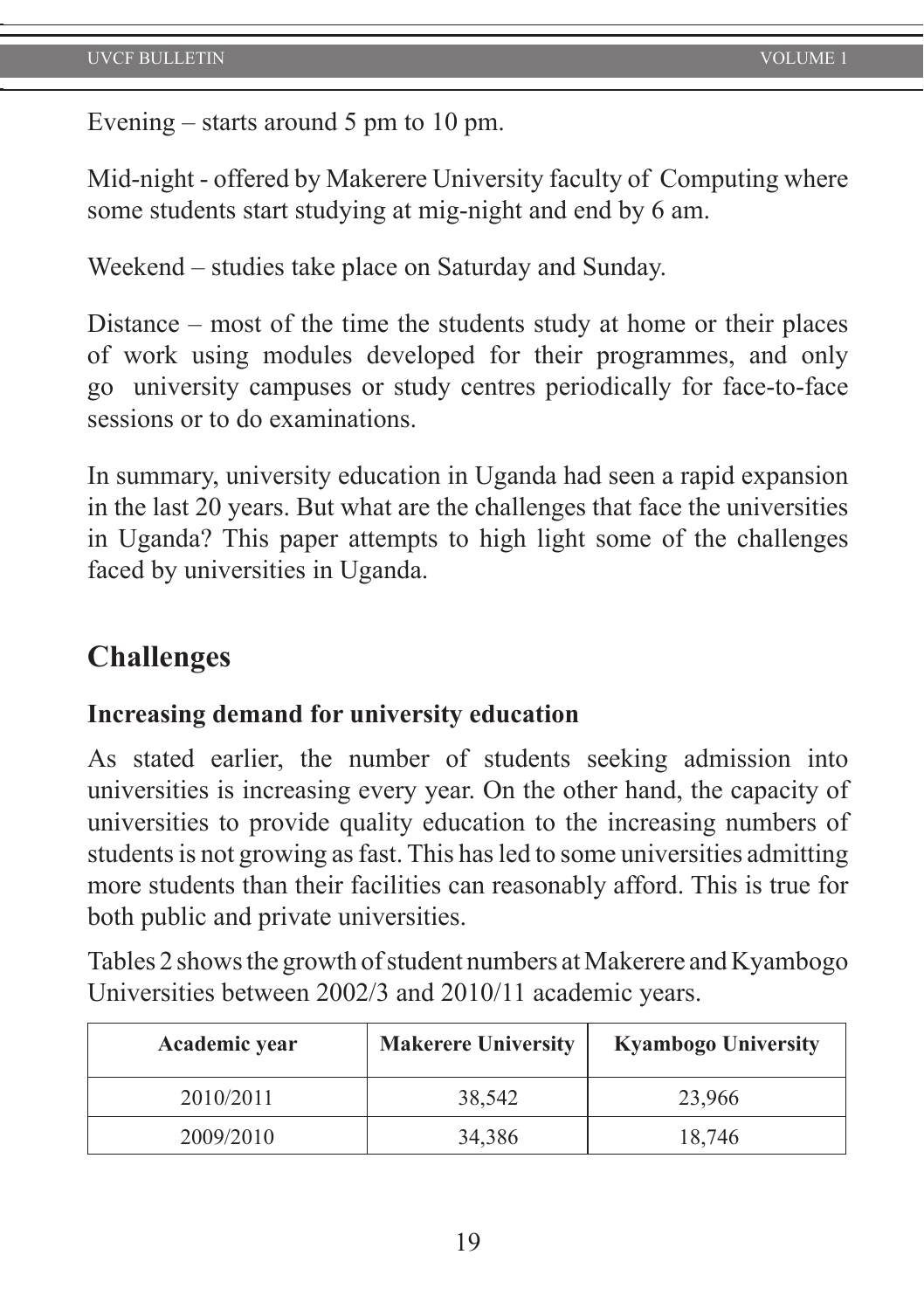Evening – starts around 5 pm to 10 pm.

Mid-night - offered by Makerere University faculty of Computing where some students start studying at mig-night and end by 6 am.

Weekend – studies take place on Saturday and Sunday.

Distance – most of the time the students study at home or their places of work using modules developed for their programmes, and only go university campuses or study centres periodically for face-to-face sessions or to do examinations.

In summary, university education in Uganda had seen a rapid expansion in the last 20 years. But what are the challenges that face the universities in Uganda? This paper attempts to high light some of the challenges faced by universities in Uganda.

## Challenges

### Increasing demand for university education

As stated earlier, the number of students seeking admission into universities is increasing every year. On the other hand, the capacity of universities to provide quality education to the increasing numbers of students is not growing as fast. This has led to some universities admitting more students than their facilities can reasonably afford. This is true for both public and private universities.

Tables 2 shows the growth of student numbers at Makerere and Kyambogo Universities between 2002/3 and 2010/11 academic years.

| Academic year | Makerere University | Kyambogo University |
|---|---|---|
| 2010/2011 | 38,542 | 23,966 |
| 2009/2010 | 34,386 | 18,746 |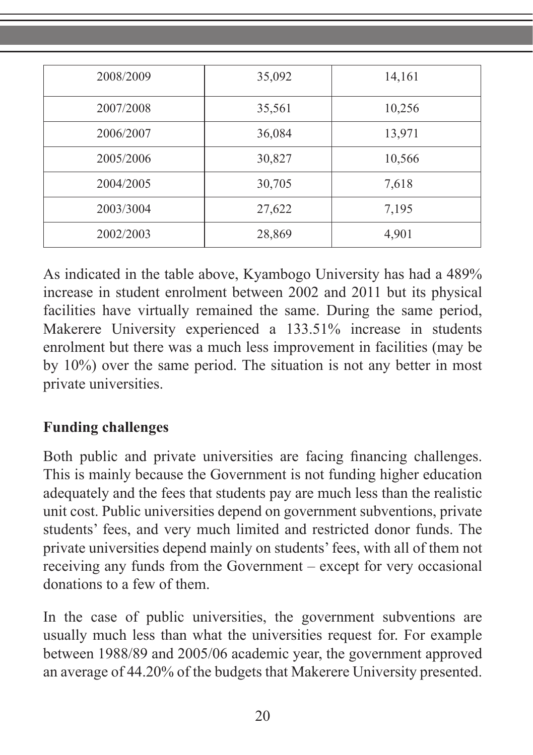| 2008/2009 | 35,092 | 14,161 |
|---|---|---|
| 2007/2008 | 35,561 | 10,256 |
| 2006/2007 | 36,084 | 13,971 |
| 2005/2006 | 30,827 | 10,566 |
| 2004/2005 | 30,705 | 7,618 |
| 2003/3004 | 27,622 | 7,195 |
| 2002/2003 | 28,869 | 4,901 |

As indicated in the table above, Kyambogo University has had a 489% increase in student enrolment between 2002 and 2011 but its physical facilities have virtually remained the same. During the same period, Makerere University experienced a 133.51% increase in students enrolment but there was a much less improvement in facilities (may be by 10%) over the same period. The situation is not any better in most private universities.

**Funding challenges**

Both public and private universities are facing financing challenges. This is mainly because the Government is not funding higher education adequately and the fees that students pay are much less than the realistic unit cost. Public universities depend on government subventions, private students' fees, and very much limited and restricted donor funds. The private universities depend mainly on students' fees, with all of them not receiving any funds from the Government – except for very occasional donations to a few of them.

In the case of public universities, the government subventions are usually much less than what the universities request for. For example between 1988/89 and 2005/06 academic year, the government approved an average of 44.20% of the budgets that Makerere University presented.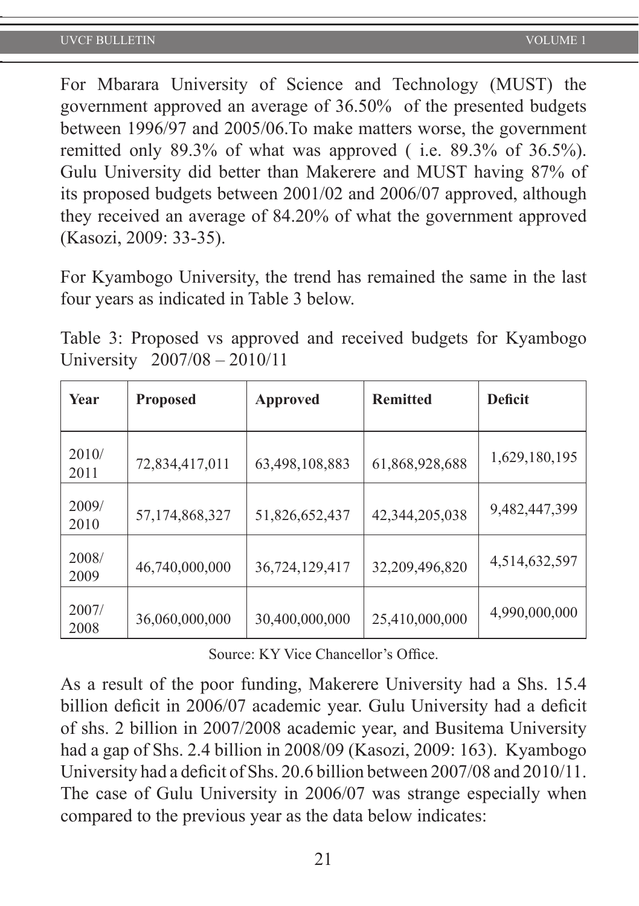For Mbarara University of Science and Technology (MUST) the government approved an average of 36.50%  of the presented budgets between 1996/97 and 2005/06.To make matters worse, the government remitted only 89.3% of what was approved ( i.e. 89.3% of 36.5%). Gulu University did better than Makerere and MUST having 87% of its proposed budgets between 2001/02 and 2006/07 approved, although they received an average of 84.20% of what the government approved (Kasozi, 2009: 33-35).

For Kyambogo University, the trend has remained the same in the last four years as indicated in Table 3 below.

Table 3: Proposed vs approved and received budgets for Kyambogo University   2007/08 – 2010/11

| **Year** | **Proposed** | **Approved** | **Remitted** | **Deficit** |
|---|---|---|---|---|
| 2010/ 2011 | 72,834,417,011 | 63,498,108,883 | 61,868,928,688 | 1,629,180,195 |
| 2009/ 2010 | 57,174,868,327 | 51,826,652,437 | 42,344,205,038 | 9,482,447,399 |
| 2008/ 2009 | 46,740,000,000 | 36,724,129,417 | 32,209,496,820 | 4,514,632,597 |
| 2007/ 2008 | 36,060,000,000 | 30,400,000,000 | 25,410,000,000 | 4,990,000,000 |

Source: KY Vice Chancellor's Office.

As a result of the poor funding, Makerere University had a Shs. 15.4 billion deficit in 2006/07 academic year. Gulu University had a deficit of shs. 2 billion in 2007/2008 academic year, and Busitema University had a gap of Shs. 2.4 billion in 2008/09 (Kasozi, 2009: 163). Kyambogo University had a deficit of Shs. 20.6 billion between 2007/08 and 2010/11. The case of Gulu University in 2006/07 was strange especially when compared to the previous year as the data below indicates: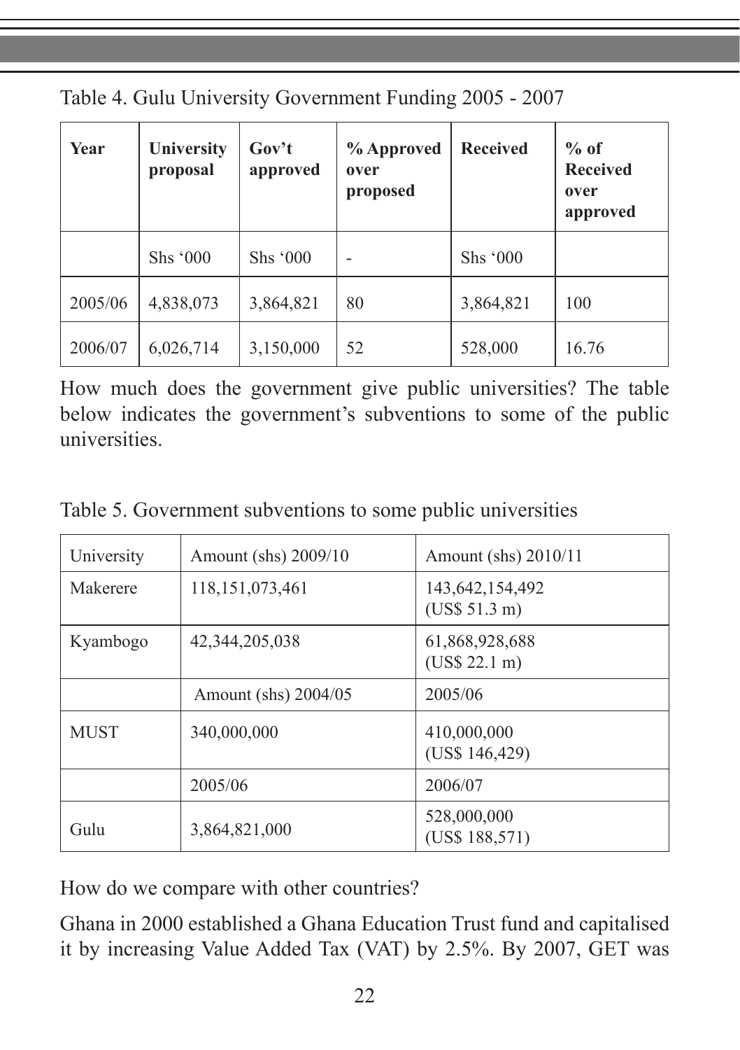Table 4. Gulu University Government Funding 2005 - 2007

| Year | University proposal | Gov't approved | % Approved over proposed | Received | % of Received over approved |
|---|---|---|---|---|---|
| | Shs '000 | Shs '000 | - | Shs '000 | |
| 2005/06 | 4,838,073 | 3,864,821 | 80 | 3,864,821 | 100 |
| 2006/07 | 6,026,714 | 3,150,000 | 52 | 528,000 | 16.76 |

How much does the government give public universities? The table below indicates the government's subventions to some of the public universities.

Table 5. Government subventions to some public universities

| University | Amount (shs) 2009/10 | Amount (shs) 2010/11 |
|---|---|---|
| Makerere | 118,151,073,461 | 143,642,154,492 (US$ 51.3 m) |
| Kyambogo | 42,344,205,038 | 61,868,928,688 (US$ 22.1 m) |
| | Amount (shs) 2004/05 | 2005/06 |
| MUST | 340,000,000 | 410,000,000 (US$ 146,429) |
| | 2005/06 | 2006/07 |
| Gulu | 3,864,821,000 | 528,000,000 (US$ 188,571) |

How do we compare with other countries?

Ghana in 2000 established a Ghana Education Trust fund and capitalised it by increasing Value Added Tax (VAT) by 2.5%. By 2007, GET was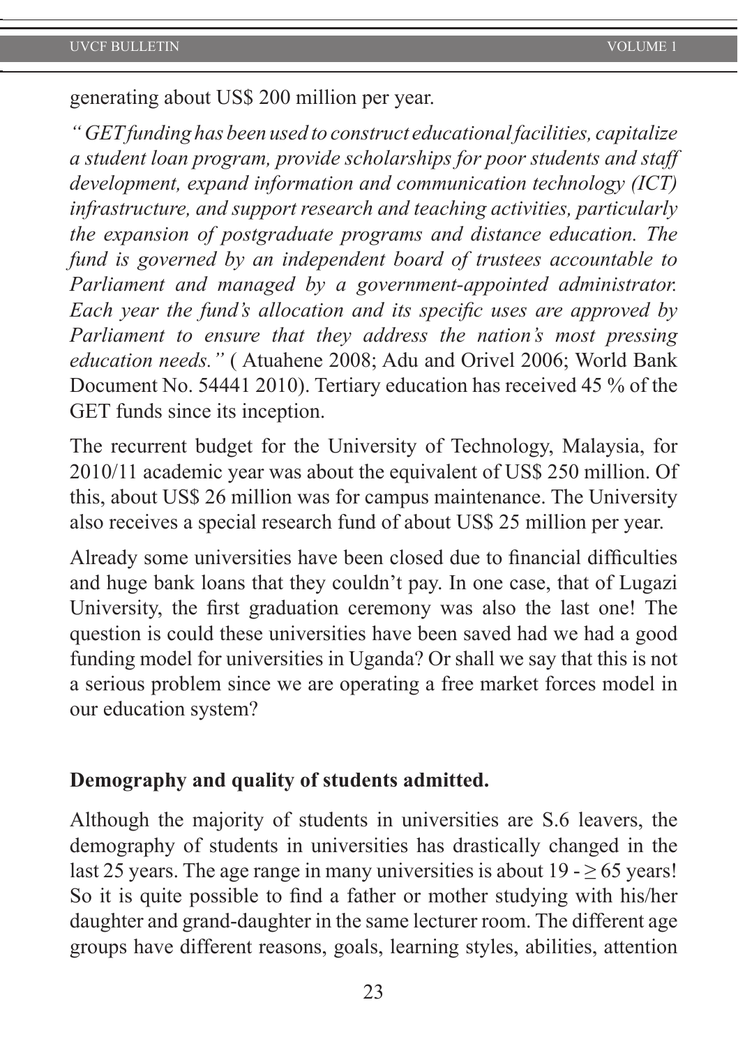generating about US$ 200 million per year.

*" GET funding has been used to construct educational facilities, capitalize a student loan program, provide scholarships for poor students and staff development, expand information and communication technology (ICT) infrastructure, and support research and teaching activities, particularly the expansion of postgraduate programs and distance education. The fund is governed by an independent board of trustees accountable to Parliament and managed by a government-appointed administrator. Each year the fund's allocation and its specific uses are approved by Parliament to ensure that they address the nation's most pressing education needs."* ( Atuahene 2008; Adu and Orivel 2006; World Bank Document No. 54441 2010). Tertiary education has received 45 % of the GET funds since its inception.

The recurrent budget for the University of Technology, Malaysia, for 2010/11 academic year was about the equivalent of US$ 250 million. Of this, about US$ 26 million was for campus maintenance. The University also receives a special research fund of about US$ 25 million per year.

Already some universities have been closed due to financial difficulties and huge bank loans that they couldn't pay. In one case, that of Lugazi University, the first graduation ceremony was also the last one! The question is could these universities have been saved had we had a good funding model for universities in Uganda? Or shall we say that this is not a serious problem since we are operating a free market forces model in our education system?

**Demography and quality of students admitted.**

Although the majority of students in universities are S.6 leavers, the demography of students in universities has drastically changed in the last 25 years. The age range in many universities is about 19 - ≥ 65 years! So it is quite possible to find a father or mother studying with his/her daughter and grand-daughter in the same lecturer room. The different age groups have different reasons, goals, learning styles, abilities, attention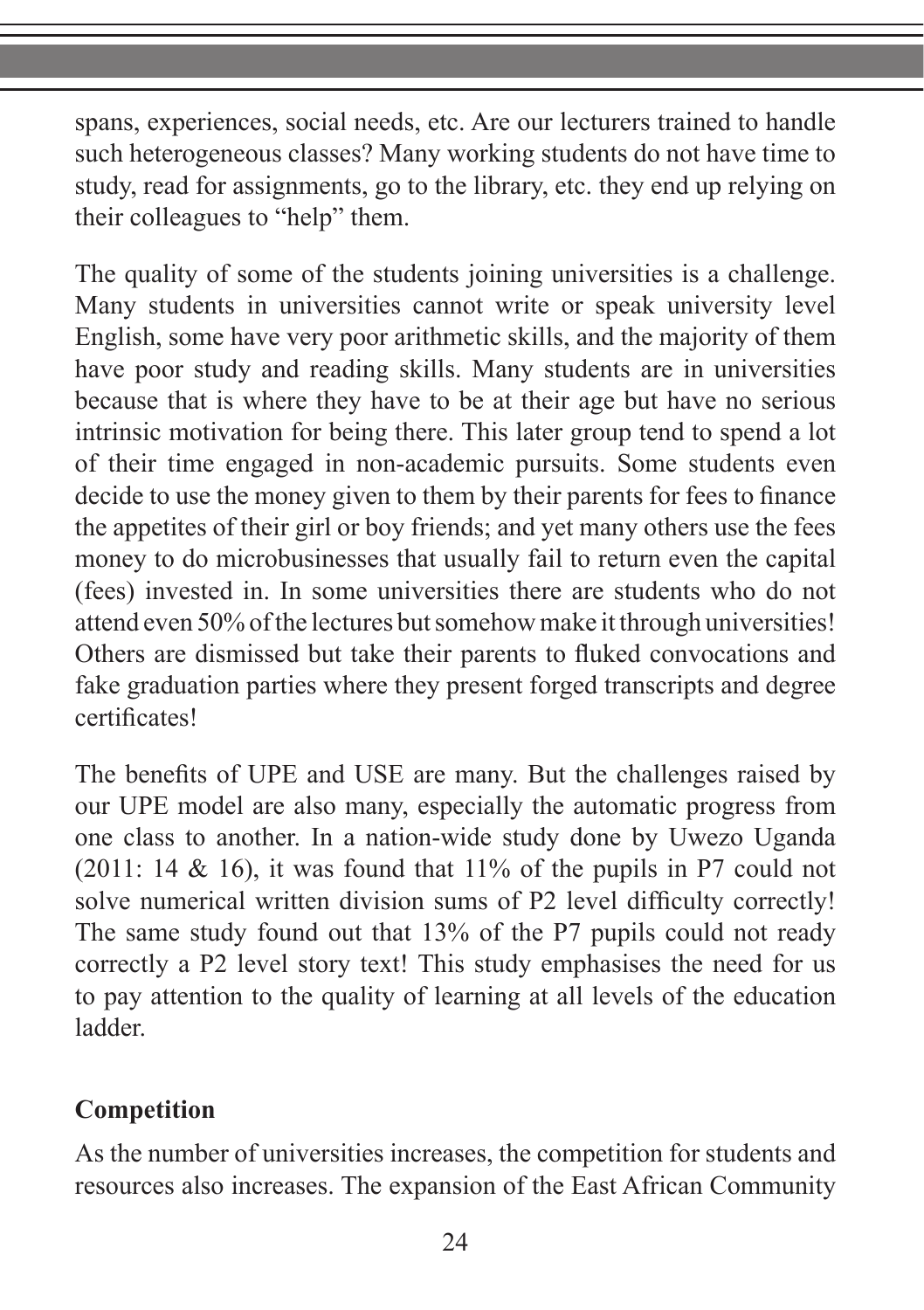spans, experiences, social needs, etc. Are our lecturers trained to handle such heterogeneous classes? Many working students do not have time to study, read for assignments, go to the library, etc. they end up relying on their colleagues to "help" them.

The quality of some of the students joining universities is a challenge. Many students in universities cannot write or speak university level English, some have very poor arithmetic skills, and the majority of them have poor study and reading skills. Many students are in universities because that is where they have to be at their age but have no serious intrinsic motivation for being there. This later group tend to spend a lot of their time engaged in non-academic pursuits. Some students even decide to use the money given to them by their parents for fees to finance the appetites of their girl or boy friends; and yet many others use the fees money to do microbusinesses that usually fail to return even the capital (fees) invested in. In some universities there are students who do not attend even 50% of the lectures but somehow make it through universities! Others are dismissed but take their parents to fluked convocations and fake graduation parties where they present forged transcripts and degree certificates!

The benefits of UPE and USE are many. But the challenges raised by our UPE model are also many, especially the automatic progress from one class to another. In a nation-wide study done by Uwezo Uganda (2011: 14 & 16), it was found that 11% of the pupils in P7 could not solve numerical written division sums of P2 level difficulty correctly! The same study found out that 13% of the P7 pupils could not ready correctly a P2 level story text! This study emphasises the need for us to pay attention to the quality of learning at all levels of the education ladder.

**Competition**

As the number of universities increases, the competition for students and resources also increases. The expansion of the East African Community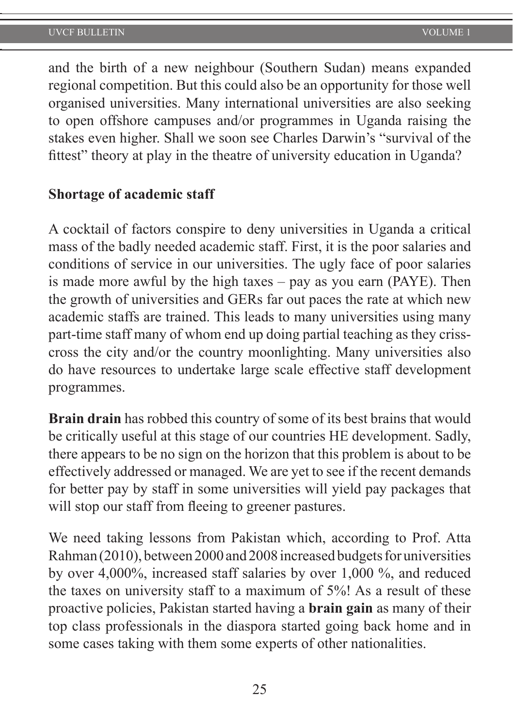and the birth of a new neighbour (Southern Sudan) means expanded regional competition. But this could also be an opportunity for those well organised universities. Many international universities are also seeking to open offshore campuses and/or programmes in Uganda raising the stakes even higher. Shall we soon see Charles Darwin's "survival of the fittest" theory at play in the theatre of university education in Uganda?

**Shortage of academic staff**

A cocktail of factors conspire to deny universities in Uganda a critical mass of the badly needed academic staff. First, it is the poor salaries and conditions of service in our universities. The ugly face of poor salaries is made more awful by the high taxes – pay as you earn (PAYE). Then the growth of universities and GERs far out paces the rate at which new academic staffs are trained. This leads to many universities using many part-time staff many of whom end up doing partial teaching as they criss-cross the city and/or the country moonlighting. Many universities also do have resources to undertake large scale effective staff development programmes.

**Brain drain** has robbed this country of some of its best brains that would be critically useful at this stage of our countries HE development. Sadly, there appears to be no sign on the horizon that this problem is about to be effectively addressed or managed. We are yet to see if the recent demands for better pay by staff in some universities will yield pay packages that will stop our staff from fleeing to greener pastures.

We need taking lessons from Pakistan which, according to Prof. Atta Rahman (2010), between 2000 and 2008 increased budgets for universities by over 4,000%, increased staff salaries by over 1,000 %, and reduced the taxes on university staff to a maximum of 5%! As a result of these proactive policies, Pakistan started having a **brain gain** as many of their top class professionals in the diaspora started going back home and in some cases taking with them some experts of other nationalities.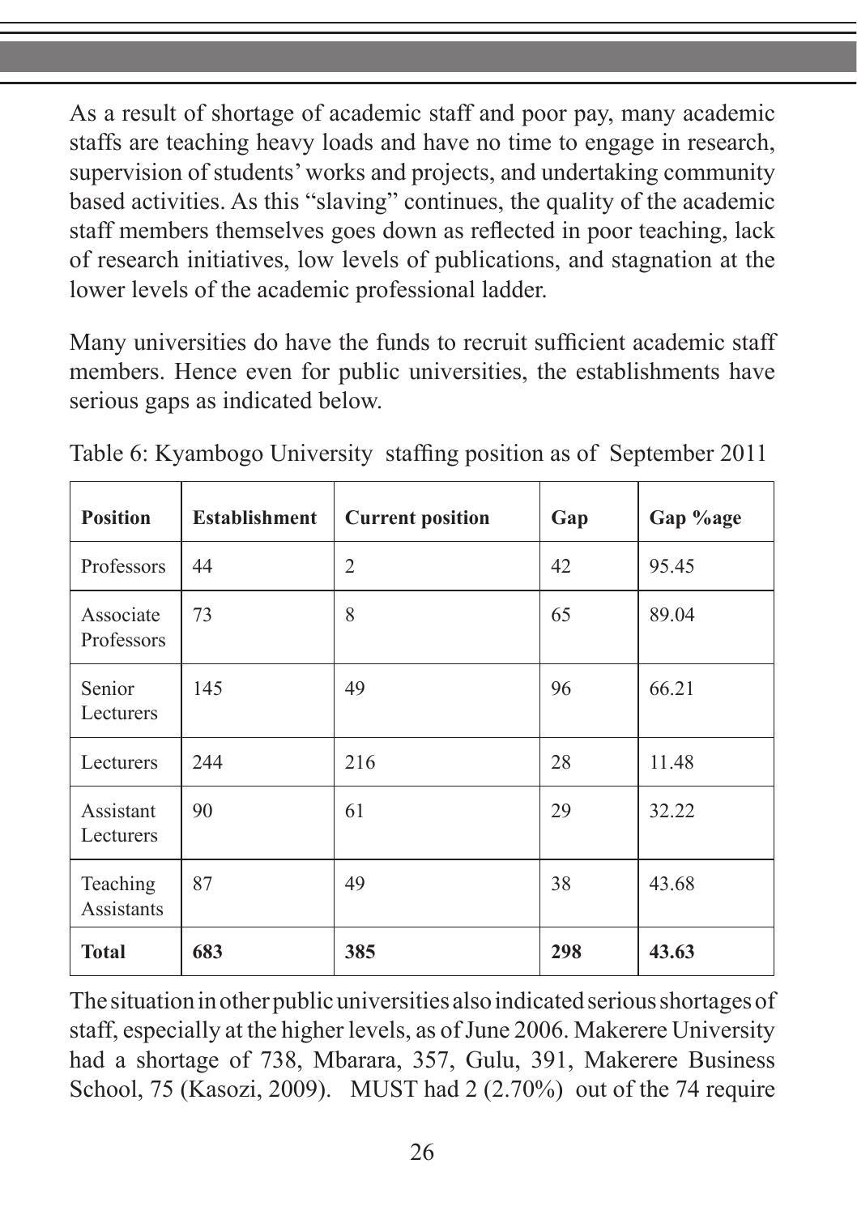As a result of shortage of academic staff and poor pay, many academic staffs are teaching heavy loads and have no time to engage in research, supervision of students' works and projects, and undertaking community based activities. As this "slaving" continues, the quality of the academic staff members themselves goes down as reflected in poor teaching, lack of research initiatives, low levels of publications, and stagnation at the lower levels of the academic professional ladder.

Many universities do have the funds to recruit sufficient academic staff members. Hence even for public universities, the establishments have serious gaps as indicated below.

Table 6: Kyambogo University staffing position as of September 2011

| **Position** | **Establishment** | **Current position** | **Gap** | **Gap %age** |
|---|---|---|---|---|
| Professors | 44 | 2 | 42 | 95.45 |
| Associate Professors | 73 | 8 | 65 | 89.04 |
| Senior Lecturers | 145 | 49 | 96 | 66.21 |
| Lecturers | 244 | 216 | 28 | 11.48 |
| Assistant Lecturers | 90 | 61 | 29 | 32.22 |
| Teaching Assistants | 87 | 49 | 38 | 43.68 |
| **Total** | **683** | **385** | **298** | **43.63** |

The situation in other public universities also indicated serious shortages of staff, especially at the higher levels, as of June 2006. Makerere University had a shortage of 738, Mbarara, 357, Gulu, 391, Makerere Business School, 75 (Kasozi, 2009). MUST had 2 (2.70%) out of the 74 require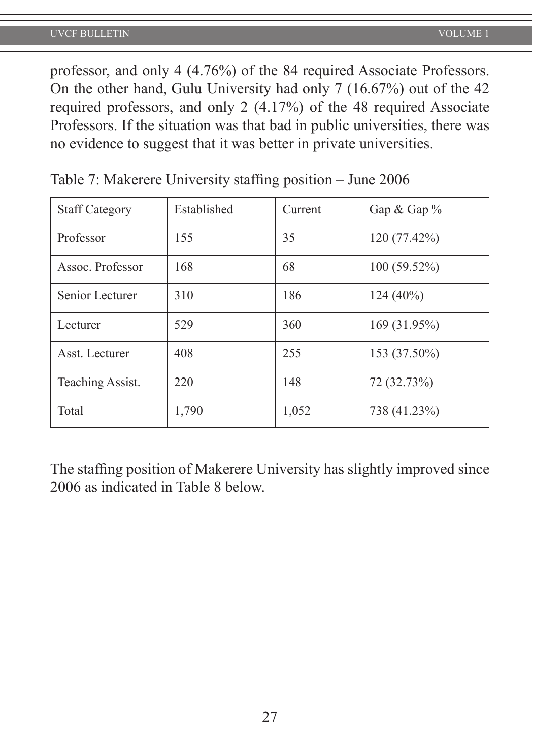professor, and only 4 (4.76%) of the 84 required Associate Professors. On the other hand, Gulu University had only 7 (16.67%) out of the 42 required professors, and only 2 (4.17%) of the 48 required Associate Professors. If the situation was that bad in public universities, there was no evidence to suggest that it was better in private universities.

Table 7: Makerere University staffing position – June 2006

| Staff Category | Established | Current | Gap & Gap % |
|---|---|---|---|
| Professor | 155 | 35 | 120 (77.42%) |
| Assoc. Professor | 168 | 68 | 100 (59.52%) |
| Senior Lecturer | 310 | 186 | 124 (40%) |
| Lecturer | 529 | 360 | 169 (31.95%) |
| Asst. Lecturer | 408 | 255 | 153 (37.50%) |
| Teaching Assist. | 220 | 148 | 72 (32.73%) |
| Total | 1,790 | 1,052 | 738 (41.23%) |

The staffing position of Makerere University has slightly improved since 2006 as indicated in Table 8 below.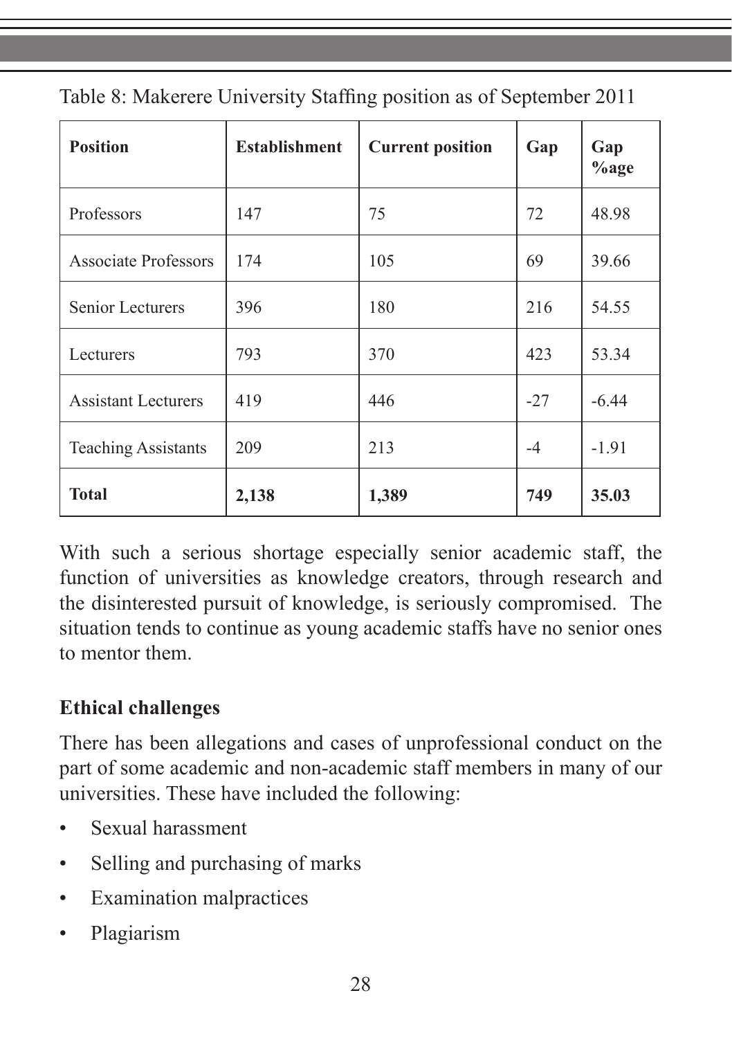Table 8: Makerere University Staffing position as of September 2011

| Position | Establishment | Current position | Gap | Gap %age |
|---|---|---|---|---|
| Professors | 147 | 75 | 72 | 48.98 |
| Associate Professors | 174 | 105 | 69 | 39.66 |
| Senior Lecturers | 396 | 180 | 216 | 54.55 |
| Lecturers | 793 | 370 | 423 | 53.34 |
| Assistant Lecturers | 419 | 446 | -27 | -6.44 |
| Teaching Assistants | 209 | 213 | -4 | -1.91 |
| **Total** | **2,138** | **1,389** | **749** | **35.03** |

With such a serious shortage especially senior academic staff, the function of universities as knowledge creators, through research and the disinterested pursuit of knowledge, is seriously compromised. The situation tends to continue as young academic staffs have no senior ones to mentor them.

**Ethical challenges**

There has been allegations and cases of unprofessional conduct on the part of some academic and non-academic staff members in many of our universities. These have included the following:

- Sexual harassment
- Selling and purchasing of marks
- Examination malpractices
- Plagiarism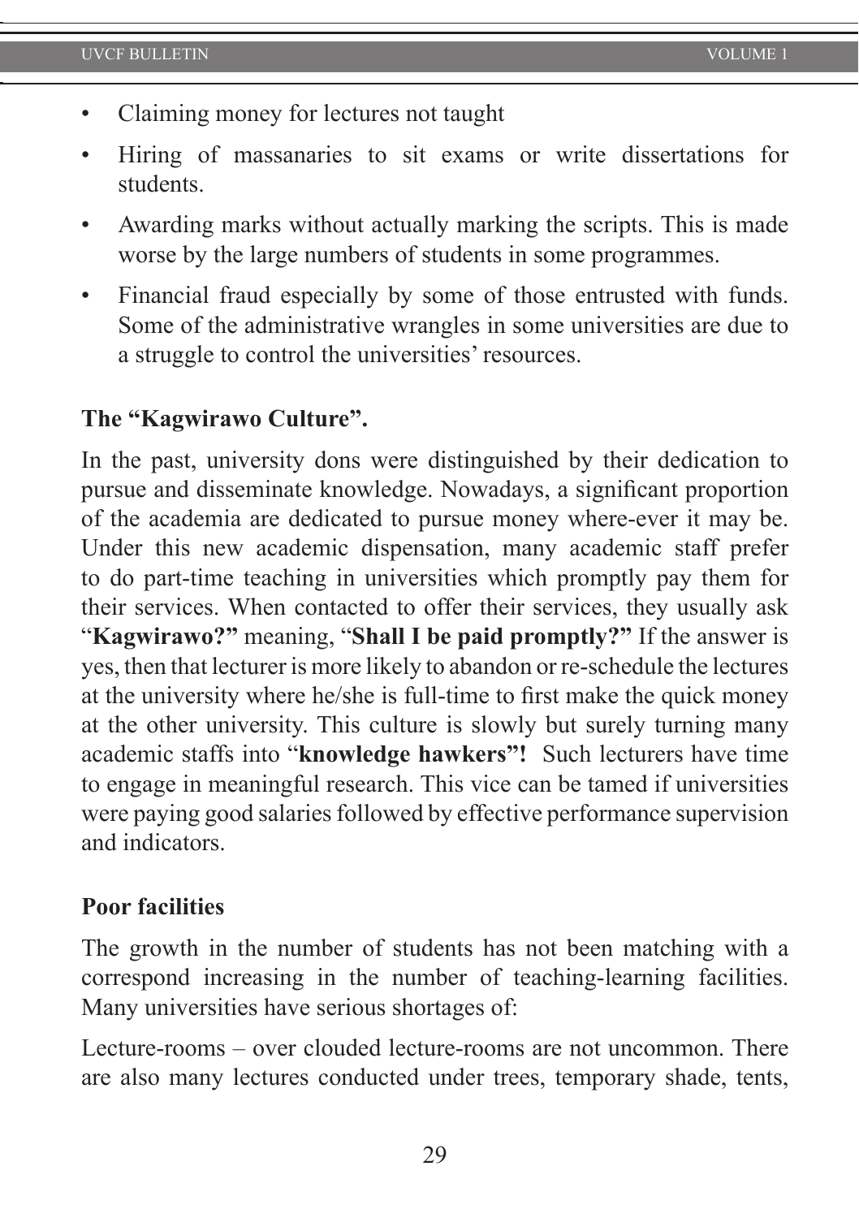- Claiming money for lectures not taught
- Hiring of massanaries to sit exams or write dissertations for students.
- Awarding marks without actually marking the scripts. This is made worse by the large numbers of students in some programmes.
- Financial fraud especially by some of those entrusted with funds. Some of the administrative wrangles in some universities are due to a struggle to control the universities' resources.

### The "Kagwirawo Culture".

In the past, university dons were distinguished by their dedication to pursue and disseminate knowledge. Nowadays, a significant proportion of the academia are dedicated to pursue money where-ever it may be. Under this new academic dispensation, many academic staff prefer to do part-time teaching in universities which promptly pay them for their services. When contacted to offer their services, they usually ask "**Kagwirawo?"** meaning, "**Shall I be paid promptly?"** If the answer is yes, then that lecturer is more likely to abandon or re-schedule the lectures at the university where he/she is full-time to first make the quick money at the other university. This culture is slowly but surely turning many academic staffs into "**knowledge hawkers"!** Such lecturers have time to engage in meaningful research. This vice can be tamed if universities were paying good salaries followed by effective performance supervision and indicators.

### Poor facilities

The growth in the number of students has not been matching with a correspond increasing in the number of teaching-learning facilities. Many universities have serious shortages of:

Lecture-rooms – over clouded lecture-rooms are not uncommon. There are also many lectures conducted under trees, temporary shade, tents,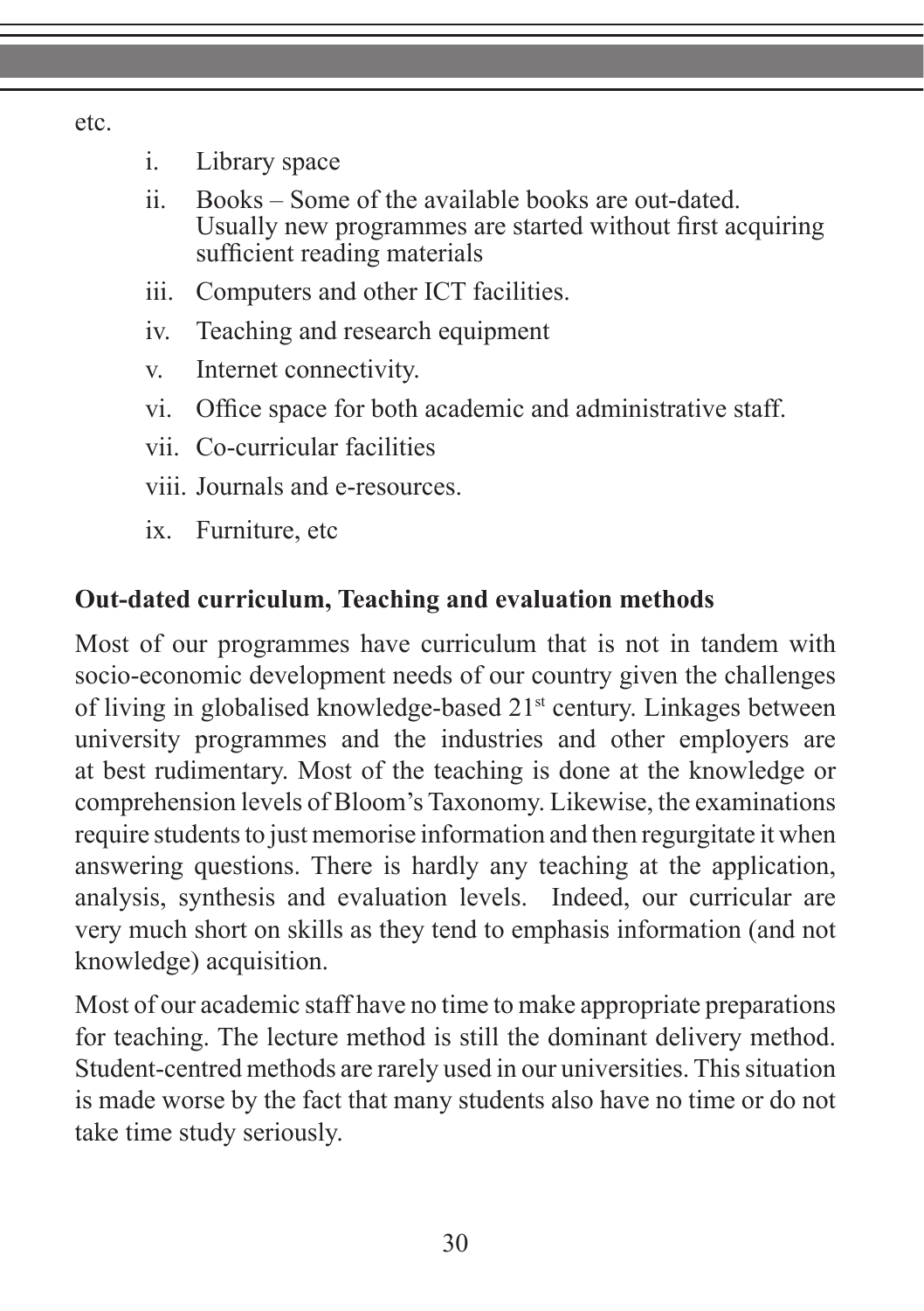etc.

i. Library space
ii. Books – Some of the available books are out-dated. Usually new programmes are started without first acquiring sufficient reading materials
iii. Computers and other ICT facilities.
iv. Teaching and research equipment
v. Internet connectivity.
vi. Office space for both academic and administrative staff.
vii. Co-curricular facilities
viii. Journals and e-resources.
ix. Furniture, etc

**Out-dated curriculum, Teaching and evaluation methods**

Most of our programmes have curriculum that is not in tandem with socio-economic development needs of our country given the challenges of living in globalised knowledge-based 21st century. Linkages between university programmes and the industries and other employers are at best rudimentary. Most of the teaching is done at the knowledge or comprehension levels of Bloom's Taxonomy. Likewise, the examinations require students to just memorise information and then regurgitate it when answering questions. There is hardly any teaching at the application, analysis, synthesis and evaluation levels. Indeed, our curricular are very much short on skills as they tend to emphasis information (and not knowledge) acquisition.

Most of our academic staff have no time to make appropriate preparations for teaching. The lecture method is still the dominant delivery method. Student-centred methods are rarely used in our universities. This situation is made worse by the fact that many students also have no time or do not take time study seriously.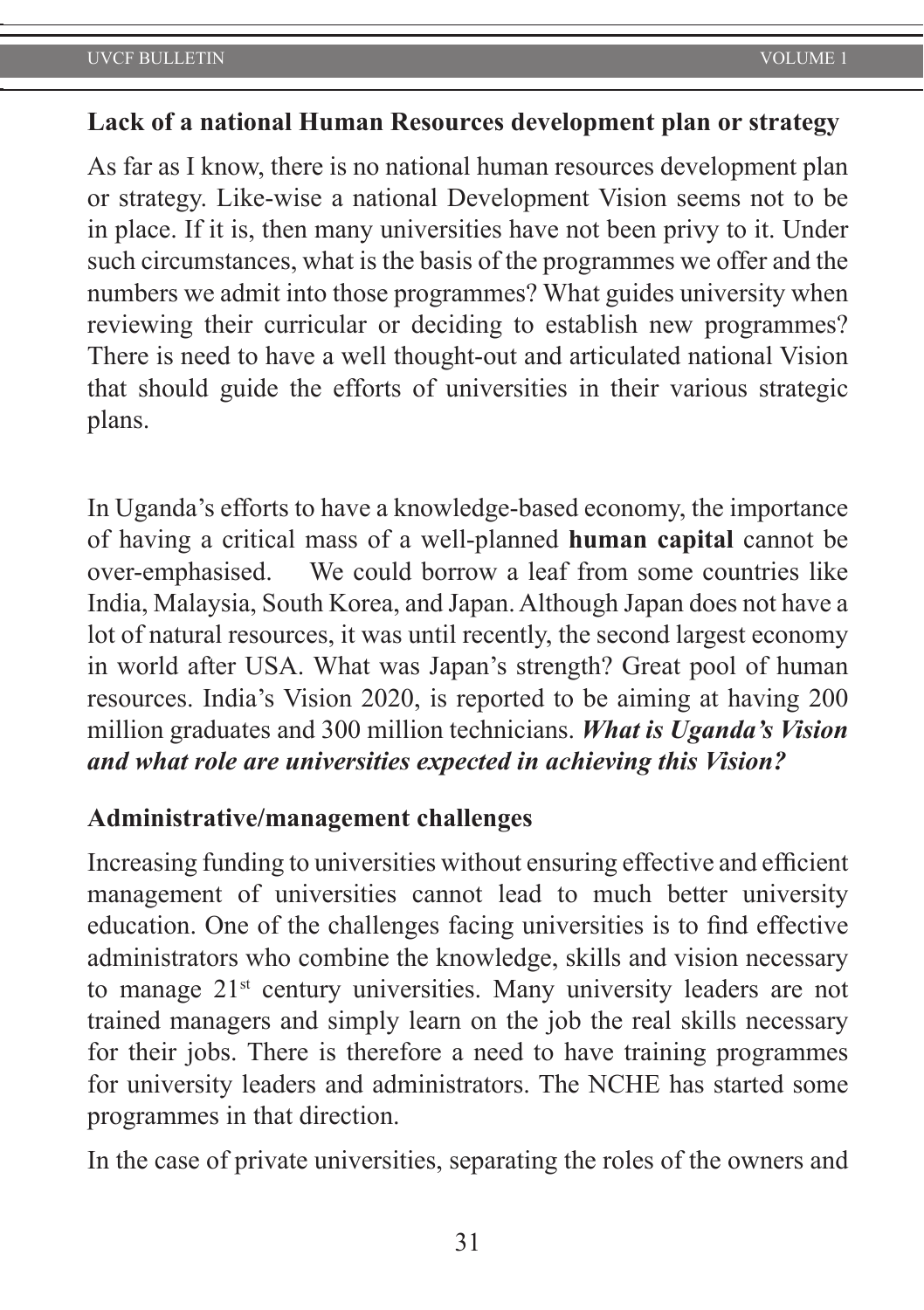**Lack of a national Human Resources development plan or strategy**

As far as I know, there is no national human resources development plan or strategy. Like-wise a national Development Vision seems not to be in place. If it is, then many universities have not been privy to it. Under such circumstances, what is the basis of the programmes we offer and the numbers we admit into those programmes? What guides university when reviewing their curricular or deciding to establish new programmes? There is need to have a well thought-out and articulated national Vision that should guide the efforts of universities in their various strategic plans.

In Uganda's efforts to have a knowledge-based economy, the importance of having a critical mass of a well-planned **human capital** cannot be over-emphasised. We could borrow a leaf from some countries like India, Malaysia, South Korea, and Japan. Although Japan does not have a lot of natural resources, it was until recently, the second largest economy in world after USA. What was Japan's strength? Great pool of human resources. India's Vision 2020, is reported to be aiming at having 200 million graduates and 300 million technicians. ***What is Uganda's Vision and what role are universities expected in achieving this Vision?***

**Administrative/management challenges**

Increasing funding to universities without ensuring effective and efficient management of universities cannot lead to much better university education. One of the challenges facing universities is to find effective administrators who combine the knowledge, skills and vision necessary to manage 21st century universities. Many university leaders are not trained managers and simply learn on the job the real skills necessary for their jobs. There is therefore a need to have training programmes for university leaders and administrators. The NCHE has started some programmes in that direction.

In the case of private universities, separating the roles of the owners and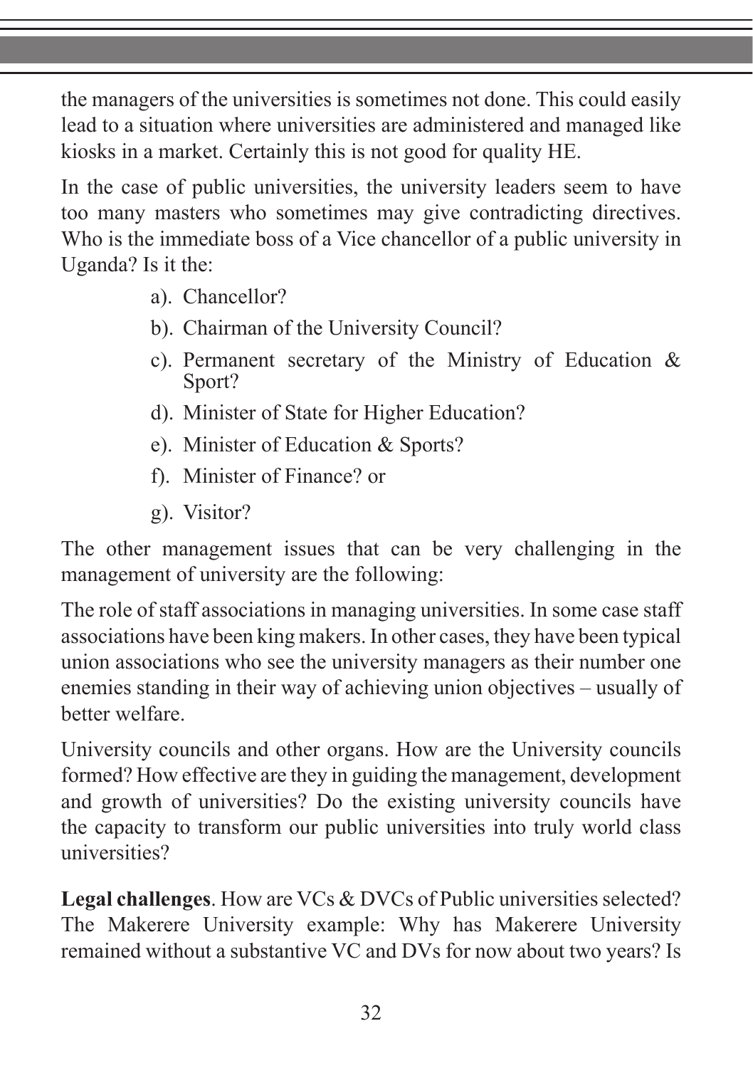the managers of the universities is sometimes not done. This could easily lead to a situation where universities are administered and managed like kiosks in a market. Certainly this is not good for quality HE.

In the case of public universities, the university leaders seem to have too many masters who sometimes may give contradicting directives. Who is the immediate boss of a Vice chancellor of a public university in Uganda? Is it the:

a). Chancellor?

b). Chairman of the University Council?

c). Permanent secretary of the Ministry of Education & Sport?

d). Minister of State for Higher Education?

e). Minister of Education & Sports?

f). Minister of Finance? or

g). Visitor?

The other management issues that can be very challenging in the management of university are the following:

The role of staff associations in managing universities. In some case staff associations have been king makers. In other cases, they have been typical union associations who see the university managers as their number one enemies standing in their way of achieving union objectives – usually of better welfare.

University councils and other organs. How are the University councils formed? How effective are they in guiding the management, development and growth of universities? Do the existing university councils have the capacity to transform our public universities into truly world class universities?

**Legal challenges**. How are VCs & DVCs of Public universities selected? The Makerere University example: Why has Makerere University remained without a substantive VC and DVs for now about two years? Is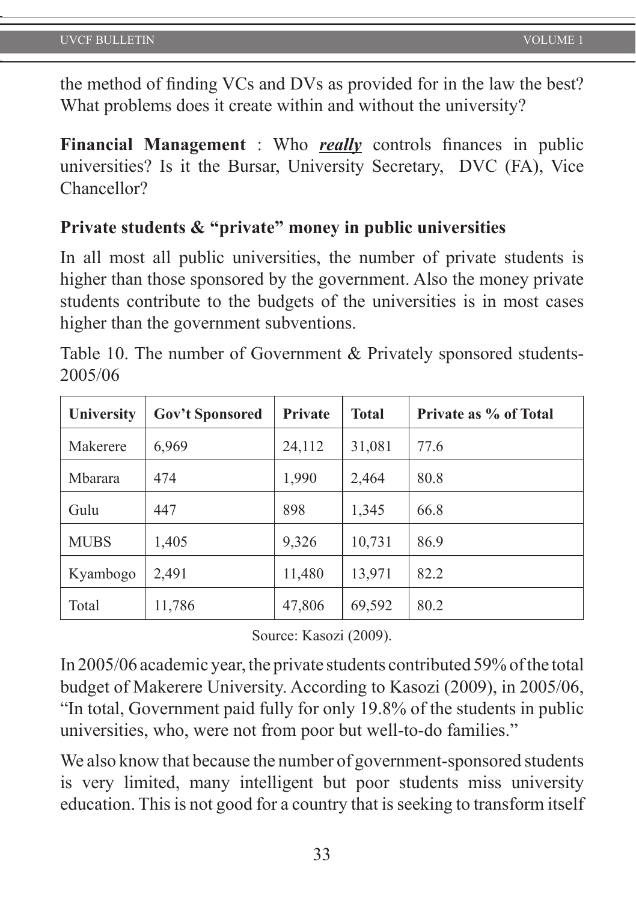the method of finding VCs and DVs as provided for in the law the best? What problems does it create within and without the university?

**Financial Management** : Who ***really*** controls finances in public universities? Is it the Bursar, University Secretary, DVC (FA), Vice Chancellor?

### Private students & "private" money in public universities

In all most all public universities, the number of private students is higher than those sponsored by the government. Also the money private students contribute to the budgets of the universities is in most cases higher than the government subventions.

Table 10. The number of Government & Privately sponsored students-2005/06

| University | Gov't Sponsored | Private | Total | Private as % of Total |
|---|---|---|---|---|
| Makerere | 6,969 | 24,112 | 31,081 | 77.6 |
| Mbarara | 474 | 1,990 | 2,464 | 80.8 |
| Gulu | 447 | 898 | 1,345 | 66.8 |
| MUBS | 1,405 | 9,326 | 10,731 | 86.9 |
| Kyambogo | 2,491 | 11,480 | 13,971 | 82.2 |
| Total | 11,786 | 47,806 | 69,592 | 80.2 |

Source: Kasozi (2009).

In 2005/06 academic year, the private students contributed 59% of the total budget of Makerere University. According to Kasozi (2009), in 2005/06, "In total, Government paid fully for only 19.8% of the students in public universities, who, were not from poor but well-to-do families."

We also know that because the number of government-sponsored students is very limited, many intelligent but poor students miss university education. This is not good for a country that is seeking to transform itself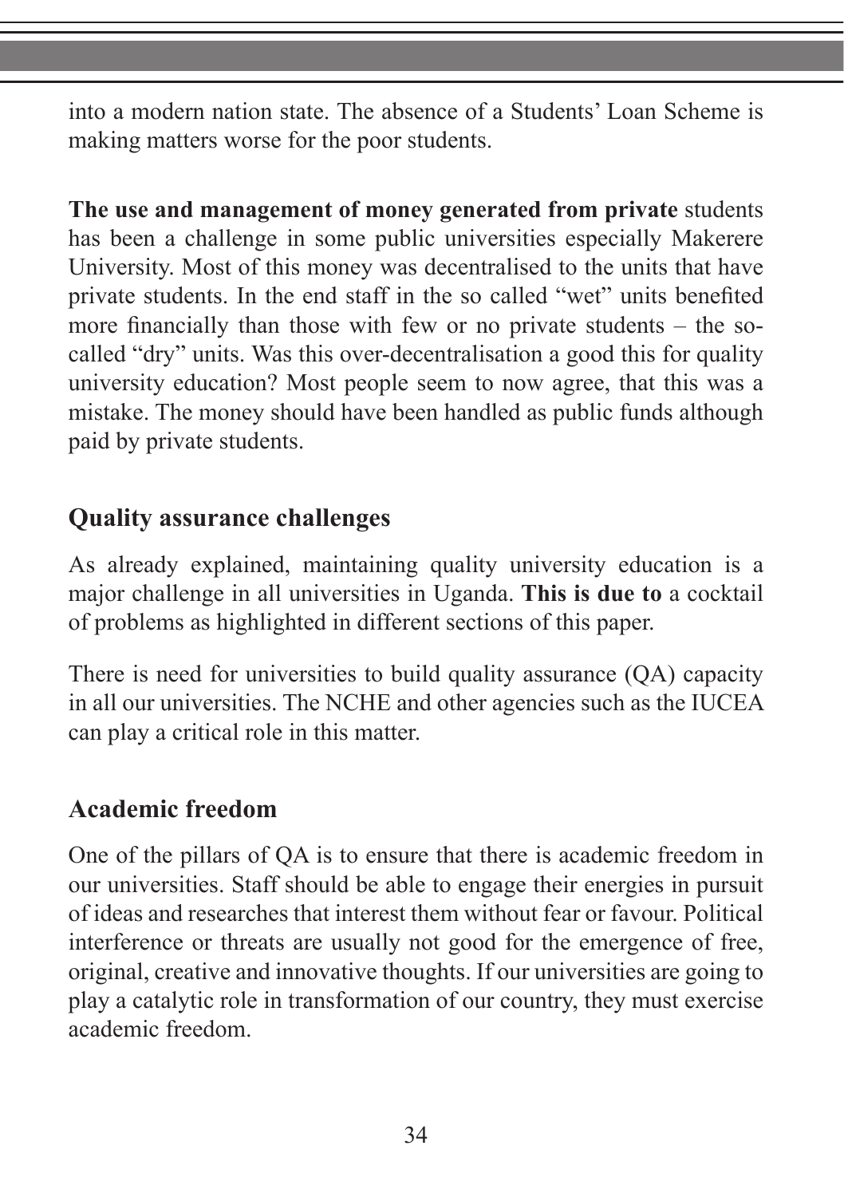into a modern nation state. The absence of a Students' Loan Scheme is making matters worse for the poor students.

**The use and management of money generated from private** students has been a challenge in some public universities especially Makerere University. Most of this money was decentralised to the units that have private students. In the end staff in the so called "wet" units benefited more financially than those with few or no private students – the so-called "dry" units. Was this over-decentralisation a good this for quality university education? Most people seem to now agree, that this was a mistake. The money should have been handled as public funds although paid by private students.

## Quality assurance challenges

As already explained, maintaining quality university education is a major challenge in all universities in Uganda. **This is due to** a cocktail of problems as highlighted in different sections of this paper.

There is need for universities to build quality assurance (QA) capacity in all our universities. The NCHE and other agencies such as the IUCEA can play a critical role in this matter.

## Academic freedom

One of the pillars of QA is to ensure that there is academic freedom in our universities. Staff should be able to engage their energies in pursuit of ideas and researches that interest them without fear or favour. Political interference or threats are usually not good for the emergence of free, original, creative and innovative thoughts. If our universities are going to play a catalytic role in transformation of our country, they must exercise academic freedom.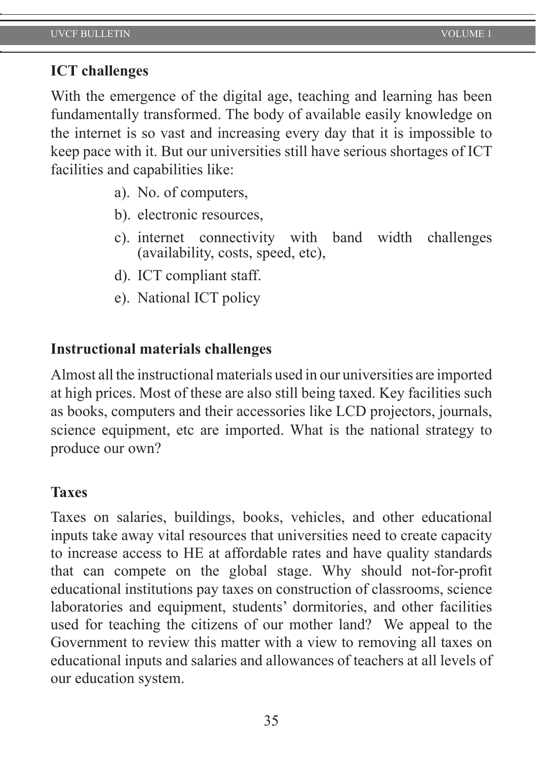**ICT challenges**

With the emergence of the digital age, teaching and learning has been fundamentally transformed. The body of available easily knowledge on the internet is so vast and increasing every day that it is impossible to keep pace with it. But our universities still have serious shortages of ICT facilities and capabilities like:

a). No. of computers,

b). electronic resources,

c). internet connectivity with band width challenges (availability, costs, speed, etc),

d). ICT compliant staff.

e). National ICT policy

**Instructional materials challenges**

Almost all the instructional materials used in our universities are imported at high prices. Most of these are also still being taxed. Key facilities such as books, computers and their accessories like LCD projectors, journals, science equipment, etc are imported. What is the national strategy to produce our own?

**Taxes**

Taxes on salaries, buildings, books, vehicles, and other educational inputs take away vital resources that universities need to create capacity to increase access to HE at affordable rates and have quality standards that can compete on the global stage. Why should not-for-profit educational institutions pay taxes on construction of classrooms, science laboratories and equipment, students' dormitories, and other facilities used for teaching the citizens of our mother land? We appeal to the Government to review this matter with a view to removing all taxes on educational inputs and salaries and allowances of teachers at all levels of our education system.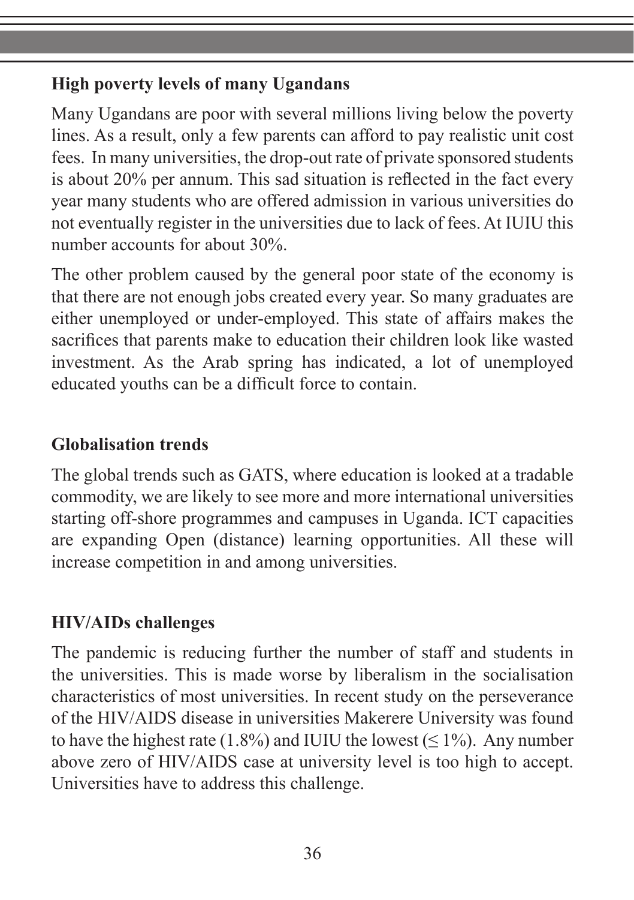### High poverty levels of many Ugandans

Many Ugandans are poor with several millions living below the poverty lines. As a result, only a few parents can afford to pay realistic unit cost fees. In many universities, the drop-out rate of private sponsored students is about 20% per annum. This sad situation is reflected in the fact every year many students who are offered admission in various universities do not eventually register in the universities due to lack of fees. At IUIU this number accounts for about 30%.

The other problem caused by the general poor state of the economy is that there are not enough jobs created every year. So many graduates are either unemployed or under-employed. This state of affairs makes the sacrifices that parents make to education their children look like wasted investment. As the Arab spring has indicated, a lot of unemployed educated youths can be a difficult force to contain.

### Globalisation trends

The global trends such as GATS, where education is looked at a tradable commodity, we are likely to see more and more international universities starting off-shore programmes and campuses in Uganda. ICT capacities are expanding Open (distance) learning opportunities. All these will increase competition in and among universities.

### HIV/AIDs challenges

The pandemic is reducing further the number of staff and students in the universities. This is made worse by liberalism in the socialisation characteristics of most universities. In recent study on the perseverance of the HIV/AIDS disease in universities Makerere University was found to have the highest rate (1.8%) and IUIU the lowest ($\leq$ 1%). Any number above zero of HIV/AIDS case at university level is too high to accept. Universities have to address this challenge.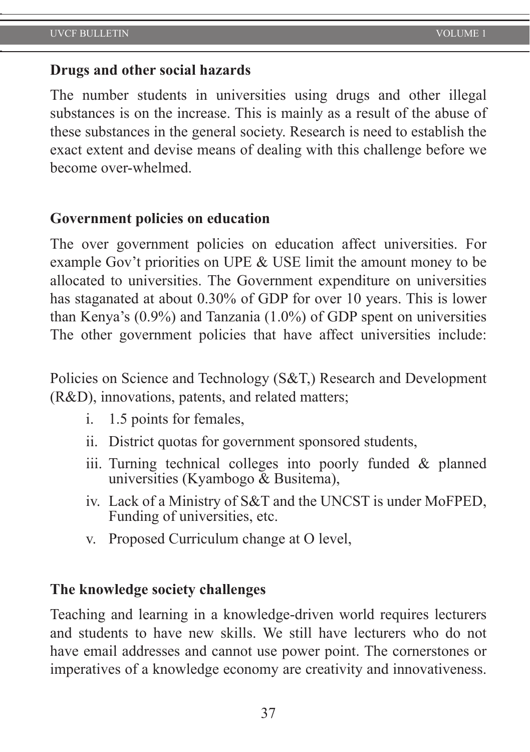**Drugs and other social hazards**

The number students in universities using drugs and other illegal substances is on the increase. This is mainly as a result of the abuse of these substances in the general society. Research is need to establish the exact extent and devise means of dealing with this challenge before we become over-whelmed.

**Government policies on education**

The over government policies on education affect universities. For example Gov't priorities on UPE & USE limit the amount money to be allocated to universities. The Government expenditure on universities has staganated at about 0.30% of GDP for over 10 years. This is lower than Kenya's (0.9%) and Tanzania (1.0%) of GDP spent on universities The other government policies that have affect universities include:

Policies on Science and Technology (S&T,) Research and Development (R&D), innovations, patents, and related matters;

i. 1.5 points for females,
ii. District quotas for government sponsored students,
iii. Turning technical colleges into poorly funded & planned universities (Kyambogo & Busitema),
iv. Lack of a Ministry of S&T and the UNCST is under MoFPED, Funding of universities, etc.
v. Proposed Curriculum change at O level,

**The knowledge society challenges**

Teaching and learning in a knowledge-driven world requires lecturers and students to have new skills. We still have lecturers who do not have email addresses and cannot use power point. The cornerstones or imperatives of a knowledge economy are creativity and innovativeness.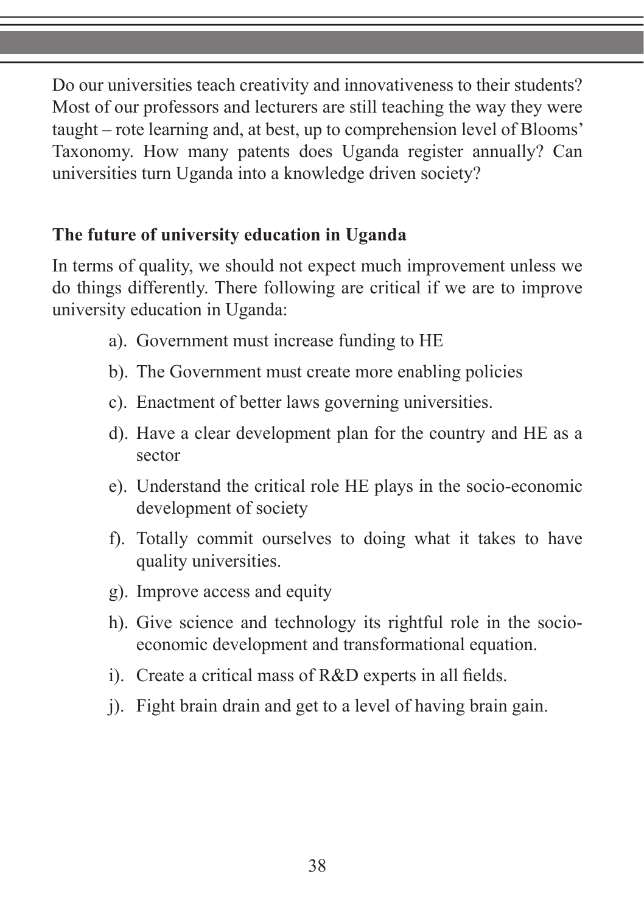Do our universities teach creativity and innovativeness to their students? Most of our professors and lecturers are still teaching the way they were taught – rote learning and, at best, up to comprehension level of Blooms' Taxonomy. How many patents does Uganda register annually? Can universities turn Uganda into a knowledge driven society?

**The future of university education in Uganda**

In terms of quality, we should not expect much improvement unless we do things differently. There following are critical if we are to improve university education in Uganda:

a). Government must increase funding to HE

b). The Government must create more enabling policies

c). Enactment of better laws governing universities.

d). Have a clear development plan for the country and HE as a sector

e). Understand the critical role HE plays in the socio-economic development of society

f). Totally commit ourselves to doing what it takes to have quality universities.

g). Improve access and equity

h). Give science and technology its rightful role in the socio-economic development and transformational equation.

i). Create a critical mass of R&D experts in all fields.

j). Fight brain drain and get to a level of having brain gain.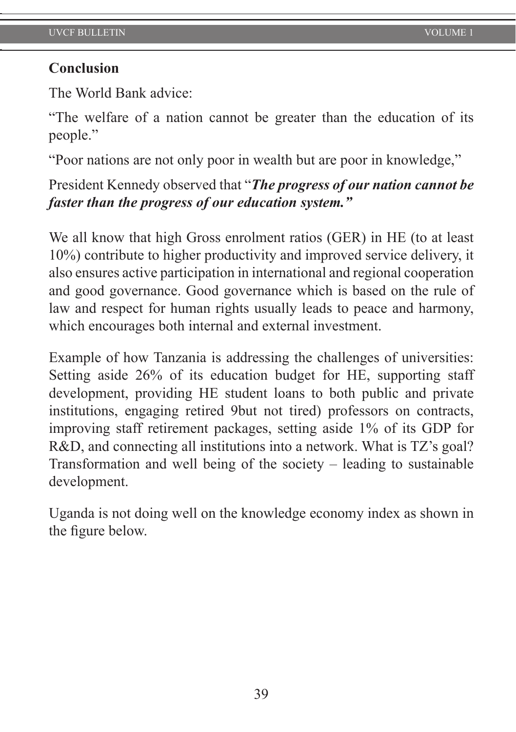## Conclusion

The World Bank advice:

"The welfare of a nation cannot be greater than the education of its people."

"Poor nations are not only poor in wealth but are poor in knowledge,"

President Kennedy observed that "***The progress of our nation cannot be faster than the progress of our education system."***

We all know that high Gross enrolment ratios (GER) in HE (to at least 10%) contribute to higher productivity and improved service delivery, it also ensures active participation in international and regional cooperation and good governance. Good governance which is based on the rule of law and respect for human rights usually leads to peace and harmony, which encourages both internal and external investment.

Example of how Tanzania is addressing the challenges of universities: Setting aside 26% of its education budget for HE, supporting staff development, providing HE student loans to both public and private institutions, engaging retired 9but not tired) professors on contracts, improving staff retirement packages, setting aside 1% of its GDP for R&D, and connecting all institutions into a network. What is TZ's goal? Transformation and well being of the society – leading to sustainable development.

Uganda is not doing well on the knowledge economy index as shown in the figure below.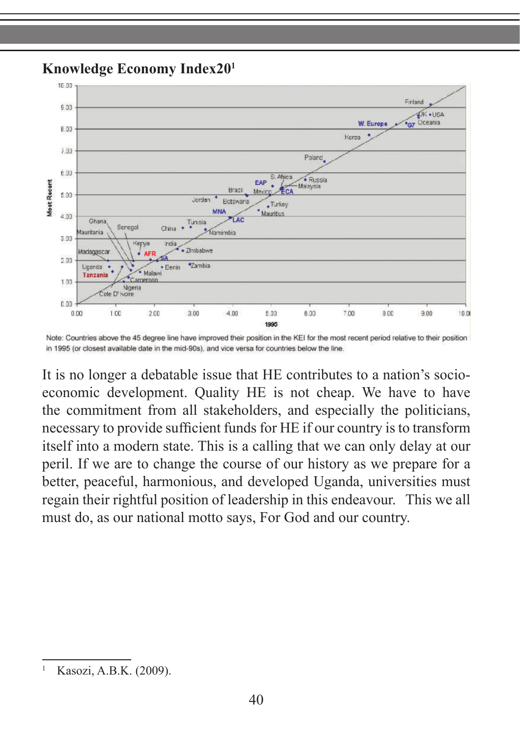**Knowledge Economy Index20[1]**

10.00
9.00
8.00
7.00
6.00
5.00
4.00
3.00
2.00
1.00
0.00

Most Recent

0.00 1.00 2.00 3.00 4.00 5.00 6.00 7.00 8.00 9.00 10.00

1995

Finland
UK USA
W. Europe
G7 Oceania
Korea
Poland
S. Africa
EAP
Russia
Malaysia
Brazil
Mexico
ECA
Jordan
Botswana
Turkey
MNA
Mauritius
LAC
Ghana
Senegal
China
Tunisia
Mauritania
Namimbia
Kenya
India
Madagascar
AFR
Zimbabwe
SA
Uganda
Benin
Zambia
Tanzania
Malawi
Cameroon
Nigeria
Cote D' Ivoire

Note: Countries above the 45 degree line have improved their position in the KEI for the most recent period relative to their position in 1995 (or closest available date in the mid-90s), and vice versa for countries below the line.

It is no longer a debatable issue that HE contributes to a nation's socio-economic development. Quality HE is not cheap. We have to have the commitment from all stakeholders, and especially the politicians, necessary to provide sufficient funds for HE if our country is to transform itself into a modern state. This is a calling that we can only delay at our peril. If we are to change the course of our history as we prepare for a better, peaceful, harmonious, and developed Uganda, universities must regain their rightful position of leadership in this endeavour. This we all must do, as our national motto says, For God and our country.

---

[1] Kasozi, A.B.K. (2009).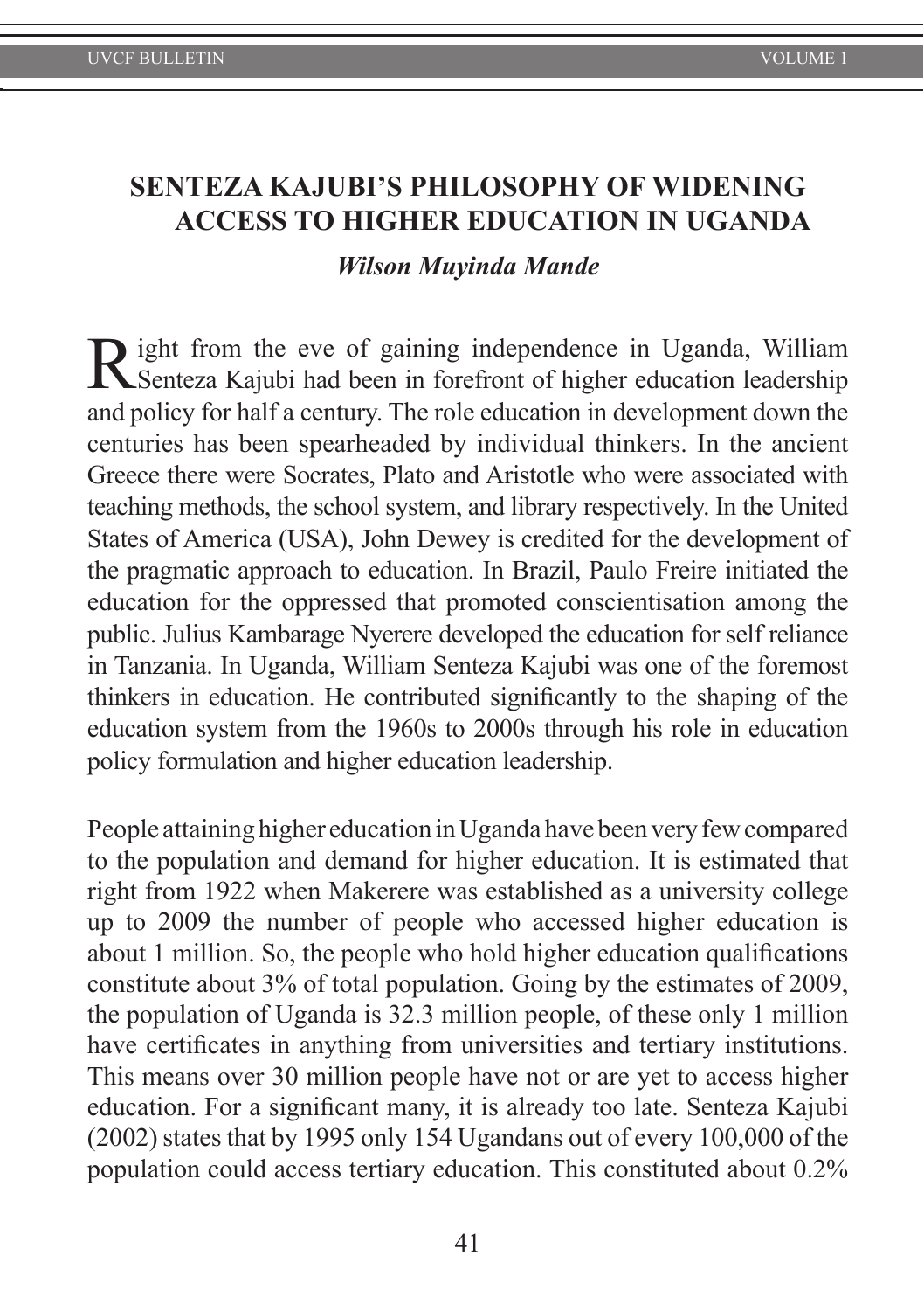# SENTEZA KAJUBI'S PHILOSOPHY OF WIDENING ACCESS TO HIGHER EDUCATION IN UGANDA

***Wilson Muyinda Mande***

Right from the eve of gaining independence in Uganda, William Senteza Kajubi had been in forefront of higher education leadership and policy for half a century. The role education in development down the centuries has been spearheaded by individual thinkers. In the ancient Greece there were Socrates, Plato and Aristotle who were associated with teaching methods, the school system, and library respectively. In the United States of America (USA), John Dewey is credited for the development of the pragmatic approach to education. In Brazil, Paulo Freire initiated the education for the oppressed that promoted conscientisation among the public. Julius Kambarage Nyerere developed the education for self reliance in Tanzania. In Uganda, William Senteza Kajubi was one of the foremost thinkers in education. He contributed significantly to the shaping of the education system from the 1960s to 2000s through his role in education policy formulation and higher education leadership.

People attaining higher education in Uganda have been very few compared to the population and demand for higher education. It is estimated that right from 1922 when Makerere was established as a university college up to 2009 the number of people who accessed higher education is about 1 million. So, the people who hold higher education qualifications constitute about 3% of total population. Going by the estimates of 2009, the population of Uganda is 32.3 million people, of these only 1 million have certificates in anything from universities and tertiary institutions. This means over 30 million people have not or are yet to access higher education. For a significant many, it is already too late. Senteza Kajubi (2002) states that by 1995 only 154 Ugandans out of every 100,000 of the population could access tertiary education. This constituted about 0.2%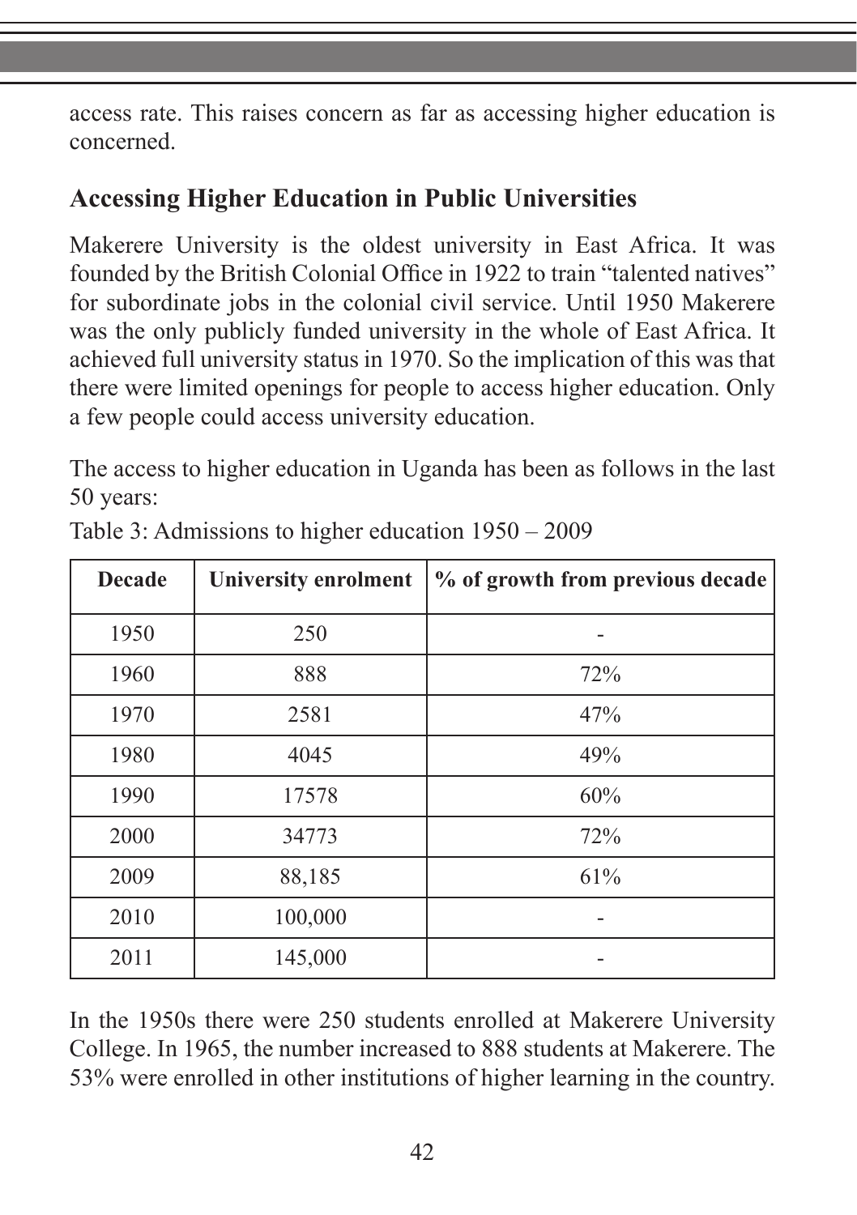access rate. This raises concern as far as accessing higher education is concerned.

## Accessing Higher Education in Public Universities

Makerere University is the oldest university in East Africa. It was founded by the British Colonial Office in 1922 to train "talented natives" for subordinate jobs in the colonial civil service. Until 1950 Makerere was the only publicly funded university in the whole of East Africa. It achieved full university status in 1970. So the implication of this was that there were limited openings for people to access higher education. Only a few people could access university education.

The access to higher education in Uganda has been as follows in the last 50 years:

Table 3: Admissions to higher education 1950 – 2009

| Decade | University enrolment | % of growth from previous decade |
|---|---|---|
| 1950 | 250 | - |
| 1960 | 888 | 72% |
| 1970 | 2581 | 47% |
| 1980 | 4045 | 49% |
| 1990 | 17578 | 60% |
| 2000 | 34773 | 72% |
| 2009 | 88,185 | 61% |
| 2010 | 100,000 | - |
| 2011 | 145,000 | - |

In the 1950s there were 250 students enrolled at Makerere University College. In 1965, the number increased to 888 students at Makerere. The 53% were enrolled in other institutions of higher learning in the country.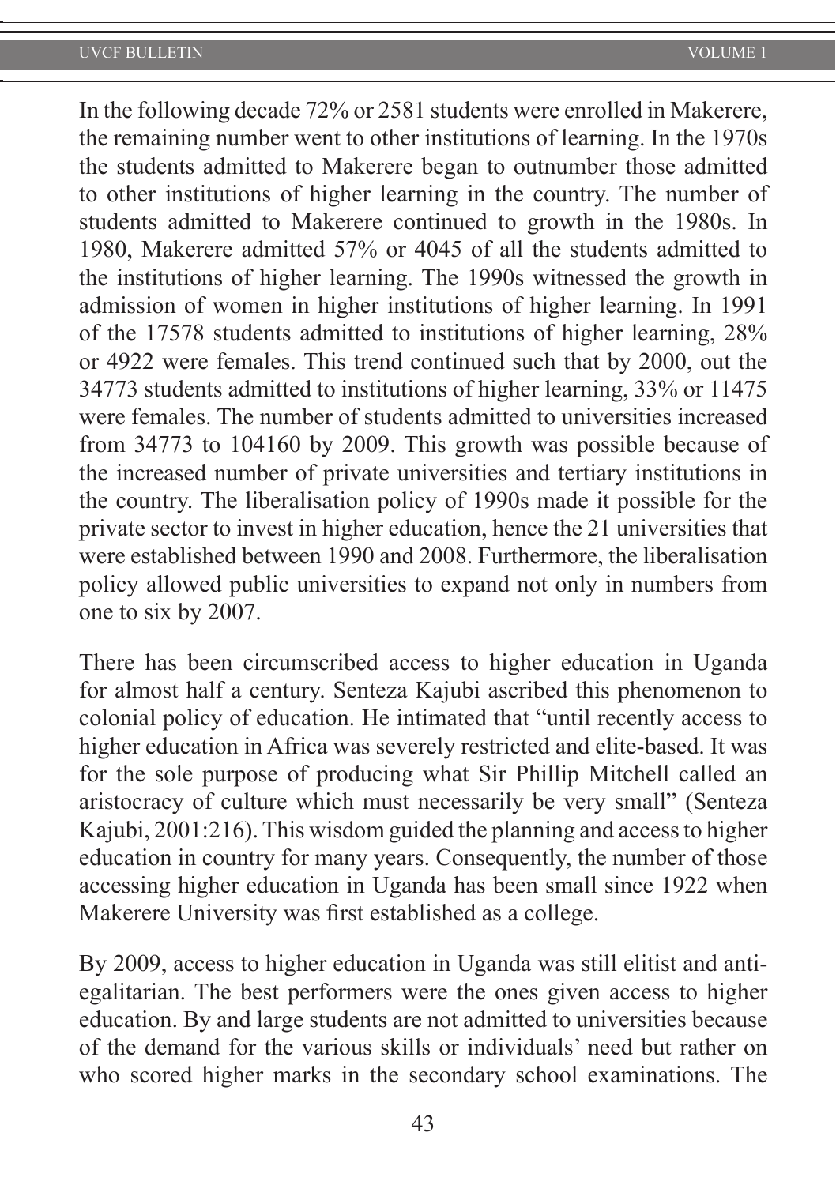In the following decade 72% or 2581 students were enrolled in Makerere, the remaining number went to other institutions of learning. In the 1970s the students admitted to Makerere began to outnumber those admitted to other institutions of higher learning in the country. The number of students admitted to Makerere continued to growth in the 1980s. In 1980, Makerere admitted 57% or 4045 of all the students admitted to the institutions of higher learning. The 1990s witnessed the growth in admission of women in higher institutions of higher learning. In 1991 of the 17578 students admitted to institutions of higher learning, 28% or 4922 were females. This trend continued such that by 2000, out the 34773 students admitted to institutions of higher learning, 33% or 11475 were females. The number of students admitted to universities increased from 34773 to 104160 by 2009. This growth was possible because of the increased number of private universities and tertiary institutions in the country. The liberalisation policy of 1990s made it possible for the private sector to invest in higher education, hence the 21 universities that were established between 1990 and 2008. Furthermore, the liberalisation policy allowed public universities to expand not only in numbers from one to six by 2007.

There has been circumscribed access to higher education in Uganda for almost half a century. Senteza Kajubi ascribed this phenomenon to colonial policy of education. He intimated that "until recently access to higher education in Africa was severely restricted and elite-based. It was for the sole purpose of producing what Sir Phillip Mitchell called an aristocracy of culture which must necessarily be very small" (Senteza Kajubi, 2001:216). This wisdom guided the planning and access to higher education in country for many years. Consequently, the number of those accessing higher education in Uganda has been small since 1922 when Makerere University was first established as a college.

By 2009, access to higher education in Uganda was still elitist and anti-egalitarian. The best performers were the ones given access to higher education. By and large students are not admitted to universities because of the demand for the various skills or individuals' need but rather on who scored higher marks in the secondary school examinations. The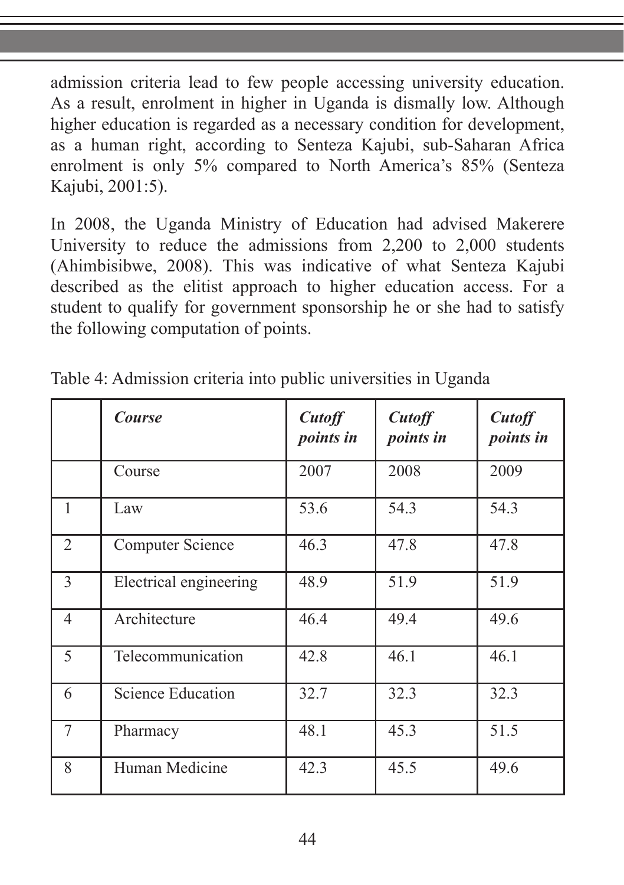admission criteria lead to few people accessing university education. As a result, enrolment in higher in Uganda is dismally low. Although higher education is regarded as a necessary condition for development, as a human right, according to Senteza Kajubi, sub-Saharan Africa enrolment is only 5% compared to North America's 85% (Senteza Kajubi, 2001:5).

In 2008, the Uganda Ministry of Education had advised Makerere University to reduce the admissions from 2,200 to 2,000 students (Ahimbisibwe, 2008). This was indicative of what Senteza Kajubi described as the elitist approach to higher education access. For a student to qualify for government sponsorship he or she had to satisfy the following computation of points.

Table 4: Admission criteria into public universities in Uganda

| | *Course* | *Cutoff points in* | *Cutoff points in* | *Cutoff points in* |
|---|---|---|---|---|
| | Course | 2007 | 2008 | 2009 |
| 1 | Law | 53.6 | 54.3 | 54.3 |
| 2 | Computer Science | 46.3 | 47.8 | 47.8 |
| 3 | Electrical engineering | 48.9 | 51.9 | 51.9 |
| 4 | Architecture | 46.4 | 49.4 | 49.6 |
| 5 | Telecommunication | 42.8 | 46.1 | 46.1 |
| 6 | Science Education | 32.7 | 32.3 | 32.3 |
| 7 | Pharmacy | 48.1 | 45.3 | 51.5 |
| 8 | Human Medicine | 42.3 | 45.5 | 49.6 |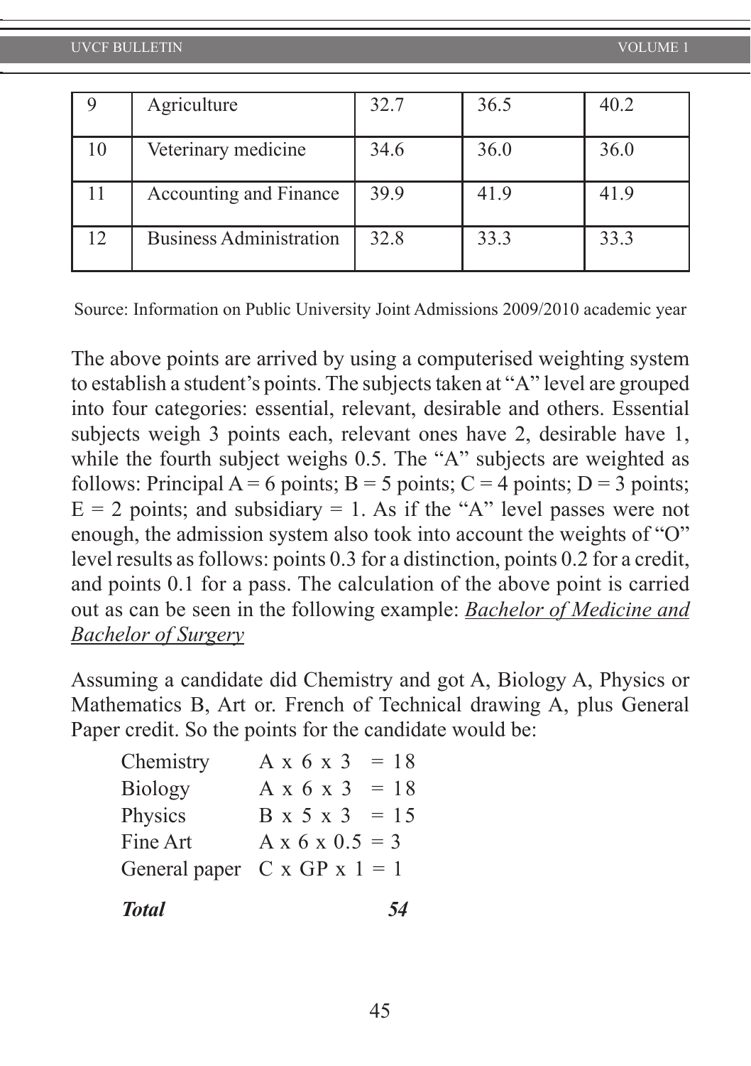| | | | | |
|---|---|---|---|---|
| 9 | Agriculture | 32.7 | 36.5 | 40.2 |
| 10 | Veterinary medicine | 34.6 | 36.0 | 36.0 |
| 11 | Accounting and Finance | 39.9 | 41.9 | 41.9 |
| 12 | Business Administration | 32.8 | 33.3 | 33.3 |

Source: Information on Public University Joint Admissions 2009/2010 academic year

The above points are arrived by using a computerised weighting system to establish a student's points. The subjects taken at "A" level are grouped into four categories: essential, relevant, desirable and others. Essential subjects weigh 3 points each, relevant ones have 2, desirable have 1, while the fourth subject weighs 0.5. The "A" subjects are weighted as follows: Principal A = 6 points; B = 5 points; C = 4 points; D = 3 points; E = 2 points; and subsidiary = 1. As if the "A" level passes were not enough, the admission system also took into account the weights of "O" level results as follows: points 0.3 for a distinction, points 0.2 for a credit, and points 0.1 for a pass. The calculation of the above point is carried out as can be seen in the following example: *Bachelor of Medicine and Bachelor of Surgery*

Assuming a candidate did Chemistry and got A, Biology A, Physics or Mathematics B, Art or. French of Technical drawing A, plus General Paper credit. So the points for the candidate would be:

| | |
|---|---|
| Chemistry | A x 6 x 3 = 18 |
| Biology | A x 6 x 3 = 18 |
| Physics | B x 5 x 3 = 15 |
| Fine Art | A x 6 x 0.5 = 3 |
| General paper | C x GP x 1 = 1 |
| ***Total*** | ***54*** |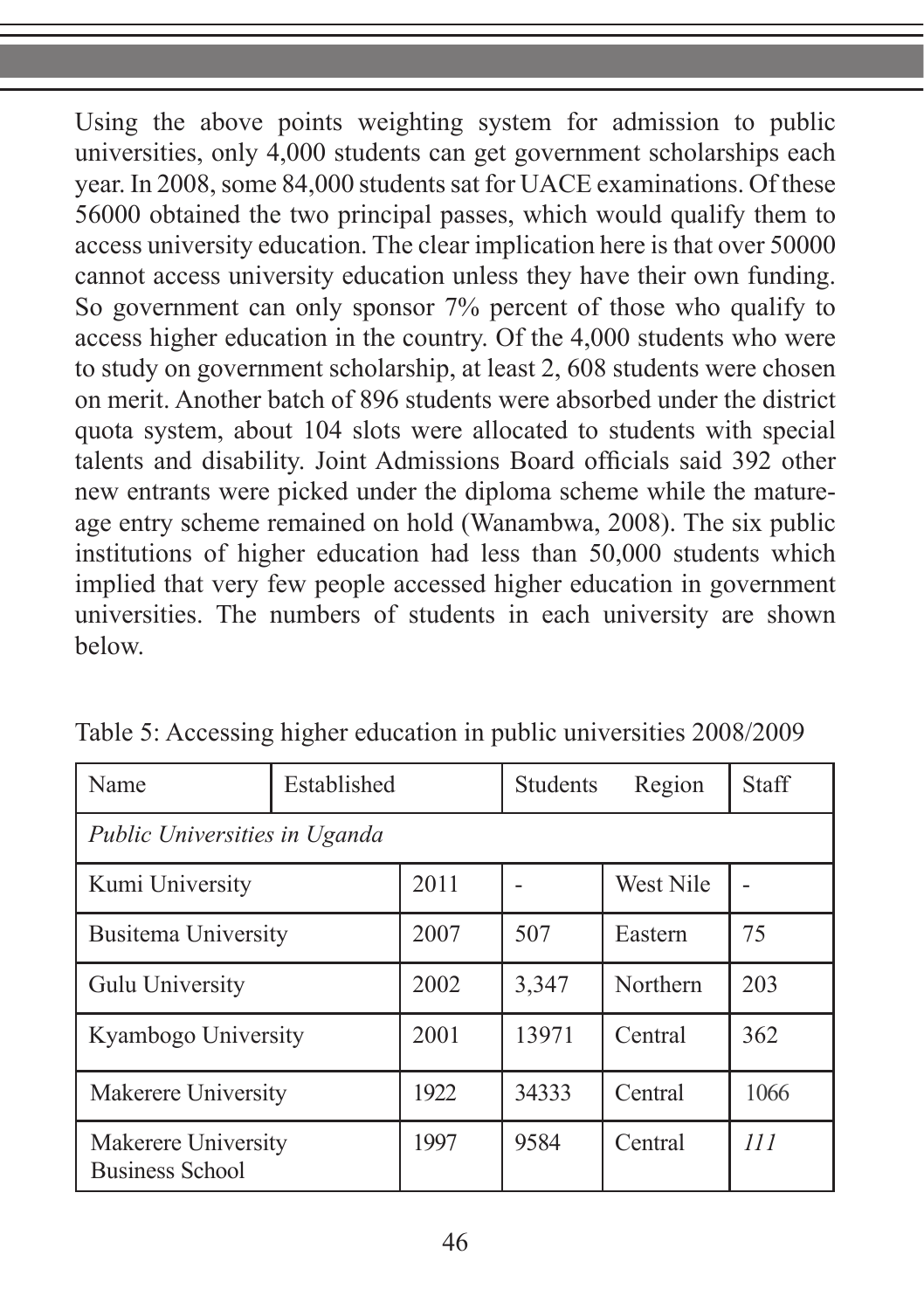Using the above points weighting system for admission to public universities, only 4,000 students can get government scholarships each year. In 2008, some 84,000 students sat for UACE examinations. Of these 56000 obtained the two principal passes, which would qualify them to access university education. The clear implication here is that over 50000 cannot access university education unless they have their own funding. So government can only sponsor 7% percent of those who qualify to access higher education in the country. Of the 4,000 students who were to study on government scholarship, at least 2, 608 students were chosen on merit. Another batch of 896 students were absorbed under the district quota system, about 104 slots were allocated to students with special talents and disability. Joint Admissions Board officials said 392 other new entrants were picked under the diploma scheme while the mature-age entry scheme remained on hold (Wanambwa, 2008). The six public institutions of higher education had less than 50,000 students which implied that very few people accessed higher education in government universities. The numbers of students in each university are shown below.

Table 5: Accessing higher education in public universities 2008/2009

| Name | Established | Students | Region | Staff |
|---|---|---|---|---|
| *Public Universities in Uganda* | | | | |
| Kumi University | 2011 | - | West Nile | - |
| Busitema University | 2007 | 507 | Eastern | 75 |
| Gulu University | 2002 | 3,347 | Northern | 203 |
| Kyambogo University | 2001 | 13971 | Central | 362 |
| Makerere University | 1922 | 34333 | Central | 1066 |
| Makerere University Business School | 1997 | 9584 | Central | *111* |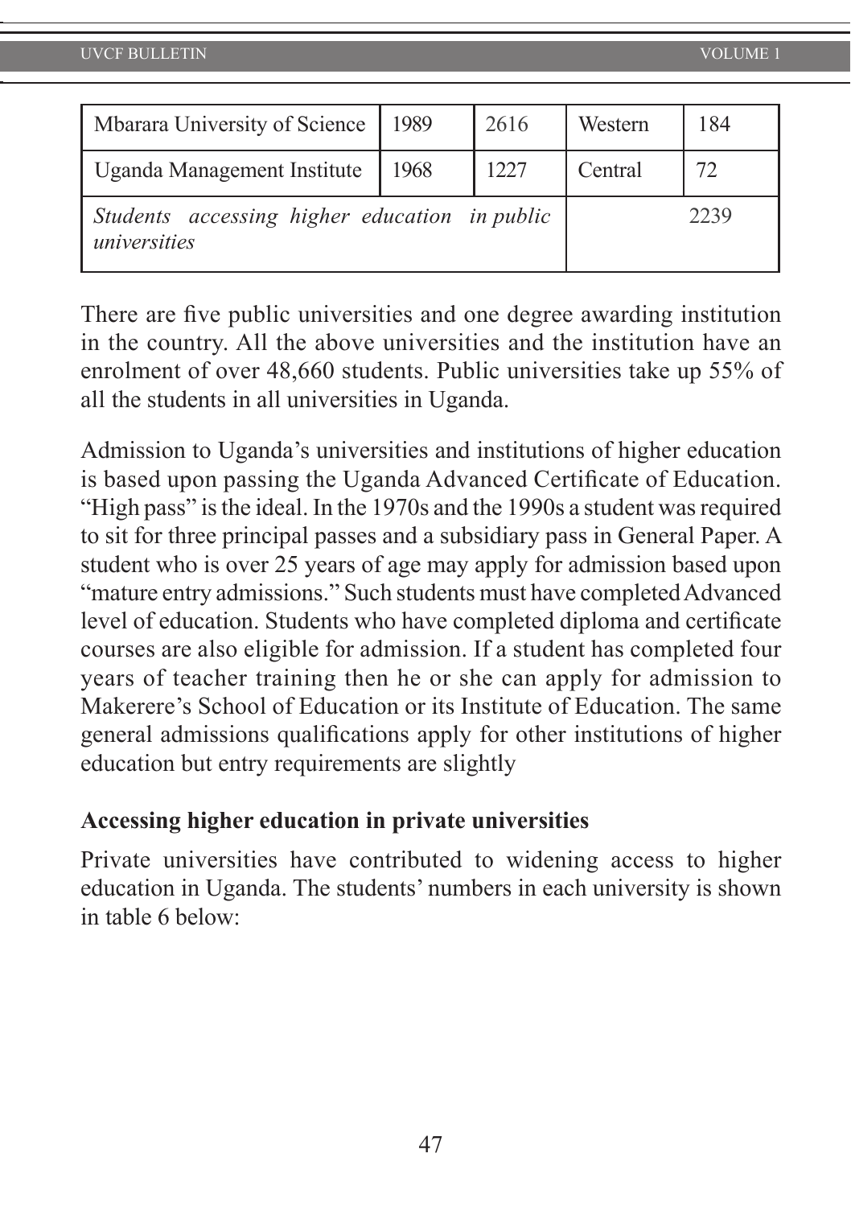| | | | | |
|---|---|---|---|---|
| Mbarara University of Science | 1989 | 2616 | Western | 184 |
| Uganda Management Institute | 1968 | 1227 | Central | 72 |
| *Students accessing higher education in public universities* | | | 2239 | |

There are five public universities and one degree awarding institution in the country. All the above universities and the institution have an enrolment of over 48,660 students. Public universities take up 55% of all the students in all universities in Uganda.

Admission to Uganda's universities and institutions of higher education is based upon passing the Uganda Advanced Certificate of Education. "High pass" is the ideal. In the 1970s and the 1990s a student was required to sit for three principal passes and a subsidiary pass in General Paper. A student who is over 25 years of age may apply for admission based upon "mature entry admissions." Such students must have completed Advanced level of education. Students who have completed diploma and certificate courses are also eligible for admission. If a student has completed four years of teacher training then he or she can apply for admission to Makerere's School of Education or its Institute of Education. The same general admissions qualifications apply for other institutions of higher education but entry requirements are slightly

**Accessing higher education in private universities**

Private universities have contributed to widening access to higher education in Uganda. The students' numbers in each university is shown in table 6 below: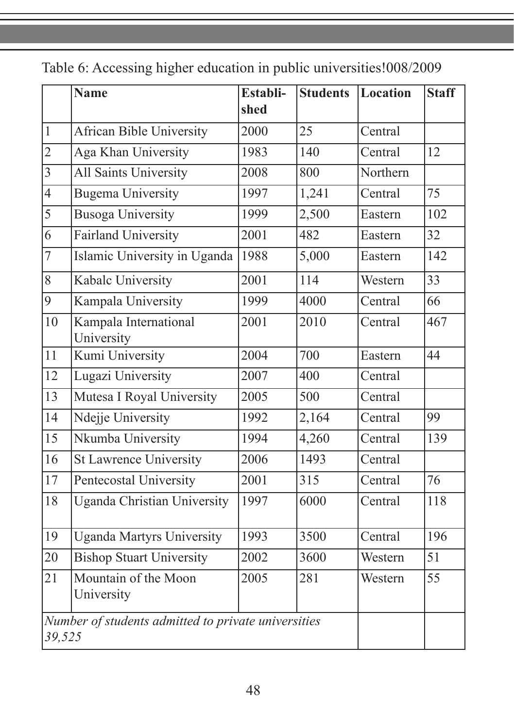Table 6: Accessing higher education in public universities!008/2009

| | Name | Established | Students | Location | Staff |
|---|---|---|---|---|---|
| 1 | African Bible University | 2000 | 25 | Central | |
| 2 | Aga Khan University | 1983 | 140 | Central | 12 |
| 3 | All Saints University | 2008 | 800 | Northern | |
| 4 | Bugema University | 1997 | 1,241 | Central | 75 |
| 5 | Busoga University | 1999 | 2,500 | Eastern | 102 |
| 6 | Fairland University | 2001 | 482 | Eastern | 32 |
| 7 | Islamic University in Uganda | 1988 | 5,000 | Eastern | 142 |
| 8 | Kabalc University | 2001 | 114 | Western | 33 |
| 9 | Kampala University | 1999 | 4000 | Central | 66 |
| 10 | Kampala International University | 2001 | 2010 | Central | 467 |
| 11 | Kumi University | 2004 | 700 | Eastern | 44 |
| 12 | Lugazi University | 2007 | 400 | Central | |
| 13 | Mutesa I Royal University | 2005 | 500 | Central | |
| 14 | Ndejje University | 1992 | 2,164 | Central | 99 |
| 15 | Nkumba University | 1994 | 4,260 | Central | 139 |
| 16 | St Lawrence University | 2006 | 1493 | Central | |
| 17 | Pentecostal University | 2001 | 315 | Central | 76 |
| 18 | Uganda Christian University | 1997 | 6000 | Central | 118 |
| 19 | Uganda Martyrs University | 1993 | 3500 | Central | 196 |
| 20 | Bishop Stuart University | 2002 | 3600 | Western | 51 |
| 21 | Mountain of the Moon University | 2005 | 281 | Western | 55 |
| *Number of students admitted to private universities 39,525* | | | | | |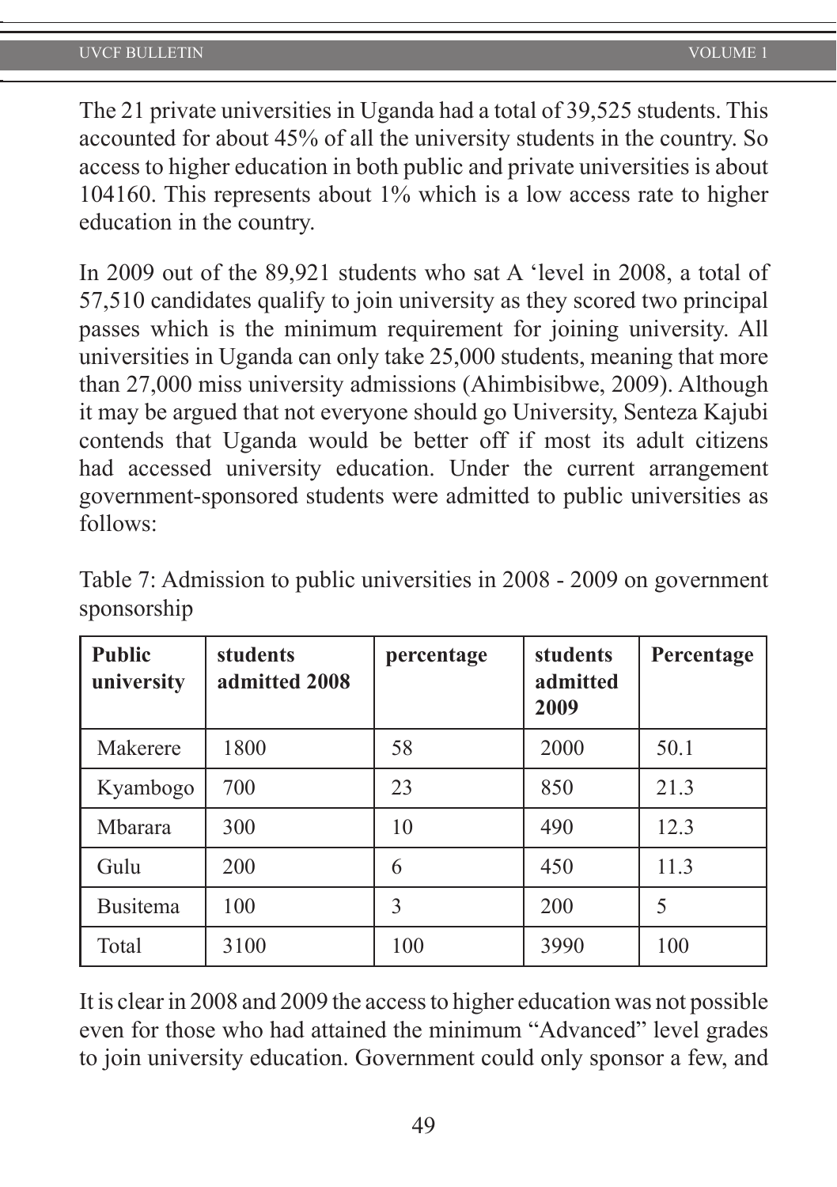The 21 private universities in Uganda had a total of 39,525 students. This accounted for about 45% of all the university students in the country. So access to higher education in both public and private universities is about 104160. This represents about 1% which is a low access rate to higher education in the country.

In 2009 out of the 89,921 students who sat A 'level in 2008, a total of 57,510 candidates qualify to join university as they scored two principal passes which is the minimum requirement for joining university. All universities in Uganda can only take 25,000 students, meaning that more than 27,000 miss university admissions (Ahimbisibwe, 2009). Although it may be argued that not everyone should go University, Senteza Kajubi contends that Uganda would be better off if most its adult citizens had accessed university education. Under the current arrangement government-sponsored students were admitted to public universities as follows:

Table 7: Admission to public universities in 2008 - 2009 on government sponsorship

| Public university | students admitted 2008 | percentage | students admitted 2009 | Percentage |
|---|---|---|---|---|
| Makerere | 1800 | 58 | 2000 | 50.1 |
| Kyambogo | 700 | 23 | 850 | 21.3 |
| Mbarara | 300 | 10 | 490 | 12.3 |
| Gulu | 200 | 6 | 450 | 11.3 |
| Busitema | 100 | 3 | 200 | 5 |
| Total | 3100 | 100 | 3990 | 100 |

It is clear in 2008 and 2009 the access to higher education was not possible even for those who had attained the minimum "Advanced" level grades to join university education. Government could only sponsor a few, and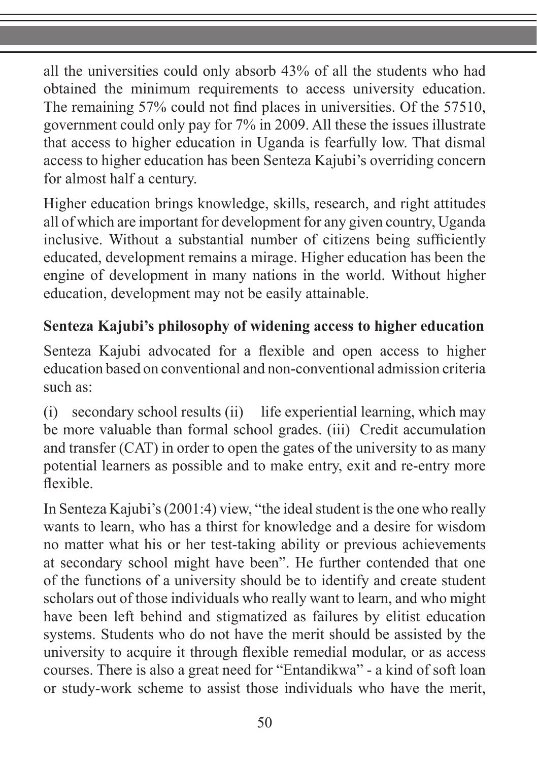all the universities could only absorb 43% of all the students who had obtained the minimum requirements to access university education. The remaining 57% could not find places in universities. Of the 57510, government could only pay for 7% in 2009. All these the issues illustrate that access to higher education in Uganda is fearfully low. That dismal access to higher education has been Senteza Kajubi's overriding concern for almost half a century.

Higher education brings knowledge, skills, research, and right attitudes all of which are important for development for any given country, Uganda inclusive. Without a substantial number of citizens being sufficiently educated, development remains a mirage. Higher education has been the engine of development in many nations in the world. Without higher education, development may not be easily attainable.

**Senteza Kajubi's philosophy of widening access to higher education**

Senteza Kajubi advocated for a flexible and open access to higher education based on conventional and non-conventional admission criteria such as:

(i) secondary school results (ii) life experiential learning, which may be more valuable than formal school grades. (iii) Credit accumulation and transfer (CAT) in order to open the gates of the university to as many potential learners as possible and to make entry, exit and re-entry more flexible.

In Senteza Kajubi's (2001:4) view, "the ideal student is the one who really wants to learn, who has a thirst for knowledge and a desire for wisdom no matter what his or her test-taking ability or previous achievements at secondary school might have been". He further contended that one of the functions of a university should be to identify and create student scholars out of those individuals who really want to learn, and who might have been left behind and stigmatized as failures by elitist education systems. Students who do not have the merit should be assisted by the university to acquire it through flexible remedial modular, or as access courses. There is also a great need for "Entandikwa" - a kind of soft loan or study-work scheme to assist those individuals who have the merit,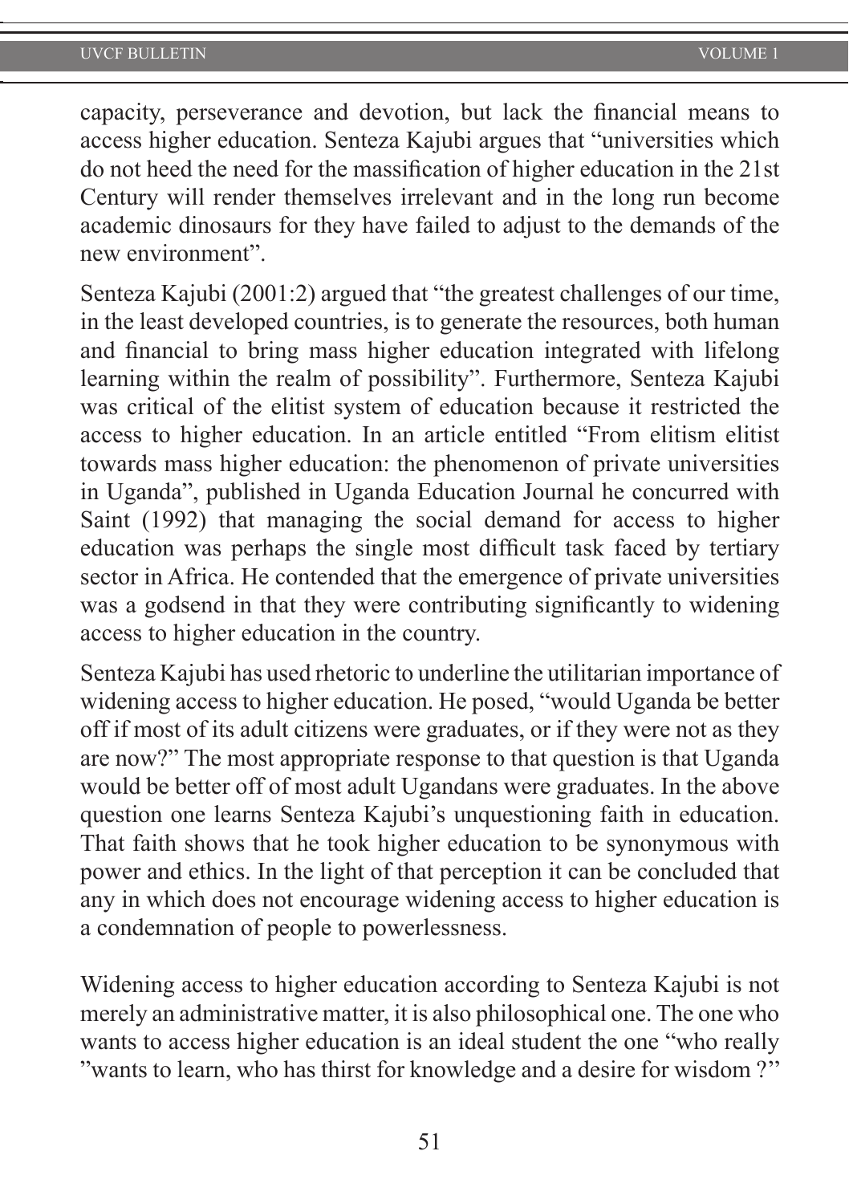capacity, perseverance and devotion, but lack the financial means to access higher education. Senteza Kajubi argues that "universities which do not heed the need for the massification of higher education in the 21st Century will render themselves irrelevant and in the long run become academic dinosaurs for they have failed to adjust to the demands of the new environment".

Senteza Kajubi (2001:2) argued that "the greatest challenges of our time, in the least developed countries, is to generate the resources, both human and financial to bring mass higher education integrated with lifelong learning within the realm of possibility". Furthermore, Senteza Kajubi was critical of the elitist system of education because it restricted the access to higher education. In an article entitled "From elitism elitist towards mass higher education: the phenomenon of private universities in Uganda", published in Uganda Education Journal he concurred with Saint (1992) that managing the social demand for access to higher education was perhaps the single most difficult task faced by tertiary sector in Africa. He contended that the emergence of private universities was a godsend in that they were contributing significantly to widening access to higher education in the country.

Senteza Kajubi has used rhetoric to underline the utilitarian importance of widening access to higher education. He posed, "would Uganda be better off if most of its adult citizens were graduates, or if they were not as they are now?" The most appropriate response to that question is that Uganda would be better off of most adult Ugandans were graduates. In the above question one learns Senteza Kajubi's unquestioning faith in education. That faith shows that he took higher education to be synonymous with power and ethics. In the light of that perception it can be concluded that any in which does not encourage widening access to higher education is a condemnation of people to powerlessness.

Widening access to higher education according to Senteza Kajubi is not merely an administrative matter, it is also philosophical one. The one who wants to access higher education is an ideal student the one "who really "wants to learn, who has thirst for knowledge and a desire for wisdom ?"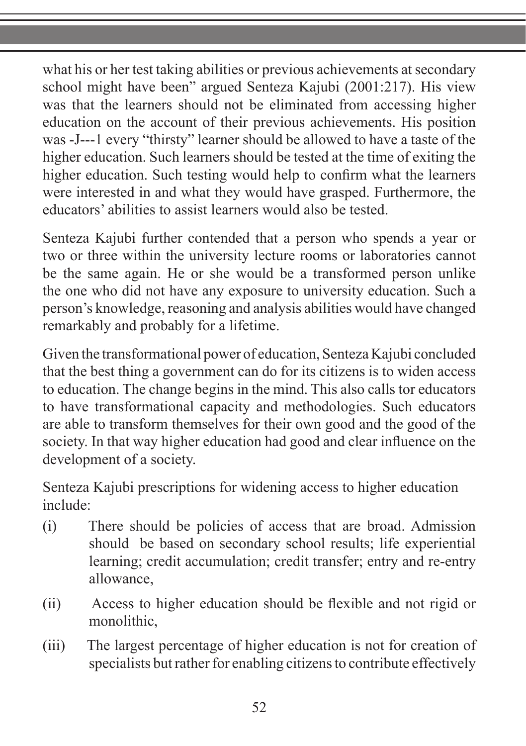what his or her test taking abilities or previous achievements at secondary school might have been" argued Senteza Kajubi (2001:217). His view was that the learners should not be eliminated from accessing higher education on the account of their previous achievements. His position was -J---1 every "thirsty" learner should be allowed to have a taste of the higher education. Such learners should be tested at the time of exiting the higher education. Such testing would help to confirm what the learners were interested in and what they would have grasped. Furthermore, the educators' abilities to assist learners would also be tested.

Senteza Kajubi further contended that a person who spends a year or two or three within the university lecture rooms or laboratories cannot be the same again. He or she would be a transformed person unlike the one who did not have any exposure to university education. Such a person's knowledge, reasoning and analysis abilities would have changed remarkably and probably for a lifetime.

Given the transformational power of education, Senteza Kajubi concluded that the best thing a government can do for its citizens is to widen access to education. The change begins in the mind. This also calls tor educators to have transformational capacity and methodologies. Such educators are able to transform themselves for their own good and the good of the society. In that way higher education had good and clear influence on the development of a society.

Senteza Kajubi prescriptions for widening access to higher education include:

(i) There should be policies of access that are broad. Admission should be based on secondary school results; life experiential learning; credit accumulation; credit transfer; entry and re-entry allowance,

(ii) Access to higher education should be flexible and not rigid or monolithic,

(iii) The largest percentage of higher education is not for creation of specialists but rather for enabling citizens to contribute effectively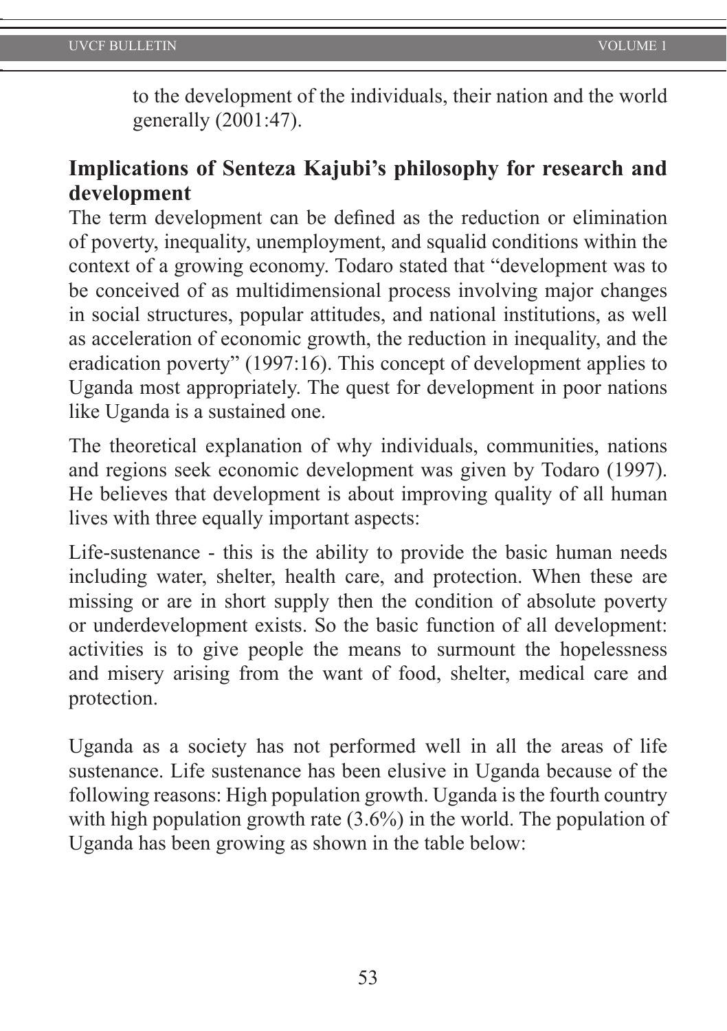to the development of the individuals, their nation and the world generally (2001:47).

## Implications of Senteza Kajubi's philosophy for research and development

The term development can be defined as the reduction or elimination of poverty, inequality, unemployment, and squalid conditions within the context of a growing economy. Todaro stated that "development was to be conceived of as multidimensional process involving major changes in social structures, popular attitudes, and national institutions, as well as acceleration of economic growth, the reduction in inequality, and the eradication poverty" (1997:16). This concept of development applies to Uganda most appropriately. The quest for development in poor nations like Uganda is a sustained one.

The theoretical explanation of why individuals, communities, nations and regions seek economic development was given by Todaro (1997). He believes that development is about improving quality of all human lives with three equally important aspects:

Life-sustenance - this is the ability to provide the basic human needs including water, shelter, health care, and protection. When these are missing or are in short supply then the condition of absolute poverty or underdevelopment exists. So the basic function of all development: activities is to give people the means to surmount the hopelessness and misery arising from the want of food, shelter, medical care and protection.

Uganda as a society has not performed well in all the areas of life sustenance. Life sustenance has been elusive in Uganda because of the following reasons: High population growth. Uganda is the fourth country with high population growth rate (3.6%) in the world. The population of Uganda has been growing as shown in the table below: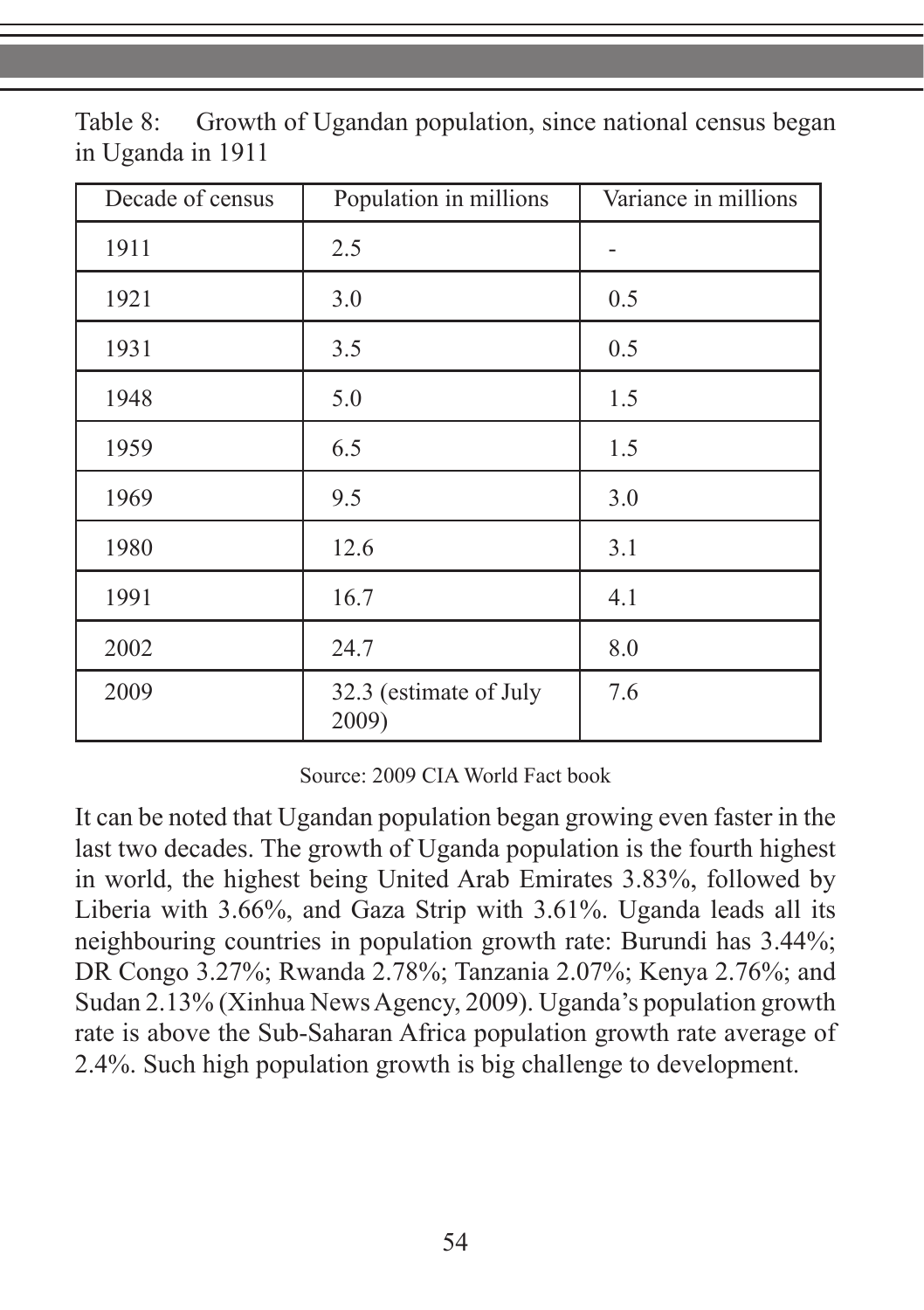Table 8: Growth of Ugandan population, since national census began in Uganda in 1911

| Decade of census | Population in millions | Variance in millions |
|---|---|---|
| 1911 | 2.5 | - |
| 1921 | 3.0 | 0.5 |
| 1931 | 3.5 | 0.5 |
| 1948 | 5.0 | 1.5 |
| 1959 | 6.5 | 1.5 |
| 1969 | 9.5 | 3.0 |
| 1980 | 12.6 | 3.1 |
| 1991 | 16.7 | 4.1 |
| 2002 | 24.7 | 8.0 |
| 2009 | 32.3 (estimate of July 2009) | 7.6 |

Source: 2009 CIA World Fact book

It can be noted that Ugandan population began growing even faster in the last two decades. The growth of Uganda population is the fourth highest in world, the highest being United Arab Emirates 3.83%, followed by Liberia with 3.66%, and Gaza Strip with 3.61%. Uganda leads all its neighbouring countries in population growth rate: Burundi has 3.44%; DR Congo 3.27%; Rwanda 2.78%; Tanzania 2.07%; Kenya 2.76%; and Sudan 2.13% (Xinhua News Agency, 2009). Uganda's population growth rate is above the Sub-Saharan Africa population growth rate average of 2.4%. Such high population growth is big challenge to development.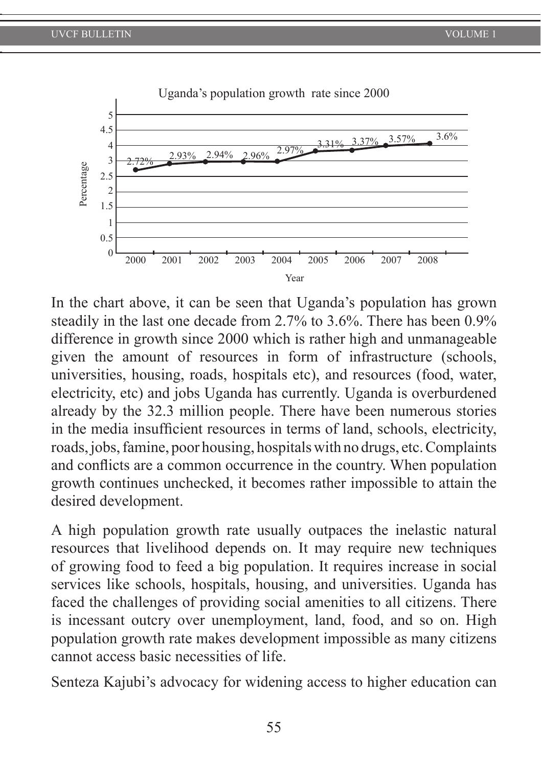Uganda's population growth rate since 2000

Percentage

5
4.5
4
3
2.5
2
1.5
1
0.5
0

2.72% 2.93% 2.94% 2.96% 2.97% 3.31% 3.37% 3.57% 3.6%

2000 2001 2002 2003 2004 2005 2006 2007 2008

Year

In the chart above, it can be seen that Uganda's population has grown steadily in the last one decade from 2.7% to 3.6%. There has been 0.9% difference in growth since 2000 which is rather high and unmanageable given the amount of resources in form of infrastructure (schools, universities, housing, roads, hospitals etc), and resources (food, water, electricity, etc) and jobs Uganda has currently. Uganda is overburdened already by the 32.3 million people. There have been numerous stories in the media insufficient resources in terms of land, schools, electricity, roads, jobs, famine, poor housing, hospitals with no drugs, etc. Complaints and conflicts are a common occurrence in the country. When population growth continues unchecked, it becomes rather impossible to attain the desired development.

A high population growth rate usually outpaces the inelastic natural resources that livelihood depends on. It may require new techniques of growing food to feed a big population. It requires increase in social services like schools, hospitals, housing, and universities. Uganda has faced the challenges of providing social amenities to all citizens. There is incessant outcry over unemployment, land, food, and so on. High population growth rate makes development impossible as many citizens cannot access basic necessities of life.

Senteza Kajubi's advocacy for widening access to higher education can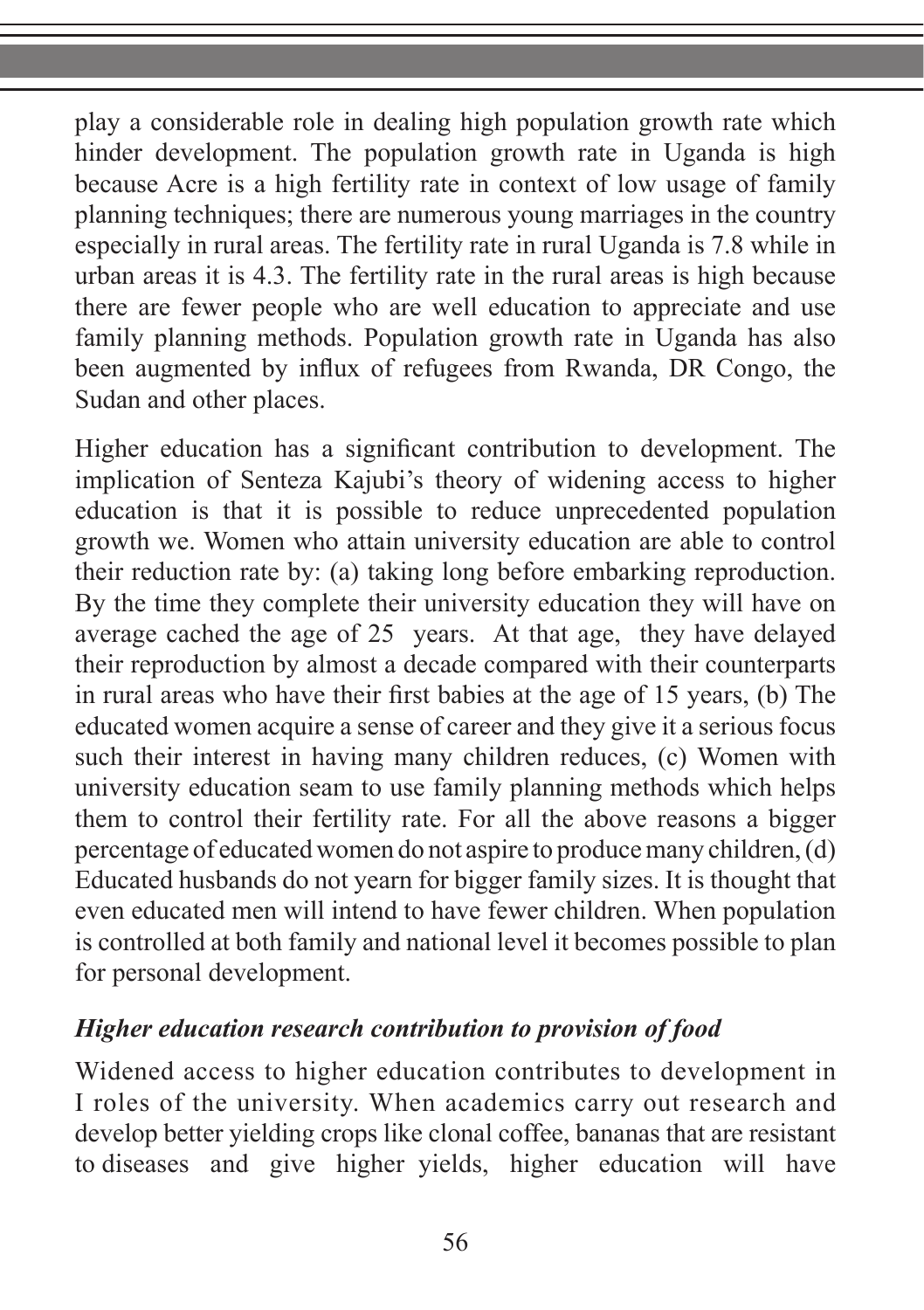play a considerable role in dealing high population growth rate which hinder development. The population growth rate in Uganda is high because Acre is a high fertility rate in context of low usage of family planning techniques; there are numerous young marriages in the country especially in rural areas. The fertility rate in rural Uganda is 7.8 while in urban areas it is 4.3. The fertility rate in the rural areas is high because there are fewer people who are well education to appreciate and use family planning methods. Population growth rate in Uganda has also been augmented by influx of refugees from Rwanda, DR Congo, the Sudan and other places.

Higher education has a significant contribution to development. The implication of Senteza Kajubi's theory of widening access to higher education is that it is possible to reduce unprecedented population growth we. Women who attain university education are able to control their reduction rate by: (a) taking long before embarking reproduction. By the time they complete their university education they will have on average cached the age of 25 years. At that age, they have delayed their reproduction by almost a decade compared with their counterparts in rural areas who have their first babies at the age of 15 years, (b) The educated women acquire a sense of career and they give it a serious focus such their interest in having many children reduces, (c) Women with university education seam to use family planning methods which helps them to control their fertility rate. For all the above reasons a bigger percentage of educated women do not aspire to produce many children, (d) Educated husbands do not yearn for bigger family sizes. It is thought that even educated men will intend to have fewer children. When population is controlled at both family and national level it becomes possible to plan for personal development.

### *Higher education research contribution to provision of food*

Widened access to higher education contributes to development in I roles of the university. When academics carry out research and develop better yielding crops like clonal coffee, bananas that are resistant to diseases and give higher yields, higher education will have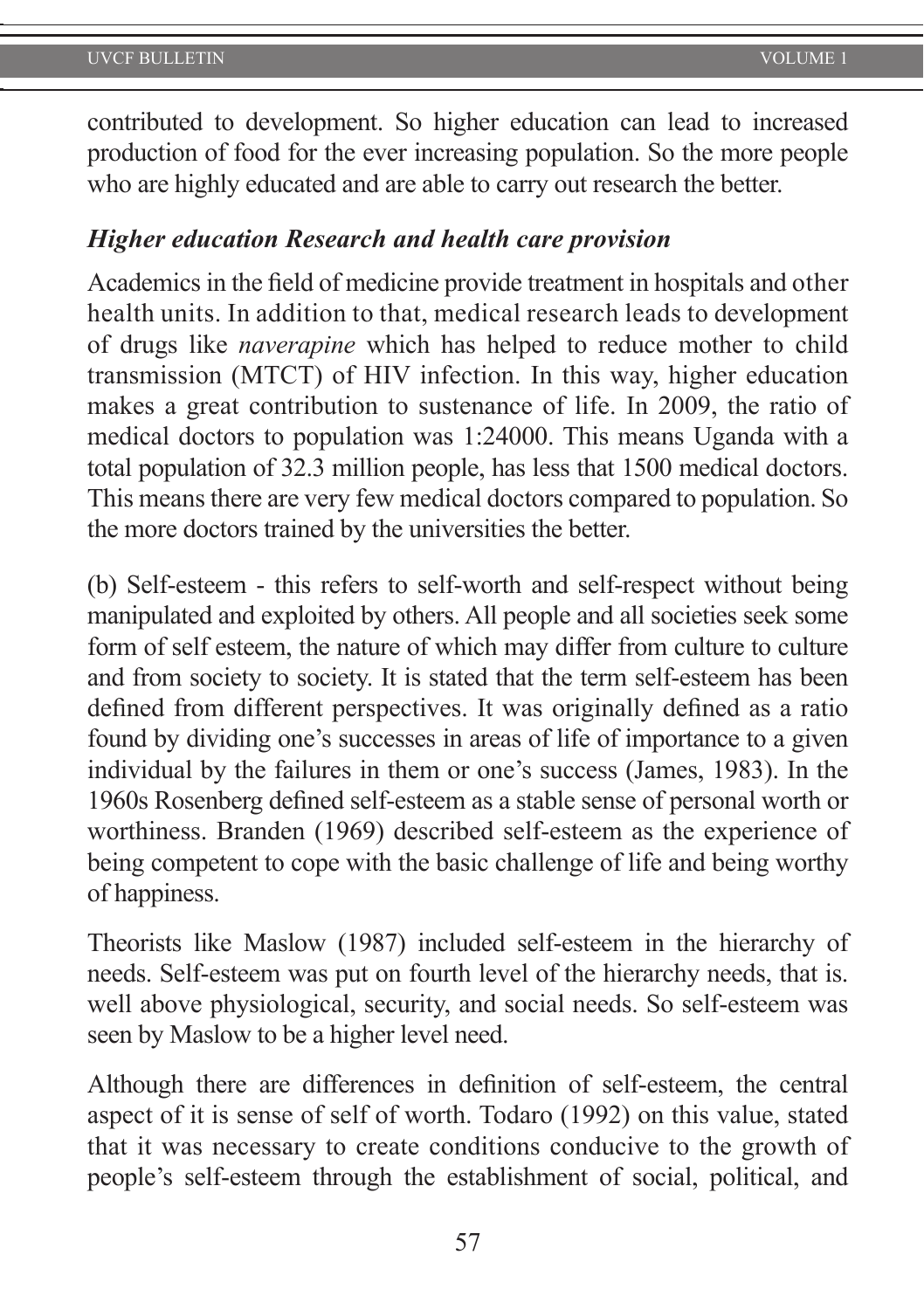contributed to development. So higher education can lead to increased production of food for the ever increasing population. So the more people who are highly educated and are able to carry out research the better.

### *Higher education Research and health care provision*

Academics in the field of medicine provide treatment in hospitals and other health units. In addition to that, medical research leads to development of drugs like *naverapine* which has helped to reduce mother to child transmission (MTCT) of HIV infection. In this way, higher education makes a great contribution to sustenance of life. In 2009, the ratio of medical doctors to population was 1:24000. This means Uganda with a total population of 32.3 million people, has less that 1500 medical doctors. This means there are very few medical doctors compared to population. So the more doctors trained by the universities the better.

(b) Self-esteem - this refers to self-worth and self-respect without being manipulated and exploited by others. All people and all societies seek some form of self esteem, the nature of which may differ from culture to culture and from society to society. It is stated that the term self-esteem has been defined from different perspectives. It was originally defined as a ratio found by dividing one's successes in areas of life of importance to a given individual by the failures in them or one's success (James, 1983). In the 1960s Rosenberg defined self-esteem as a stable sense of personal worth or worthiness. Branden (1969) described self-esteem as the experience of being competent to cope with the basic challenge of life and being worthy of happiness.

Theorists like Maslow (1987) included self-esteem in the hierarchy of needs. Self-esteem was put on fourth level of the hierarchy needs, that is. well above physiological, security, and social needs. So self-esteem was seen by Maslow to be a higher level need.

Although there are differences in definition of self-esteem, the central aspect of it is sense of self of worth. Todaro (1992) on this value, stated that it was necessary to create conditions conducive to the growth of people's self-esteem through the establishment of social, political, and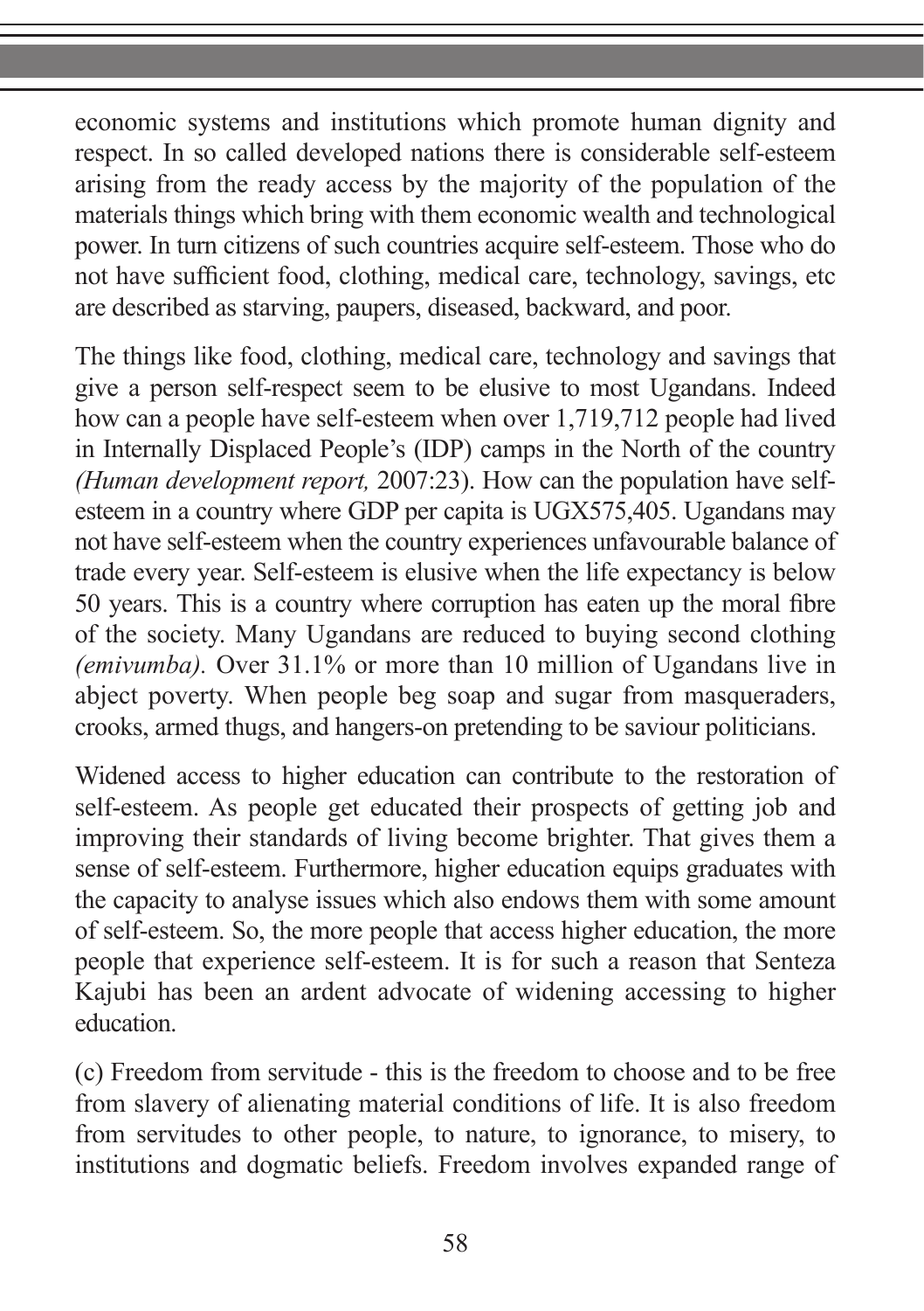economic systems and institutions which promote human dignity and respect. In so called developed nations there is considerable self-esteem arising from the ready access by the majority of the population of the materials things which bring with them economic wealth and technological power. In turn citizens of such countries acquire self-esteem. Those who do not have sufficient food, clothing, medical care, technology, savings, etc are described as starving, paupers, diseased, backward, and poor.

The things like food, clothing, medical care, technology and savings that give a person self-respect seem to be elusive to most Ugandans. Indeed how can a people have self-esteem when over 1,719,712 people had lived in Internally Displaced People's (IDP) camps in the North of the country *(Human development report,* 2007:23). How can the population have self-esteem in a country where GDP per capita is UGX575,405. Ugandans may not have self-esteem when the country experiences unfavourable balance of trade every year. Self-esteem is elusive when the life expectancy is below 50 years. This is a country where corruption has eaten up the moral fibre of the society. Many Ugandans are reduced to buying second clothing *(emivumba).* Over 31.1% or more than 10 million of Ugandans live in abject poverty. When people beg soap and sugar from masqueraders, crooks, armed thugs, and hangers-on pretending to be saviour politicians.

Widened access to higher education can contribute to the restoration of self-esteem. As people get educated their prospects of getting job and improving their standards of living become brighter. That gives them a sense of self-esteem. Furthermore, higher education equips graduates with the capacity to analyse issues which also endows them with some amount of self-esteem. So, the more people that access higher education, the more people that experience self-esteem. It is for such a reason that Senteza Kajubi has been an ardent advocate of widening accessing to higher education.

(c) Freedom from servitude - this is the freedom to choose and to be free from slavery of alienating material conditions of life. It is also freedom from servitudes to other people, to nature, to ignorance, to misery, to institutions and dogmatic beliefs. Freedom involves expanded range of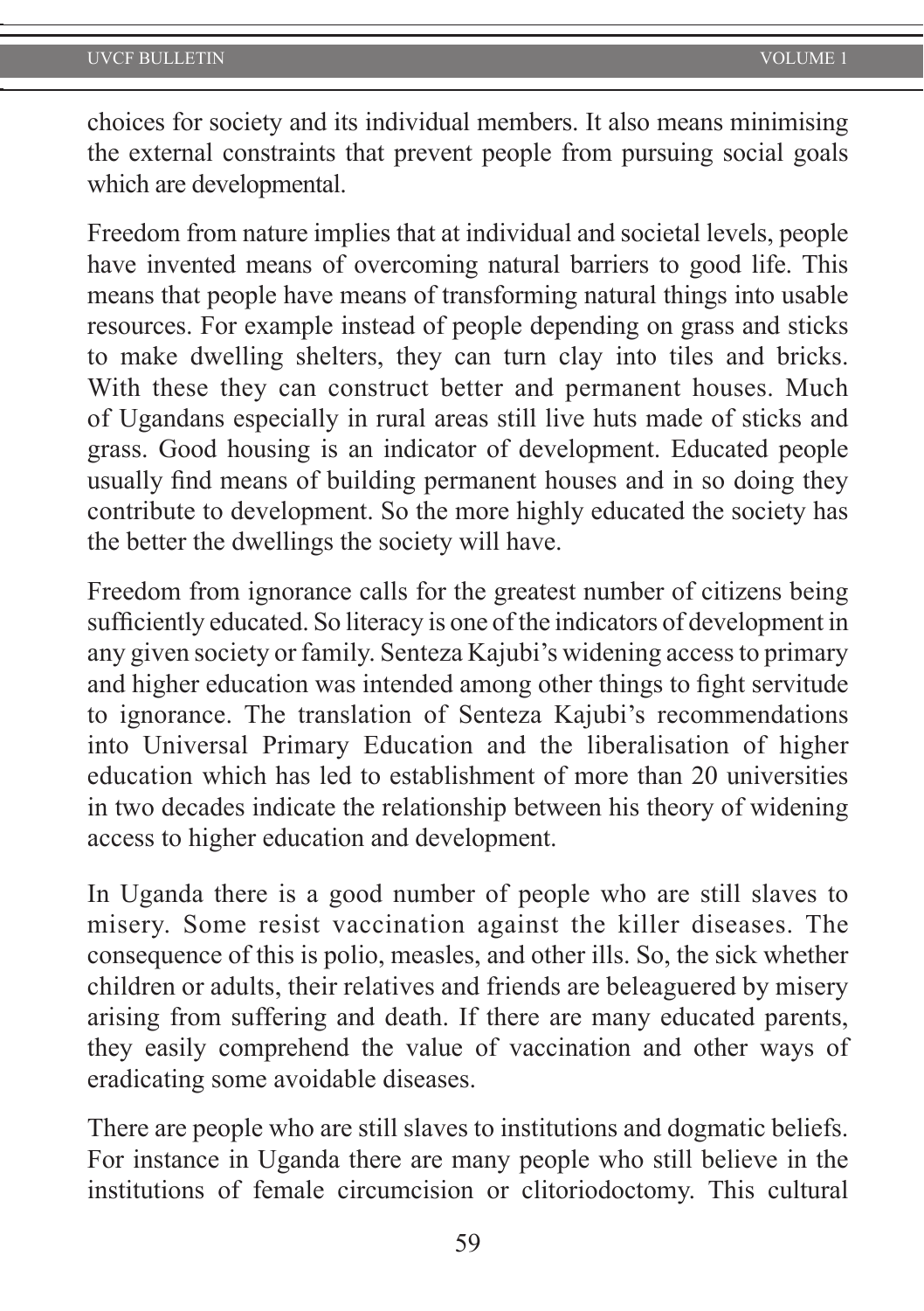choices for society and its individual members. It also means minimising the external constraints that prevent people from pursuing social goals which are developmental.

Freedom from nature implies that at individual and societal levels, people have invented means of overcoming natural barriers to good life. This means that people have means of transforming natural things into usable resources. For example instead of people depending on grass and sticks to make dwelling shelters, they can turn clay into tiles and bricks. With these they can construct better and permanent houses. Much of Ugandans especially in rural areas still live huts made of sticks and grass. Good housing is an indicator of development. Educated people usually find means of building permanent houses and in so doing they contribute to development. So the more highly educated the society has the better the dwellings the society will have.

Freedom from ignorance calls for the greatest number of citizens being sufficiently educated. So literacy is one of the indicators of development in any given society or family. Senteza Kajubi's widening access to primary and higher education was intended among other things to fight servitude to ignorance. The translation of Senteza Kajubi's recommendations into Universal Primary Education and the liberalisation of higher education which has led to establishment of more than 20 universities in two decades indicate the relationship between his theory of widening access to higher education and development.

In Uganda there is a good number of people who are still slaves to misery. Some resist vaccination against the killer diseases. The consequence of this is polio, measles, and other ills. So, the sick whether children or adults, their relatives and friends are beleaguered by misery arising from suffering and death. If there are many educated parents, they easily comprehend the value of vaccination and other ways of eradicating some avoidable diseases.

There are people who are still slaves to institutions and dogmatic beliefs. For instance in Uganda there are many people who still believe in the institutions of female circumcision or clitoriodoctomy. This cultural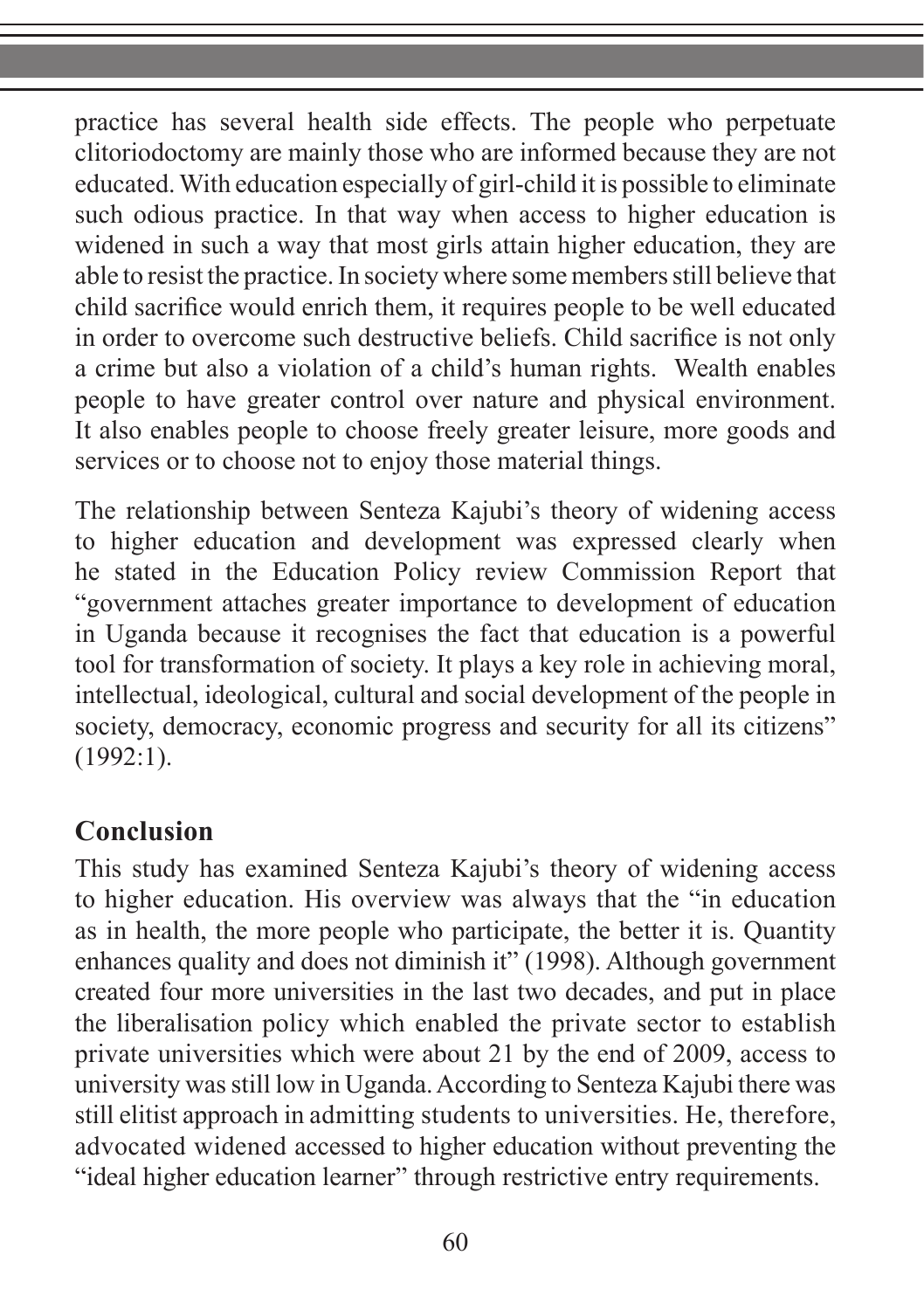practice has several health side effects. The people who perpetuate clitoriodoctomy are mainly those who are informed because they are not educated. With education especially of girl-child it is possible to eliminate such odious practice. In that way when access to higher education is widened in such a way that most girls attain higher education, they are able to resist the practice. In society where some members still believe that child sacrifice would enrich them, it requires people to be well educated in order to overcome such destructive beliefs. Child sacrifice is not only a crime but also a violation of a child's human rights. Wealth enables people to have greater control over nature and physical environment. It also enables people to choose freely greater leisure, more goods and services or to choose not to enjoy those material things.

The relationship between Senteza Kajubi's theory of widening access to higher education and development was expressed clearly when he stated in the Education Policy review Commission Report that "government attaches greater importance to development of education in Uganda because it recognises the fact that education is a powerful tool for transformation of society. It plays a key role in achieving moral, intellectual, ideological, cultural and social development of the people in society, democracy, economic progress and security for all its citizens" (1992:1).

## Conclusion

This study has examined Senteza Kajubi's theory of widening access to higher education. His overview was always that the "in education as in health, the more people who participate, the better it is. Quantity enhances quality and does not diminish it" (1998). Although government created four more universities in the last two decades, and put in place the liberalisation policy which enabled the private sector to establish private universities which were about 21 by the end of 2009, access to university was still low in Uganda. According to Senteza Kajubi there was still elitist approach in admitting students to universities. He, therefore, advocated widened accessed to higher education without preventing the "ideal higher education learner" through restrictive entry requirements.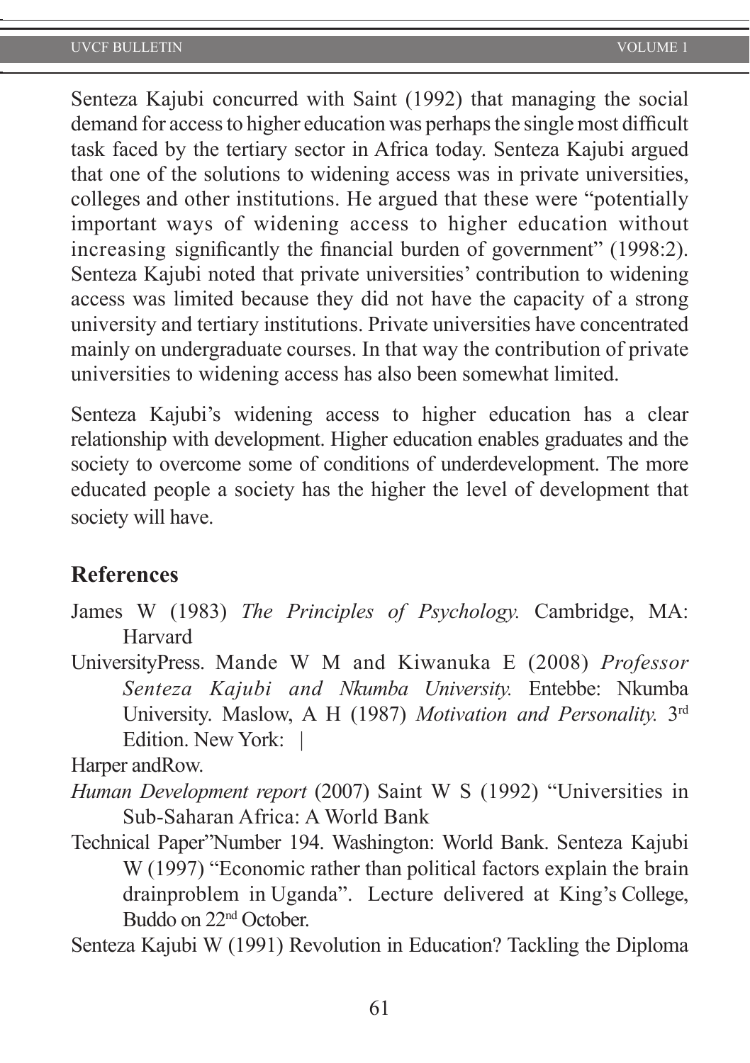Senteza Kajubi concurred with Saint (1992) that managing the social demand for access to higher education was perhaps the single most difficult task faced by the tertiary sector in Africa today. Senteza Kajubi argued that one of the solutions to widening access was in private universities, colleges and other institutions. He argued that these were "potentially important ways of widening access to higher education without increasing significantly the financial burden of government" (1998:2). Senteza Kajubi noted that private universities' contribution to widening access was limited because they did not have the capacity of a strong university and tertiary institutions. Private universities have concentrated mainly on undergraduate courses. In that way the contribution of private universities to widening access has also been somewhat limited.

Senteza Kajubi's widening access to higher education has a clear relationship with development. Higher education enables graduates and the society to overcome some of conditions of underdevelopment. The more educated people a society has the higher the level of development that society will have.

## References

James W (1983) *The Principles of Psychology.* Cambridge, MA: Harvard

UniversityPress. Mande W M and Kiwanuka E (2008) *Professor Senteza Kajubi and Nkumba University.* Entebbe: Nkumba University. Maslow, A H (1987) *Motivation and Personality.* 3rd Edition. New York: |

Harper andRow.

*Human Development report* (2007) Saint W S (1992) "Universities in Sub-Saharan Africa: A World Bank

Technical Paper"Number 194. Washington: World Bank. Senteza Kajubi W (1997) "Economic rather than political factors explain the brain drainproblem in Uganda". Lecture delivered at King's College, Buddo on 22nd October.

Senteza Kajubi W (1991) Revolution in Education? Tackling the Diploma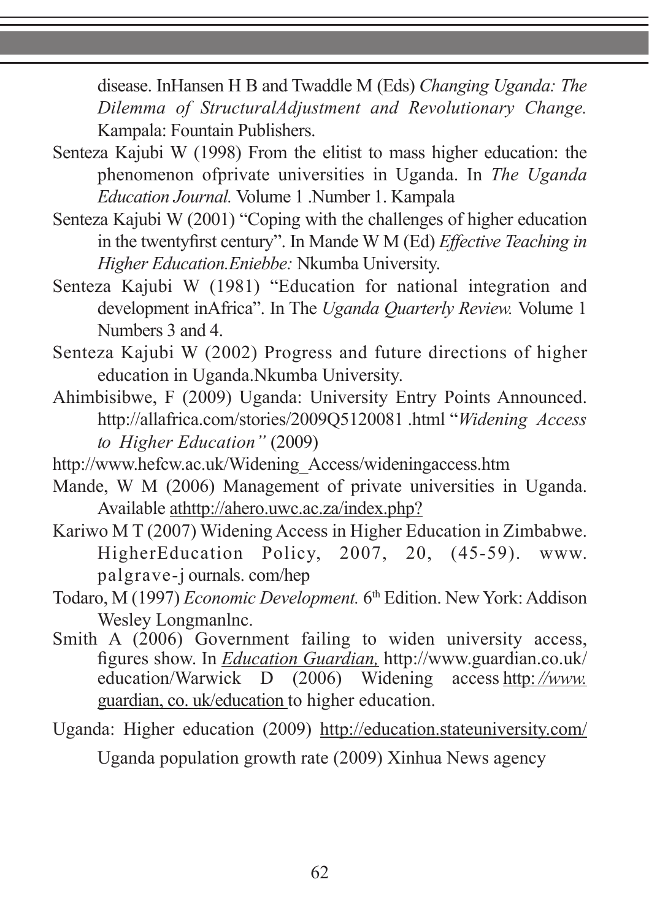disease. InHansen H B and Twaddle M (Eds) *Changing Uganda: The Dilemma of StructuralAdjustment and Revolutionary Change.* Kampala: Fountain Publishers.

Senteza Kajubi W (1998) From the elitist to mass higher education: the phenomenon ofprivate universities in Uganda. In *The Uganda Education Journal.* Volume 1 .Number 1. Kampala

Senteza Kajubi W (2001) "Coping with the challenges of higher education in the twentyfirst century". In Mande W M (Ed) *Effective Teaching in Higher Education.Eniebbe:* Nkumba University.

Senteza Kajubi W (1981) "Education for national integration and development inAfrica". In The *Uganda Quarterly Review.* Volume 1 Numbers 3 and 4.

Senteza Kajubi W (2002) Progress and future directions of higher education in Uganda.Nkumba University.

Ahimbisibwe, F (2009) Uganda: University Entry Points Announced. http://allafrica.com/stories/2009Q5120081 .html "*Widening Access to Higher Education"* (2009)

http://www.hefcw.ac.uk/Widening_Access/wideningaccess.htm

Mande, W M (2006) Management of private universities in Uganda. Available athttp://ahero.uwc.ac.za/index.php?

Kariwo M T (2007) Widening Access in Higher Education in Zimbabwe. HigherEducation Policy, 2007, 20, (45-59). www. palgrave-j ournals. com/hep

Todaro, M (1997) *Economic Development.* 6th Edition. New York: Addison Wesley Longmanlnc.

Smith A (2006) Government failing to widen university access, figures show. In *Education Guardian,* http://www.guardian.co.uk/ education/Warwick D (2006) Widening access http: *//www.* guardian, co. uk/education to higher education.

Uganda: Higher education (2009) http://education.stateuniversity.com/

Uganda population growth rate (2009) Xinhua News agency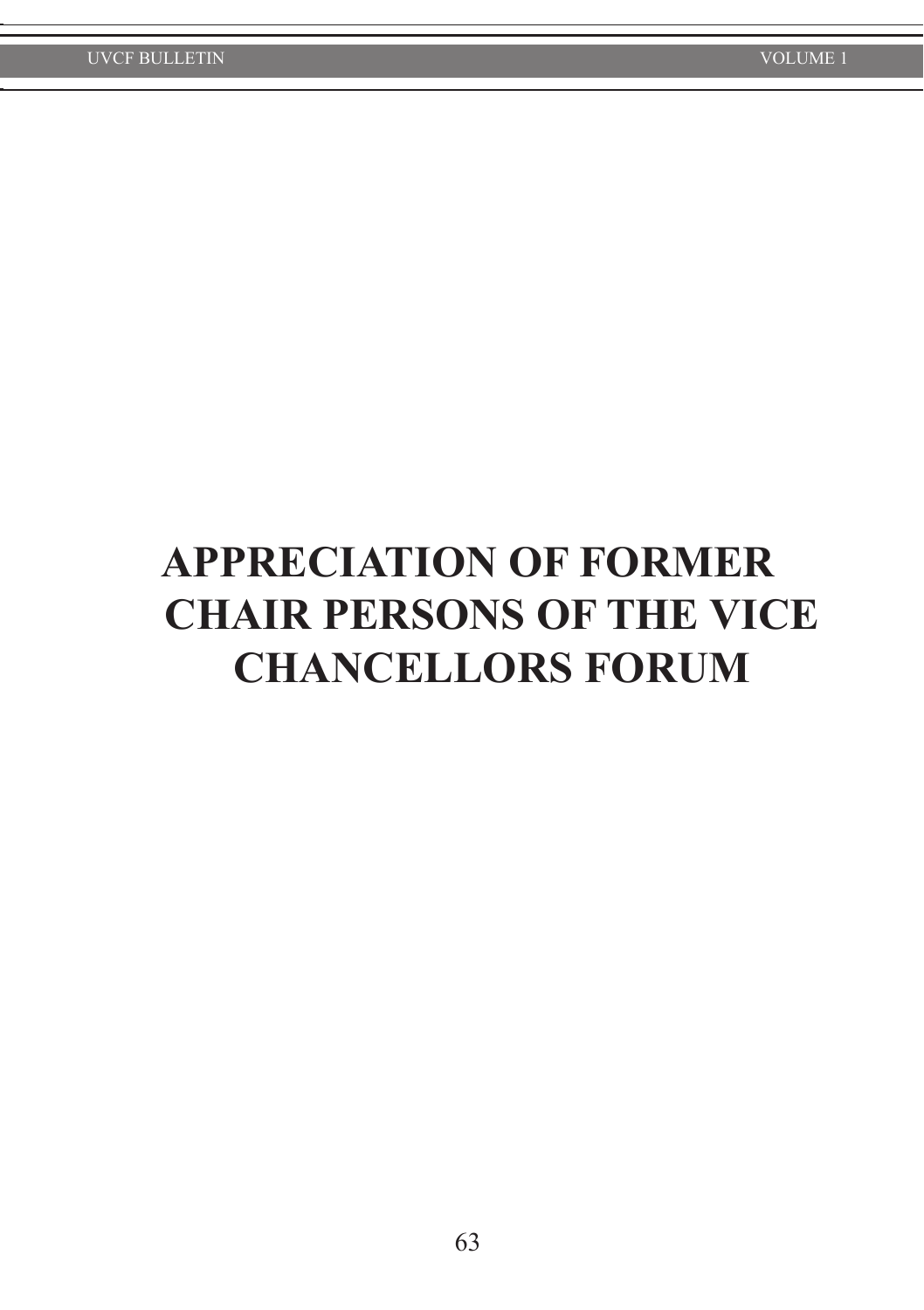# APPRECIATION OF FORMER CHAIR PERSONS OF THE VICE CHANCELLORS FORUM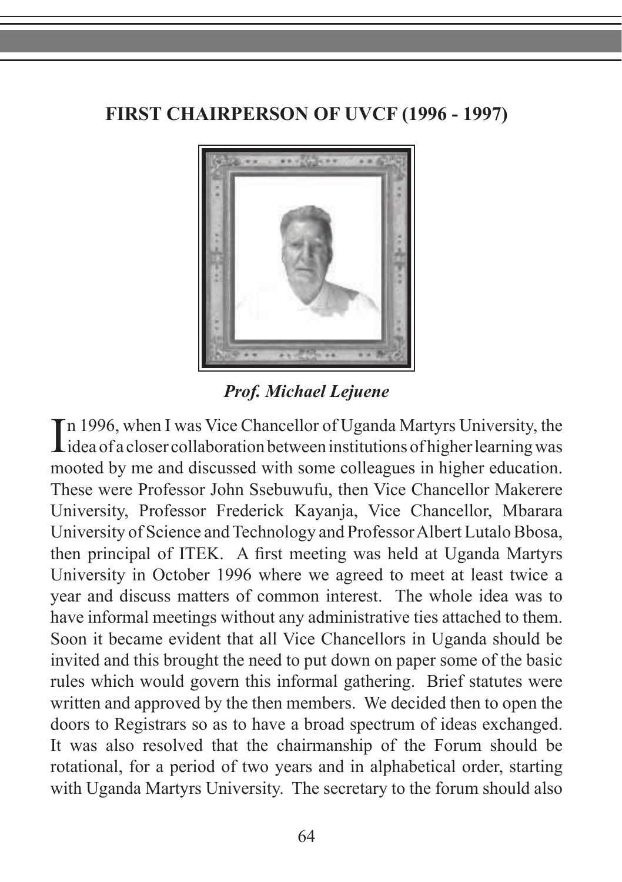## FIRST CHAIRPERSON OF UVCF (1996 - 1997)

***Prof. Michael Lejuene***

In 1996, when I was Vice Chancellor of Uganda Martyrs University, the idea of a closer collaboration between institutions of higher learning was mooted by me and discussed with some colleagues in higher education. These were Professor John Ssebuwufu, then Vice Chancellor Makerere University, Professor Frederick Kayanja, Vice Chancellor, Mbarara University of Science and Technology and Professor Albert Lutalo Bbosa, then principal of ITEK. A first meeting was held at Uganda Martyrs University in October 1996 where we agreed to meet at least twice a year and discuss matters of common interest. The whole idea was to have informal meetings without any administrative ties attached to them. Soon it became evident that all Vice Chancellors in Uganda should be invited and this brought the need to put down on paper some of the basic rules which would govern this informal gathering. Brief statutes were written and approved by the then members. We decided then to open the doors to Registrars so as to have a broad spectrum of ideas exchanged. It was also resolved that the chairmanship of the Forum should be rotational, for a period of two years and in alphabetical order, starting with Uganda Martyrs University. The secretary to the forum should also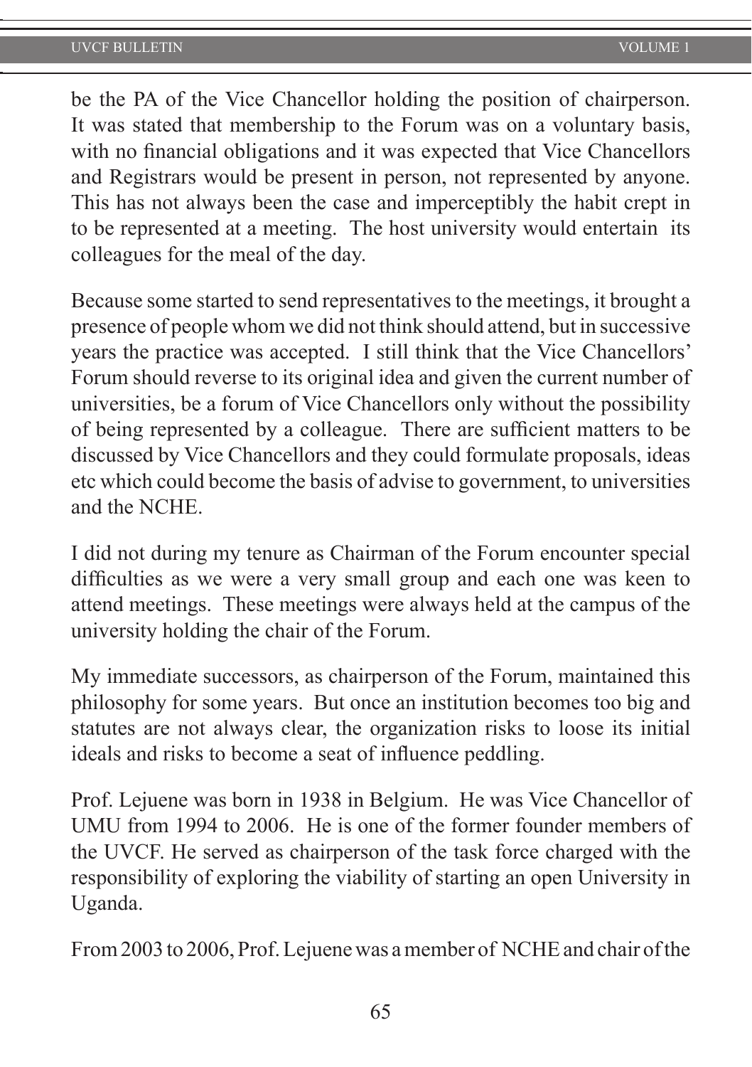be the PA of the Vice Chancellor holding the position of chairperson. It was stated that membership to the Forum was on a voluntary basis, with no financial obligations and it was expected that Vice Chancellors and Registrars would be present in person, not represented by anyone. This has not always been the case and imperceptibly the habit crept in to be represented at a meeting. The host university would entertain its colleagues for the meal of the day.

Because some started to send representatives to the meetings, it brought a presence of people whom we did not think should attend, but in successive years the practice was accepted. I still think that the Vice Chancellors' Forum should reverse to its original idea and given the current number of universities, be a forum of Vice Chancellors only without the possibility of being represented by a colleague. There are sufficient matters to be discussed by Vice Chancellors and they could formulate proposals, ideas etc which could become the basis of advise to government, to universities and the NCHE.

I did not during my tenure as Chairman of the Forum encounter special difficulties as we were a very small group and each one was keen to attend meetings. These meetings were always held at the campus of the university holding the chair of the Forum.

My immediate successors, as chairperson of the Forum, maintained this philosophy for some years. But once an institution becomes too big and statutes are not always clear, the organization risks to loose its initial ideals and risks to become a seat of influence peddling.

Prof. Lejuene was born in 1938 in Belgium. He was Vice Chancellor of UMU from 1994 to 2006. He is one of the former founder members of the UVCF. He served as chairperson of the task force charged with the responsibility of exploring the viability of starting an open University in Uganda.

From 2003 to 2006, Prof. Lejuene was a member of NCHE and chair of the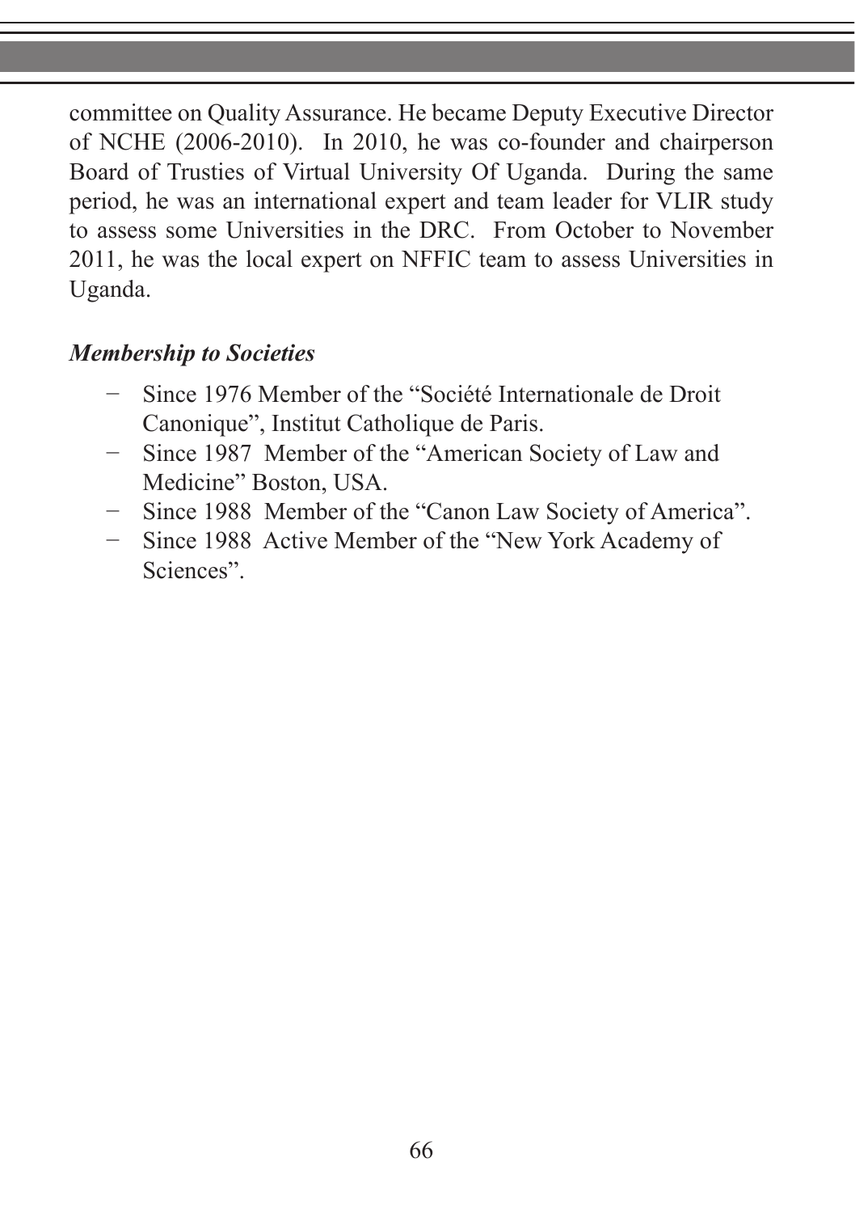committee on Quality Assurance. He became Deputy Executive Director of NCHE (2006-2010). In 2010, he was co-founder and chairperson Board of Trusties of Virtual University Of Uganda. During the same period, he was an international expert and team leader for VLIR study to assess some Universities in the DRC. From October to November 2011, he was the local expert on NFFIC team to assess Universities in Uganda.

***Membership to Societies***

- Since 1976 Member of the "Société Internationale de Droit Canonique", Institut Catholique de Paris.
- Since 1987 Member of the "American Society of Law and Medicine" Boston, USA.
- Since 1988 Member of the "Canon Law Society of America".
- Since 1988 Active Member of the "New York Academy of Sciences".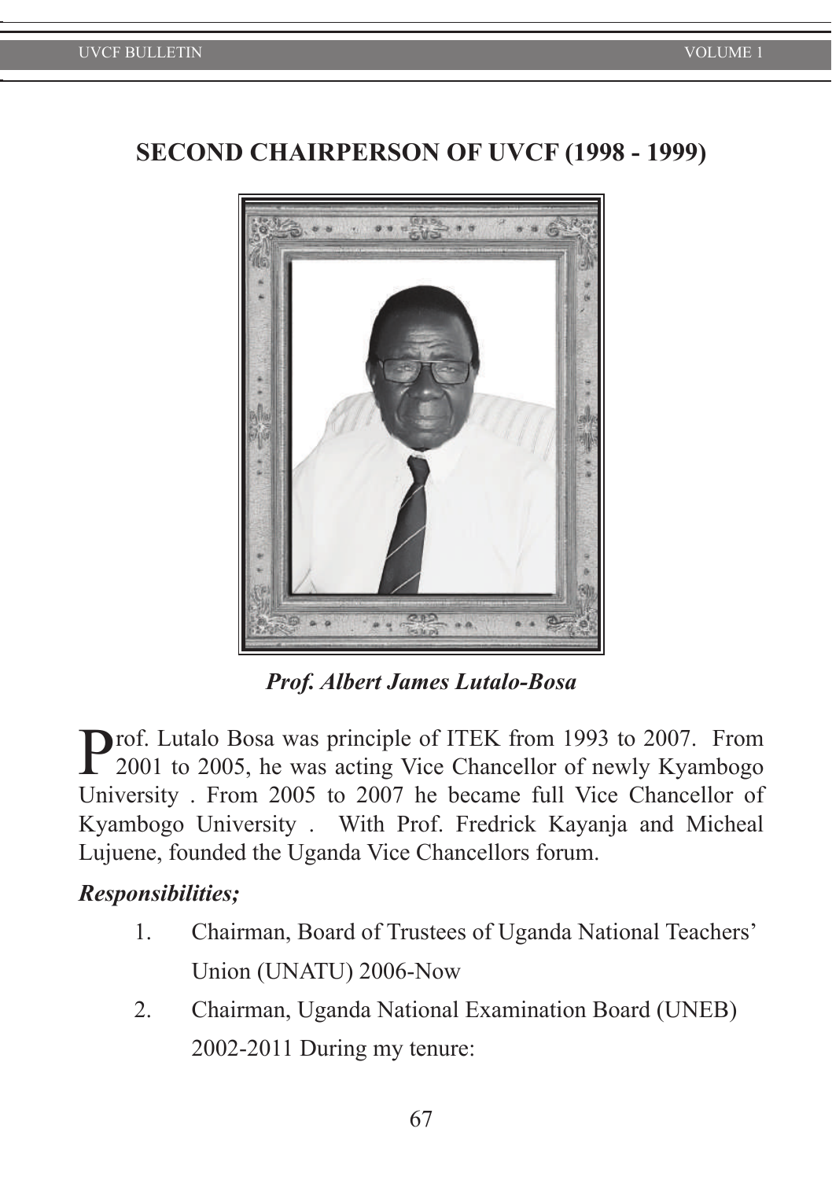## SECOND CHAIRPERSON OF UVCF (1998 - 1999)

*Prof. Albert James Lutalo-Bosa*

Prof. Lutalo Bosa was principle of ITEK from 1993 to 2007. From 2001 to 2005, he was acting Vice Chancellor of newly Kyambogo University . From 2005 to 2007 he became full Vice Chancellor of Kyambogo University . With Prof. Fredrick Kayanja and Micheal Lujuene, founded the Uganda Vice Chancellors forum.

***Responsibilities;***

1. Chairman, Board of Trustees of Uganda National Teachers' Union (UNATU) 2006-Now
2. Chairman, Uganda National Examination Board (UNEB) 2002-2011 During my tenure: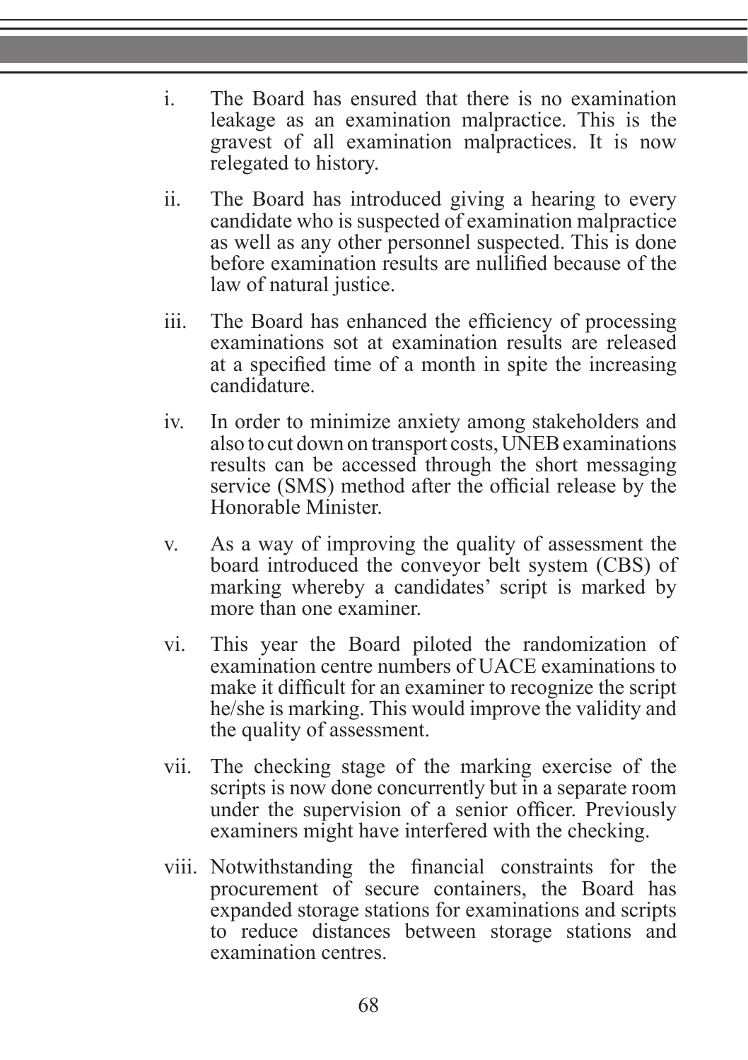i. The Board has ensured that there is no examination leakage as an examination malpractice. This is the gravest of all examination malpractices. It is now relegated to history.

ii. The Board has introduced giving a hearing to every candidate who is suspected of examination malpractice as well as any other personnel suspected. This is done before examination results are nullified because of the law of natural justice.

iii. The Board has enhanced the efficiency of processing examinations sot at examination results are released at a specified time of a month in spite the increasing candidature.

iv. In order to minimize anxiety among stakeholders and also to cut down on transport costs, UNEB examinations results can be accessed through the short messaging service (SMS) method after the official release by the Honorable Minister.

v. As a way of improving the quality of assessment the board introduced the conveyor belt system (CBS) of marking whereby a candidates' script is marked by more than one examiner.

vi. This year the Board piloted the randomization of examination centre numbers of UACE examinations to make it difficult for an examiner to recognize the script he/she is marking. This would improve the validity and the quality of assessment.

vii. The checking stage of the marking exercise of the scripts is now done concurrently but in a separate room under the supervision of a senior officer. Previously examiners might have interfered with the checking.

viii. Notwithstanding the financial constraints for the procurement of secure containers, the Board has expanded storage stations for examinations and scripts to reduce distances between storage stations and examination centres.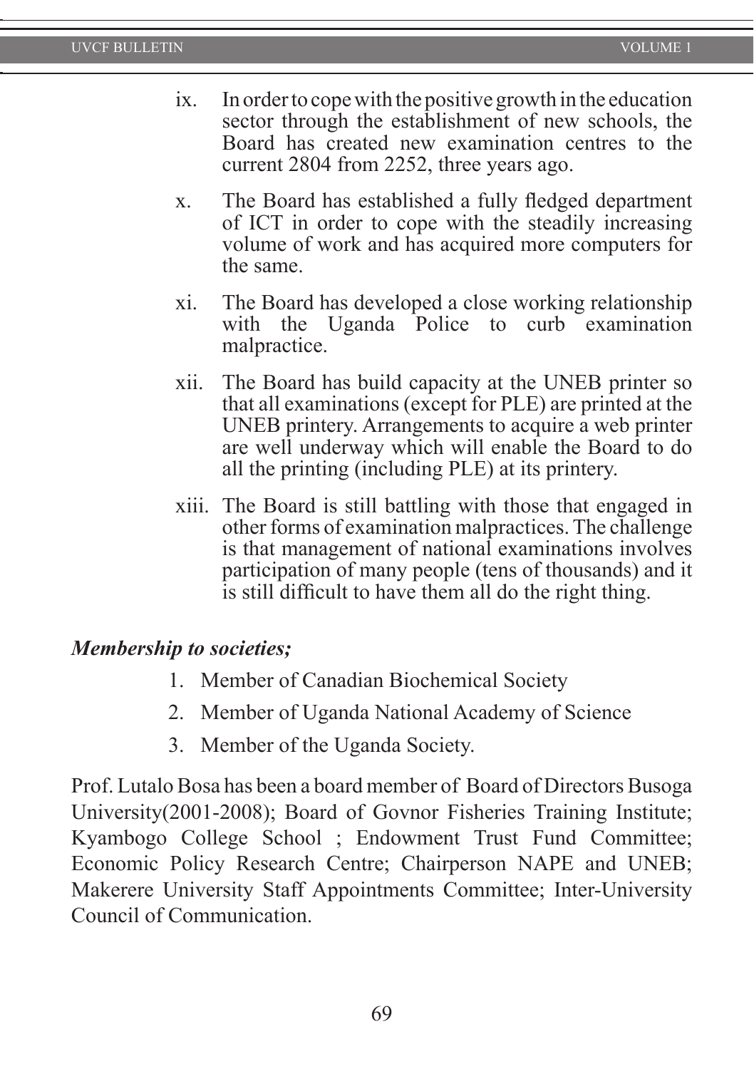ix. In order to cope with the positive growth in the education sector through the establishment of new schools, the Board has created new examination centres to the current 2804 from 2252, three years ago.

x. The Board has established a fully fledged department of ICT in order to cope with the steadily increasing volume of work and has acquired more computers for the same.

xi. The Board has developed a close working relationship with the Uganda Police to curb examination malpractice.

xii. The Board has build capacity at the UNEB printer so that all examinations (except for PLE) are printed at the UNEB printery. Arrangements to acquire a web printer are well underway which will enable the Board to do all the printing (including PLE) at its printery.

xiii. The Board is still battling with those that engaged in other forms of examination malpractices. The challenge is that management of national examinations involves participation of many people (tens of thousands) and it is still difficult to have them all do the right thing.

***Membership to societies;***

1. Member of Canadian Biochemical Society
2. Member of Uganda National Academy of Science
3. Member of the Uganda Society.

Prof. Lutalo Bosa has been a board member of Board of Directors Busoga University(2001-2008); Board of Govnor Fisheries Training Institute; Kyambogo College School ; Endowment Trust Fund Committee; Economic Policy Research Centre; Chairperson NAPE and UNEB; Makerere University Staff Appointments Committee; Inter-University Council of Communication.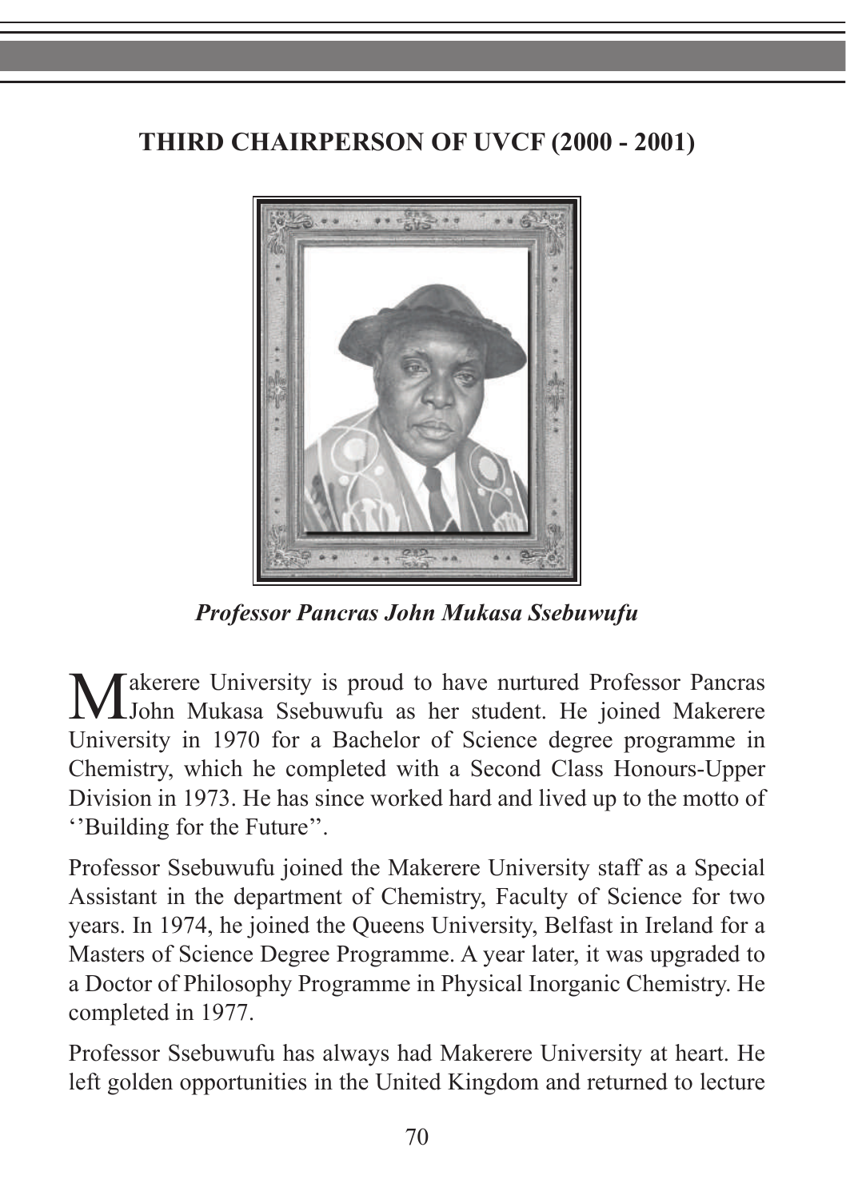## THIRD CHAIRPERSON OF UVCF (2000 - 2001)

***Professor Pancras John Mukasa Ssebuwufu***

Makerere University is proud to have nurtured Professor Pancras John Mukasa Ssebuwufu as her student. He joined Makerere University in 1970 for a Bachelor of Science degree programme in Chemistry, which he completed with a Second Class Honours-Upper Division in 1973. He has since worked hard and lived up to the motto of ''Building for the Future''.

Professor Ssebuwufu joined the Makerere University staff as a Special Assistant in the department of Chemistry, Faculty of Science for two years. In 1974, he joined the Queens University, Belfast in Ireland for a Masters of Science Degree Programme. A year later, it was upgraded to a Doctor of Philosophy Programme in Physical Inorganic Chemistry. He completed in 1977.

Professor Ssebuwufu has always had Makerere University at heart. He left golden opportunities in the United Kingdom and returned to lecture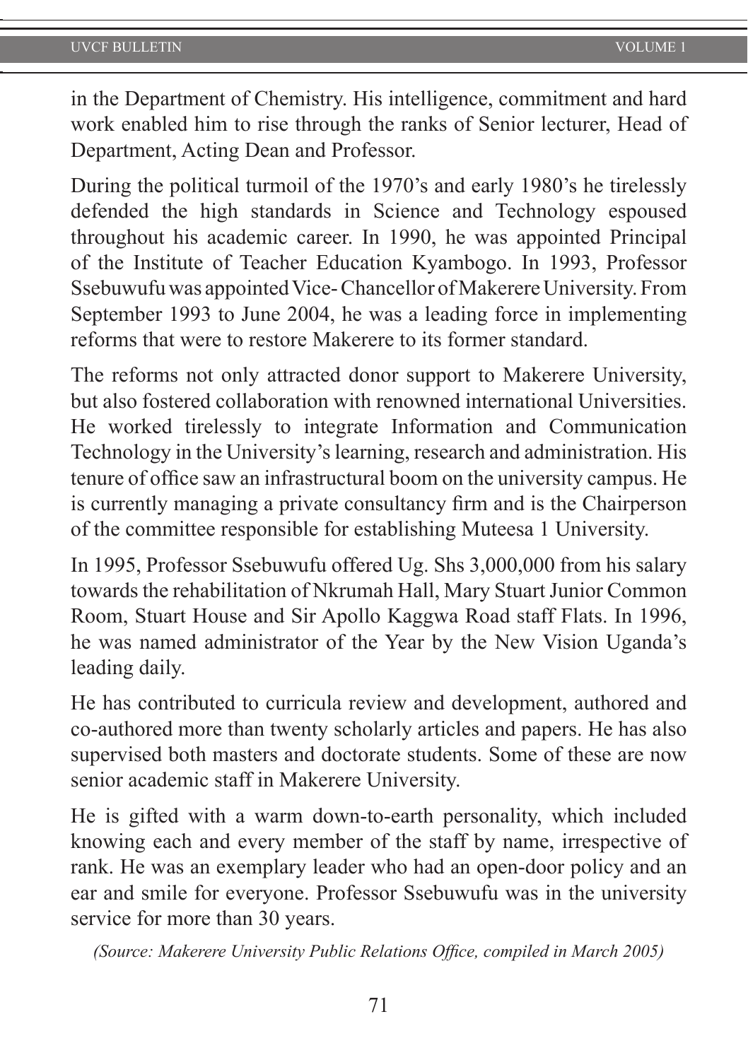in the Department of Chemistry. His intelligence, commitment and hard work enabled him to rise through the ranks of Senior lecturer, Head of Department, Acting Dean and Professor.

During the political turmoil of the 1970's and early 1980's he tirelessly defended the high standards in Science and Technology espoused throughout his academic career. In 1990, he was appointed Principal of the Institute of Teacher Education Kyambogo. In 1993, Professor Ssebuwufu was appointed Vice- Chancellor of Makerere University. From September 1993 to June 2004, he was a leading force in implementing reforms that were to restore Makerere to its former standard.

The reforms not only attracted donor support to Makerere University, but also fostered collaboration with renowned international Universities. He worked tirelessly to integrate Information and Communication Technology in the University's learning, research and administration. His tenure of office saw an infrastructural boom on the university campus. He is currently managing a private consultancy firm and is the Chairperson of the committee responsible for establishing Muteesa 1 University.

In 1995, Professor Ssebuwufu offered Ug. Shs 3,000,000 from his salary towards the rehabilitation of Nkrumah Hall, Mary Stuart Junior Common Room, Stuart House and Sir Apollo Kaggwa Road staff Flats. In 1996, he was named administrator of the Year by the New Vision Uganda's leading daily.

He has contributed to curricula review and development, authored and co-authored more than twenty scholarly articles and papers. He has also supervised both masters and doctorate students. Some of these are now senior academic staff in Makerere University.

He is gifted with a warm down-to-earth personality, which included knowing each and every member of the staff by name, irrespective of rank. He was an exemplary leader who had an open-door policy and an ear and smile for everyone. Professor Ssebuwufu was in the university service for more than 30 years.

*(Source: Makerere University Public Relations Office, compiled in March 2005)*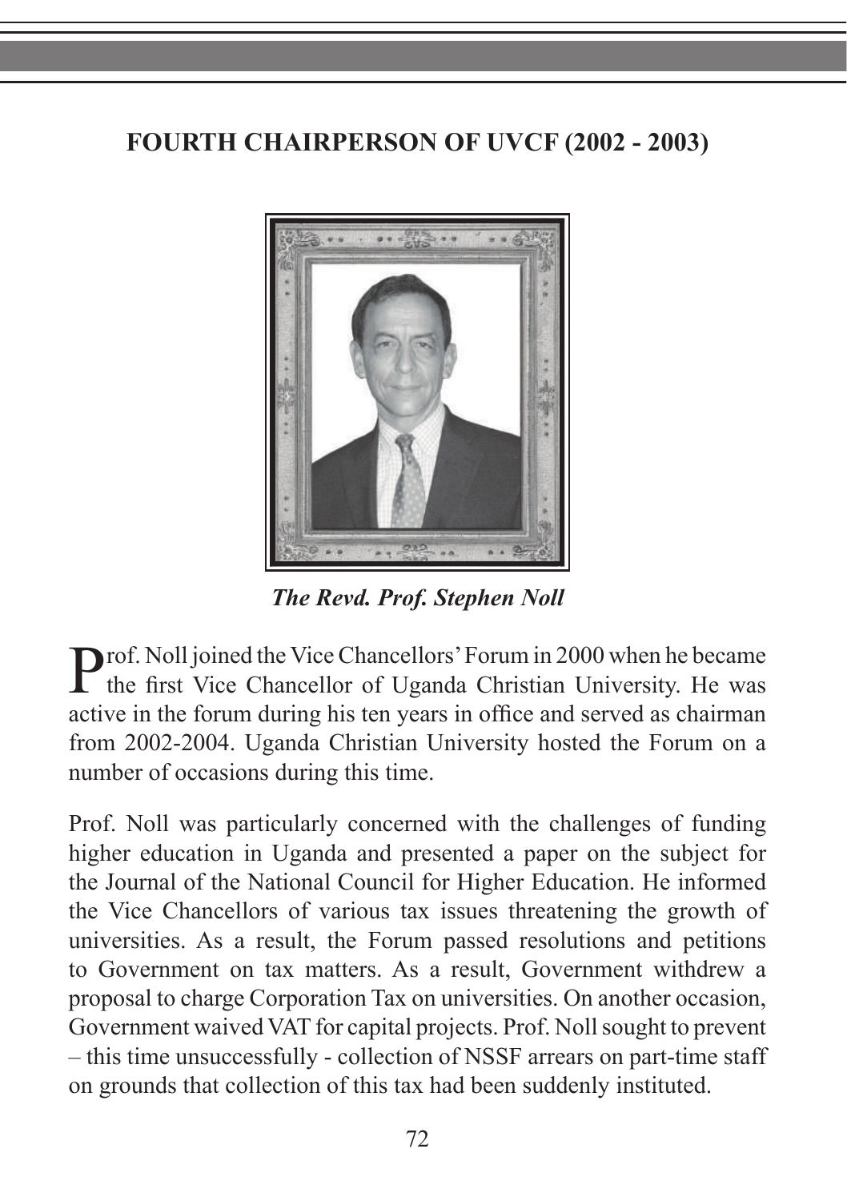## FOURTH CHAIRPERSON OF UVCF (2002 - 2003)

***The Revd. Prof. Stephen Noll***

Prof. Noll joined the Vice Chancellors' Forum in 2000 when he became the first Vice Chancellor of Uganda Christian University. He was active in the forum during his ten years in office and served as chairman from 2002-2004. Uganda Christian University hosted the Forum on a number of occasions during this time.

Prof. Noll was particularly concerned with the challenges of funding higher education in Uganda and presented a paper on the subject for the Journal of the National Council for Higher Education. He informed the Vice Chancellors of various tax issues threatening the growth of universities. As a result, the Forum passed resolutions and petitions to Government on tax matters. As a result, Government withdrew a proposal to charge Corporation Tax on universities. On another occasion, Government waived VAT for capital projects. Prof. Noll sought to prevent – this time unsuccessfully - collection of NSSF arrears on part-time staff on grounds that collection of this tax had been suddenly instituted.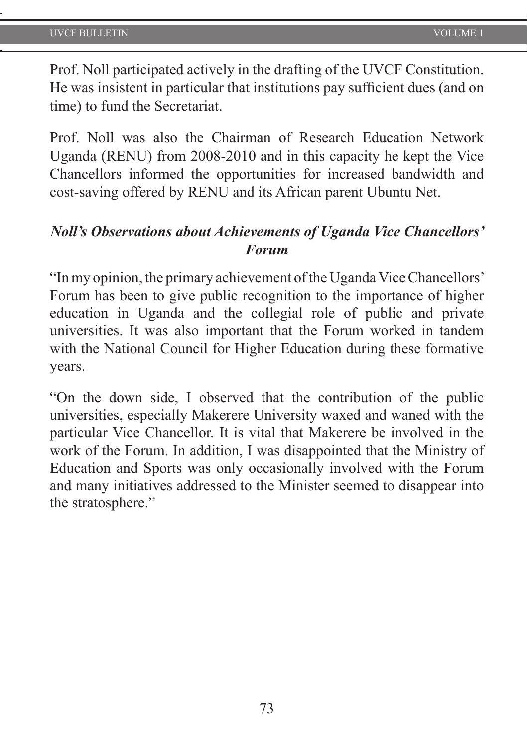Prof. Noll participated actively in the drafting of the UVCF Constitution. He was insistent in particular that institutions pay sufficient dues (and on time) to fund the Secretariat.

Prof. Noll was also the Chairman of Research Education Network Uganda (RENU) from 2008-2010 and in this capacity he kept the Vice Chancellors informed the opportunities for increased bandwidth and cost-saving offered by RENU and its African parent Ubuntu Net.

### *Noll's Observations about Achievements of Uganda Vice Chancellors' Forum*

"In my opinion, the primary achievement of the Uganda Vice Chancellors' Forum has been to give public recognition to the importance of higher education in Uganda and the collegial role of public and private universities. It was also important that the Forum worked in tandem with the National Council for Higher Education during these formative years.

"On the down side, I observed that the contribution of the public universities, especially Makerere University waxed and waned with the particular Vice Chancellor. It is vital that Makerere be involved in the work of the Forum. In addition, I was disappointed that the Ministry of Education and Sports was only occasionally involved with the Forum and many initiatives addressed to the Minister seemed to disappear into the stratosphere."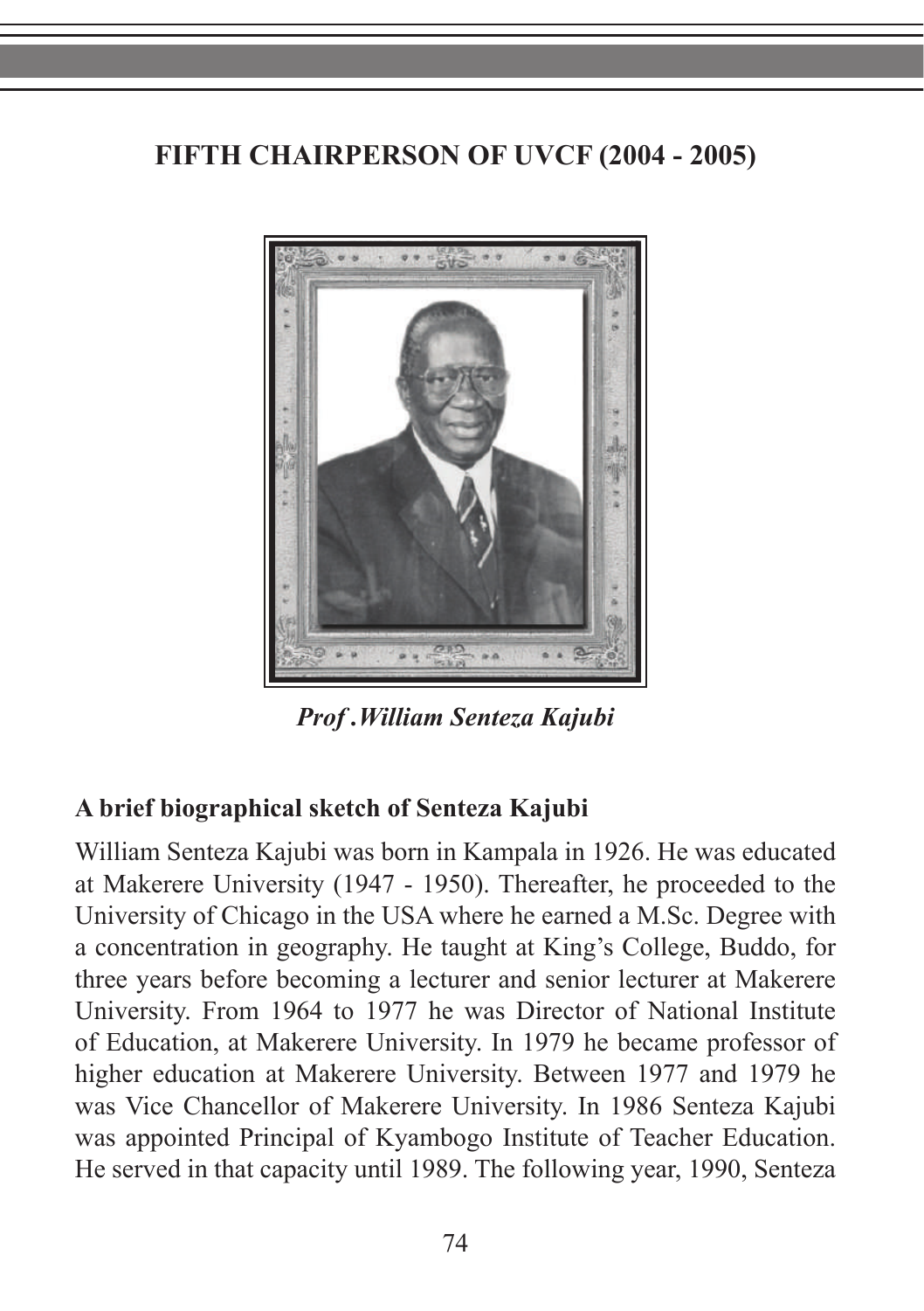## FIFTH CHAIRPERSON OF UVCF (2004 - 2005)

*Prof .William Senteza Kajubi*

### A brief biographical sketch of Senteza Kajubi

William Senteza Kajubi was born in Kampala in 1926. He was educated at Makerere University (1947 - 1950). Thereafter, he proceeded to the University of Chicago in the USA where he earned a M.Sc. Degree with a concentration in geography. He taught at King's College, Buddo, for three years before becoming a lecturer and senior lecturer at Makerere University. From 1964 to 1977 he was Director of National Institute of Education, at Makerere University. In 1979 he became professor of higher education at Makerere University. Between 1977 and 1979 he was Vice Chancellor of Makerere University. In 1986 Senteza Kajubi was appointed Principal of Kyambogo Institute of Teacher Education. He served in that capacity until 1989. The following year, 1990, Senteza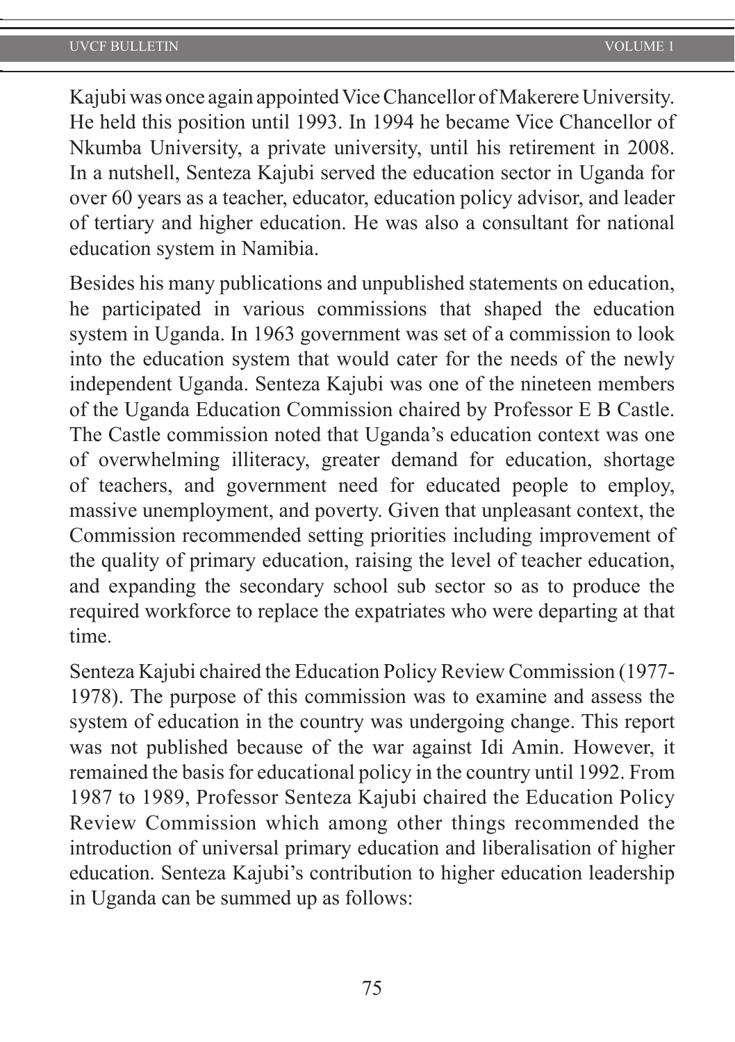Kajubi was once again appointed Vice Chancellor of Makerere University. He held this position until 1993. In 1994 he became Vice Chancellor of Nkumba University, a private university, until his retirement in 2008. In a nutshell, Senteza Kajubi served the education sector in Uganda for over 60 years as a teacher, educator, education policy advisor, and leader of tertiary and higher education. He was also a consultant for national education system in Namibia.

Besides his many publications and unpublished statements on education, he participated in various commissions that shaped the education system in Uganda. In 1963 government was set of a commission to look into the education system that would cater for the needs of the newly independent Uganda. Senteza Kajubi was one of the nineteen members of the Uganda Education Commission chaired by Professor E B Castle. The Castle commission noted that Uganda's education context was one of overwhelming illiteracy, greater demand for education, shortage of teachers, and government need for educated people to employ, massive unemployment, and poverty. Given that unpleasant context, the Commission recommended setting priorities including improvement of the quality of primary education, raising the level of teacher education, and expanding the secondary school sub sector so as to produce the required workforce to replace the expatriates who were departing at that time.

Senteza Kajubi chaired the Education Policy Review Commission (1977-1978). The purpose of this commission was to examine and assess the system of education in the country was undergoing change. This report was not published because of the war against Idi Amin. However, it remained the basis for educational policy in the country until 1992. From 1987 to 1989, Professor Senteza Kajubi chaired the Education Policy Review Commission which among other things recommended the introduction of universal primary education and liberalisation of higher education. Senteza Kajubi's contribution to higher education leadership in Uganda can be summed up as follows: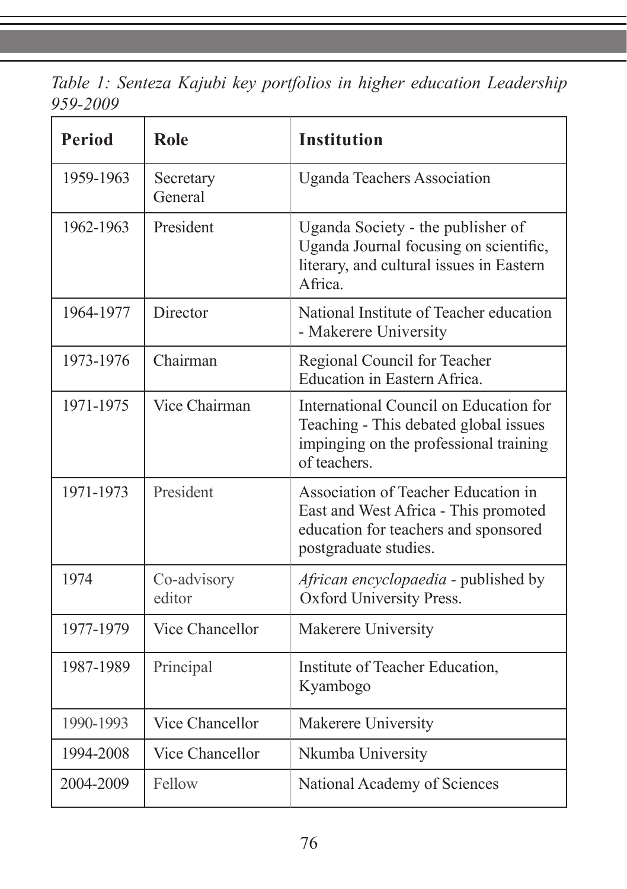*Table 1: Senteza Kajubi key portfolios in higher education Leadership 959-2009*

| Period | Role | Institution |
|---|---|---|
| 1959-1963 | Secretary General | Uganda Teachers Association |
| 1962-1963 | President | Uganda Society - the publisher of Uganda Journal focusing on scientific, literary, and cultural issues in Eastern Africa. |
| 1964-1977 | Director | National Institute of Teacher education - Makerere University |
| 1973-1976 | Chairman | Regional Council for Teacher Education in Eastern Africa. |
| 1971-1975 | Vice Chairman | International Council on Education for Teaching - This debated global issues impinging on the professional training of teachers. |
| 1971-1973 | President | Association of Teacher Education in East and West Africa - This promoted education for teachers and sponsored postgraduate studies. |
| 1974 | Co-advisory editor | *African encyclopaedia* - published by Oxford University Press. |
| 1977-1979 | Vice Chancellor | Makerere University |
| 1987-1989 | Principal | Institute of Teacher Education, Kyambogo |
| 1990-1993 | Vice Chancellor | Makerere University |
| 1994-2008 | Vice Chancellor | Nkumba University |
| 2004-2009 | Fellow | National Academy of Sciences |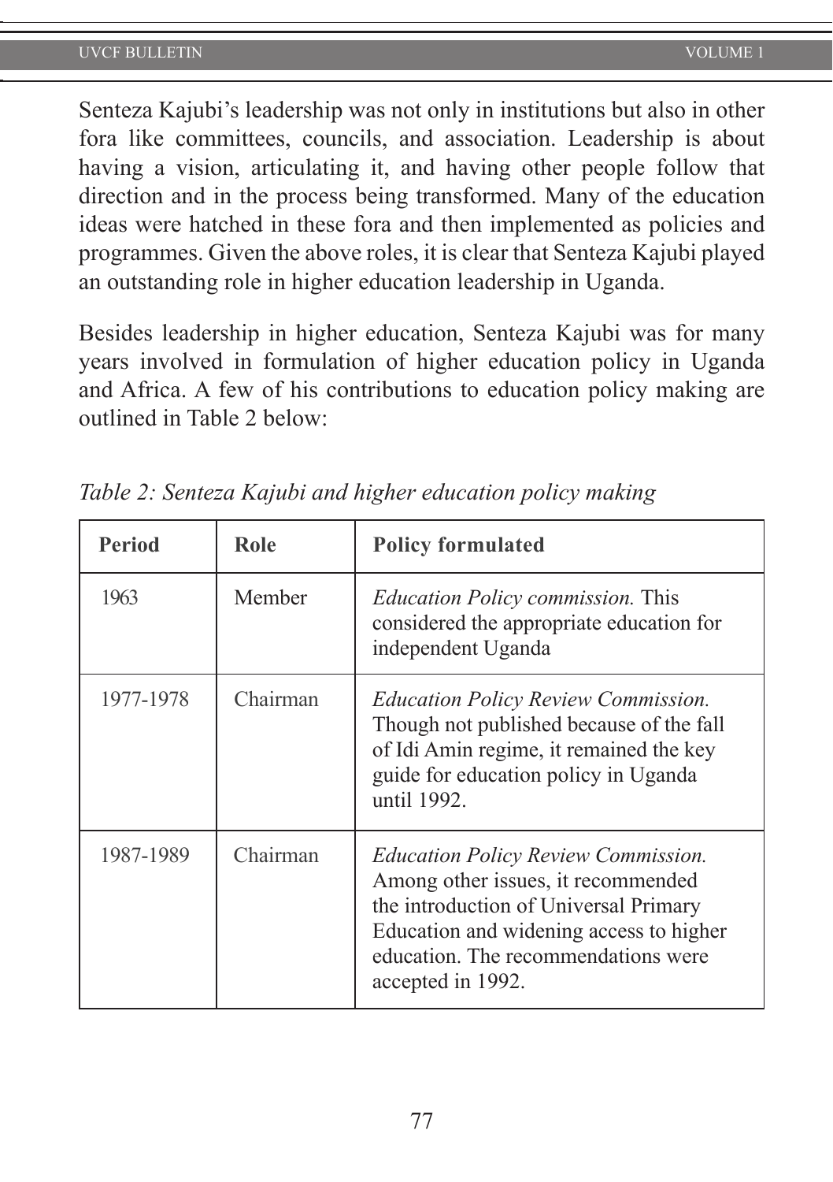Senteza Kajubi's leadership was not only in institutions but also in other fora like committees, councils, and association. Leadership is about having a vision, articulating it, and having other people follow that direction and in the process being transformed. Many of the education ideas were hatched in these fora and then implemented as policies and programmes. Given the above roles, it is clear that Senteza Kajubi played an outstanding role in higher education leadership in Uganda.

Besides leadership in higher education, Senteza Kajubi was for many years involved in formulation of higher education policy in Uganda and Africa. A few of his contributions to education policy making are outlined in Table 2 below:

*Table 2: Senteza Kajubi and higher education policy making*

| **Period** | **Role** | **Policy formulated** |
|---|---|---|
| 1963 | Member | *Education Policy commission.* This considered the appropriate education for independent Uganda |
| 1977-1978 | Chairman | *Education Policy Review Commission.* Though not published because of the fall of Idi Amin regime, it remained the key guide for education policy in Uganda until 1992. |
| 1987-1989 | Chairman | *Education Policy Review Commission.* Among other issues, it recommended the introduction of Universal Primary Education and widening access to higher education. The recommendations were accepted in 1992. |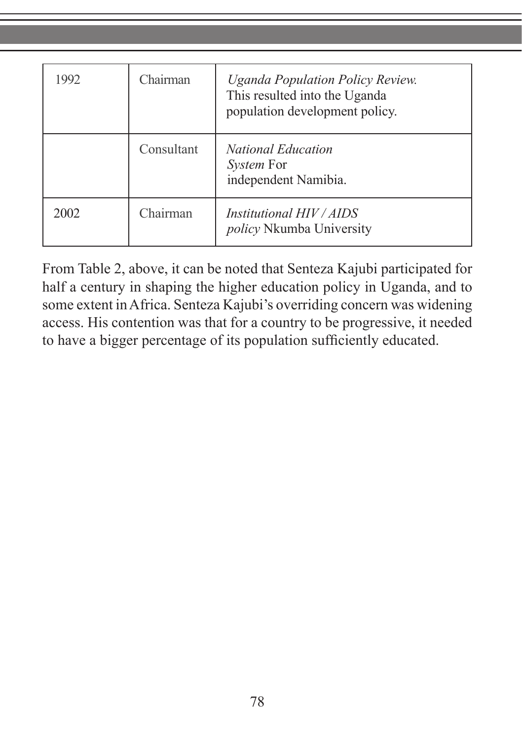| | | |
|---|---|---|
| 1992 | Chairman | *Uganda Population Policy Review.* This resulted into the Uganda population development policy. |
| | Consultant | *National Education System* For independent Namibia. |
| 2002 | Chairman | *Institutional HIV / AIDS policy* Nkumba University |

From Table 2, above, it can be noted that Senteza Kajubi participated for half a century in shaping the higher education policy in Uganda, and to some extent in Africa. Senteza Kajubi's overriding concern was widening access. His contention was that for a country to be progressive, it needed to have a bigger percentage of its population sufficiently educated.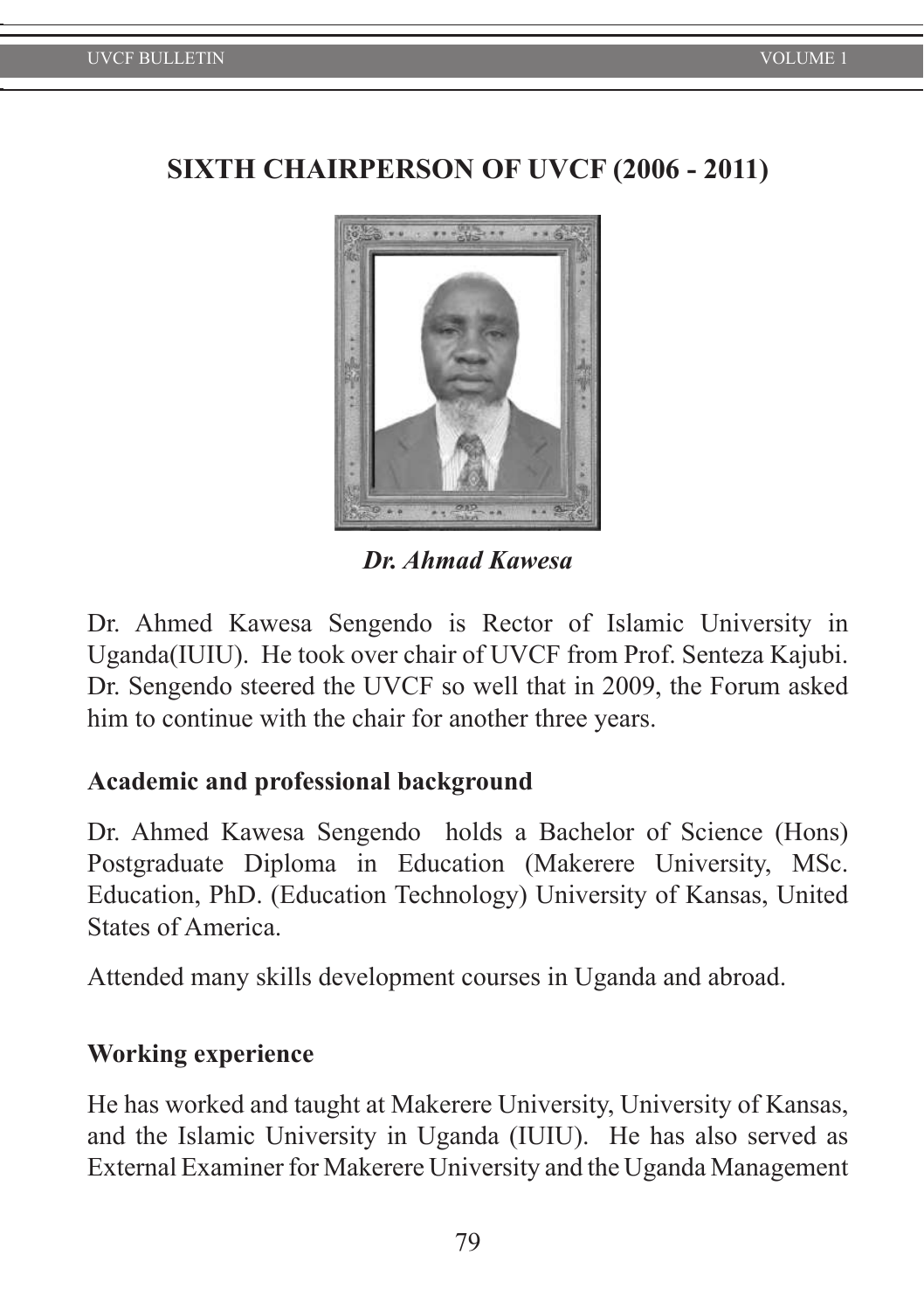# SIXTH CHAIRPERSON OF UVCF (2006 - 2011)

***Dr. Ahmad Kawesa***

Dr. Ahmed Kawesa Sengendo is Rector of Islamic University in Uganda(IUIU). He took over chair of UVCF from Prof. Senteza Kajubi. Dr. Sengendo steered the UVCF so well that in 2009, the Forum asked him to continue with the chair for another three years.

## Academic and professional background

Dr. Ahmed Kawesa Sengendo holds a Bachelor of Science (Hons) Postgraduate Diploma in Education (Makerere University, MSc. Education, PhD. (Education Technology) University of Kansas, United States of America.

Attended many skills development courses in Uganda and abroad.

## Working experience

He has worked and taught at Makerere University, University of Kansas, and the Islamic University in Uganda (IUIU). He has also served as External Examiner for Makerere University and the Uganda Management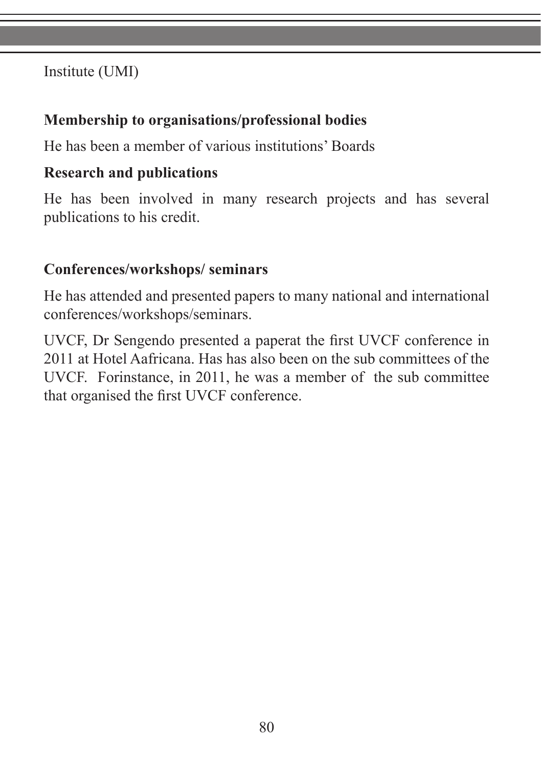Institute (UMI)

**Membership to organisations/professional bodies**

He has been a member of various institutions' Boards

**Research and publications**

He has been involved in many research projects and has several publications to his credit.

**Conferences/workshops/ seminars**

He has attended and presented papers to many national and international conferences/workshops/seminars.

UVCF, Dr Sengendo presented a paperat the first UVCF conference in 2011 at Hotel Aafricana. Has has also been on the sub committees of the UVCF. Forinstance, in 2011, he was a member of the sub committee that organised the first UVCF conference.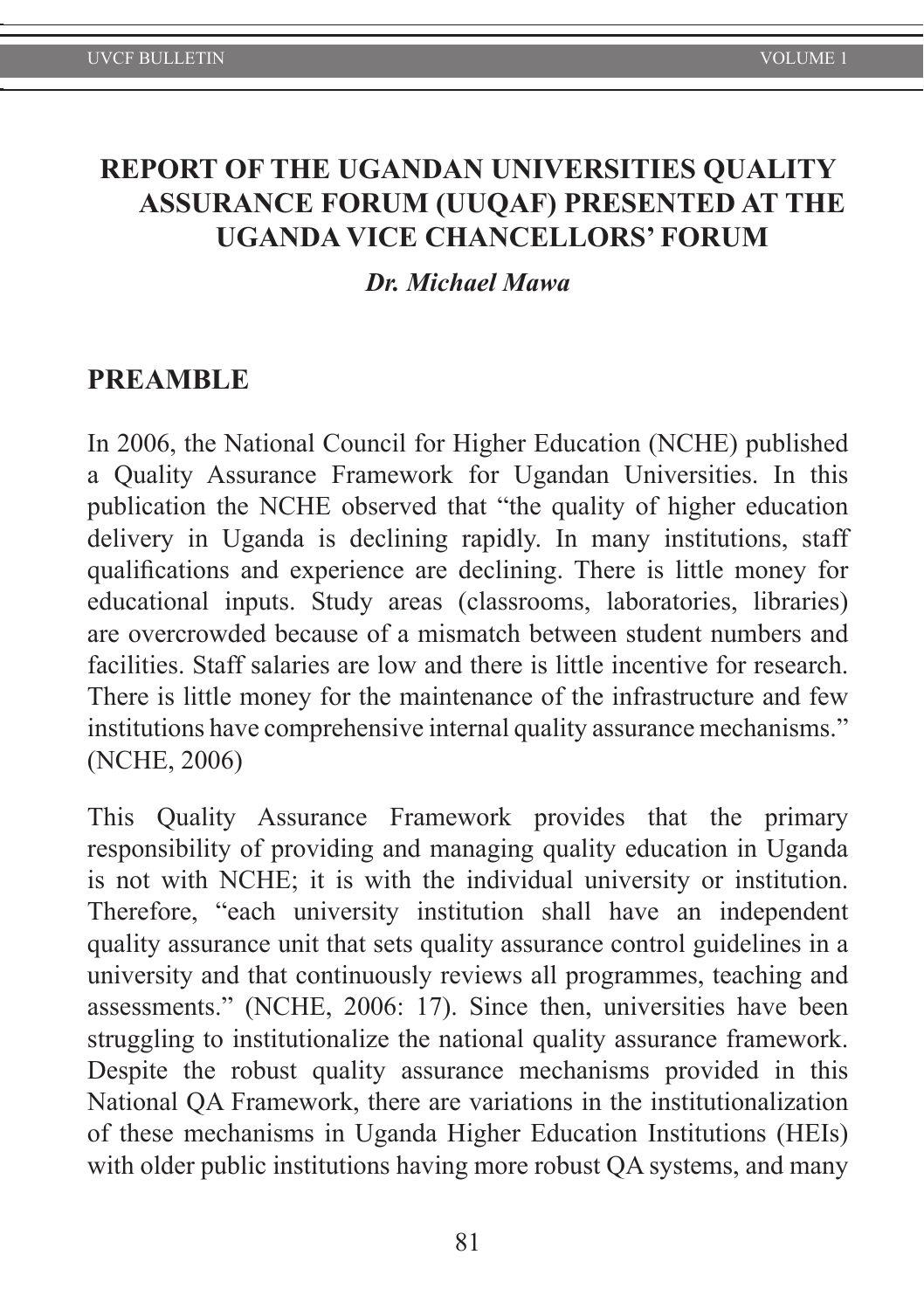# REPORT OF THE UGANDAN UNIVERSITIES QUALITY ASSURANCE FORUM (UUQAF) PRESENTED AT THE UGANDA VICE CHANCELLORS' FORUM

***Dr. Michael Mawa***

## PREAMBLE

In 2006, the National Council for Higher Education (NCHE) published a Quality Assurance Framework for Ugandan Universities. In this publication the NCHE observed that "the quality of higher education delivery in Uganda is declining rapidly. In many institutions, staff qualifications and experience are declining. There is little money for educational inputs. Study areas (classrooms, laboratories, libraries) are overcrowded because of a mismatch between student numbers and facilities. Staff salaries are low and there is little incentive for research. There is little money for the maintenance of the infrastructure and few institutions have comprehensive internal quality assurance mechanisms." (NCHE, 2006)

This Quality Assurance Framework provides that the primary responsibility of providing and managing quality education in Uganda is not with NCHE; it is with the individual university or institution. Therefore, "each university institution shall have an independent quality assurance unit that sets quality assurance control guidelines in a university and that continuously reviews all programmes, teaching and assessments." (NCHE, 2006: 17). Since then, universities have been struggling to institutionalize the national quality assurance framework. Despite the robust quality assurance mechanisms provided in this National QA Framework, there are variations in the institutionalization of these mechanisms in Uganda Higher Education Institutions (HEIs) with older public institutions having more robust QA systems, and many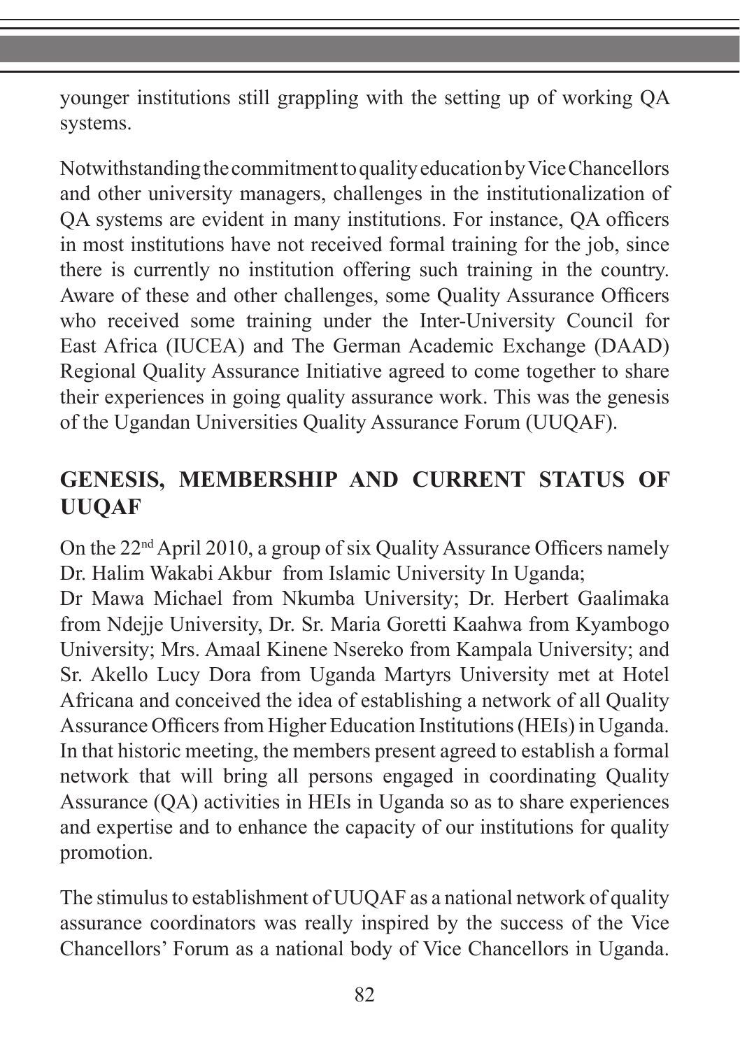younger institutions still grappling with the setting up of working QA systems.

Notwithstanding the commitment to quality education by Vice Chancellors and other university managers, challenges in the institutionalization of QA systems are evident in many institutions. For instance, QA officers in most institutions have not received formal training for the job, since there is currently no institution offering such training in the country. Aware of these and other challenges, some Quality Assurance Officers who received some training under the Inter-University Council for East Africa (IUCEA) and The German Academic Exchange (DAAD) Regional Quality Assurance Initiative agreed to come together to share their experiences in going quality assurance work. This was the genesis of the Ugandan Universities Quality Assurance Forum (UUQAF).

## GENESIS, MEMBERSHIP AND CURRENT STATUS OF UUQAF

On the 22nd April 2010, a group of six Quality Assurance Officers namely Dr. Halim Wakabi Akbur from Islamic University In Uganda;
Dr Mawa Michael from Nkumba University; Dr. Herbert Gaalimaka from Ndejje University, Dr. Sr. Maria Goretti Kaahwa from Kyambogo University; Mrs. Amaal Kinene Nsereko from Kampala University; and Sr. Akello Lucy Dora from Uganda Martyrs University met at Hotel Africana and conceived the idea of establishing a network of all Quality Assurance Officers from Higher Education Institutions (HEIs) in Uganda. In that historic meeting, the members present agreed to establish a formal network that will bring all persons engaged in coordinating Quality Assurance (QA) activities in HEIs in Uganda so as to share experiences and expertise and to enhance the capacity of our institutions for quality promotion.

The stimulus to establishment of UUQAF as a national network of quality assurance coordinators was really inspired by the success of the Vice Chancellors' Forum as a national body of Vice Chancellors in Uganda.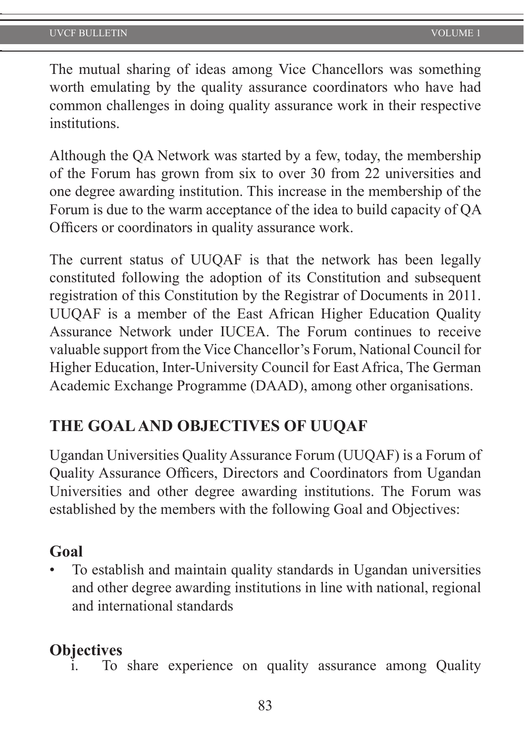The mutual sharing of ideas among Vice Chancellors was something worth emulating by the quality assurance coordinators who have had common challenges in doing quality assurance work in their respective institutions.

Although the QA Network was started by a few, today, the membership of the Forum has grown from six to over 30 from 22 universities and one degree awarding institution. This increase in the membership of the Forum is due to the warm acceptance of the idea to build capacity of QA Officers or coordinators in quality assurance work.

The current status of UUQAF is that the network has been legally constituted following the adoption of its Constitution and subsequent registration of this Constitution by the Registrar of Documents in 2011. UUQAF is a member of the East African Higher Education Quality Assurance Network under IUCEA. The Forum continues to receive valuable support from the Vice Chancellor's Forum, National Council for Higher Education, Inter-University Council for East Africa, The German Academic Exchange Programme (DAAD), among other organisations.

## THE GOAL AND OBJECTIVES OF UUQAF

Ugandan Universities Quality Assurance Forum (UUQAF) is a Forum of Quality Assurance Officers, Directors and Coordinators from Ugandan Universities and other degree awarding institutions. The Forum was established by the members with the following Goal and Objectives:

### Goal

- To establish and maintain quality standards in Ugandan universities and other degree awarding institutions in line with national, regional and international standards

### Objectives

i. To share experience on quality assurance among Quality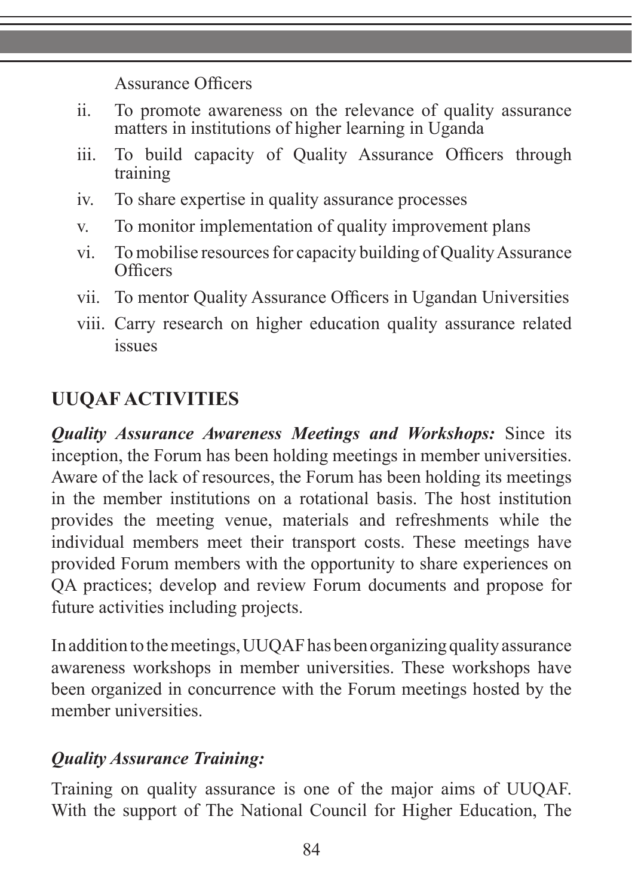Assurance Officers

ii. To promote awareness on the relevance of quality assurance matters in institutions of higher learning in Uganda
iii. To build capacity of Quality Assurance Officers through training
iv. To share expertise in quality assurance processes
v. To monitor implementation of quality improvement plans
vi. To mobilise resources for capacity building of Quality Assurance Officers
vii. To mentor Quality Assurance Officers in Ugandan Universities
viii. Carry research on higher education quality assurance related issues

## UUQAF ACTIVITIES

***Quality Assurance Awareness Meetings and Workshops:*** Since its inception, the Forum has been holding meetings in member universities. Aware of the lack of resources, the Forum has been holding its meetings in the member institutions on a rotational basis. The host institution provides the meeting venue, materials and refreshments while the individual members meet their transport costs. These meetings have provided Forum members with the opportunity to share experiences on QA practices; develop and review Forum documents and propose for future activities including projects.

In addition to the meetings, UUQAF has been organizing quality assurance awareness workshops in member universities. These workshops have been organized in concurrence with the Forum meetings hosted by the member universities.

***Quality Assurance Training:***

Training on quality assurance is one of the major aims of UUQAF. With the support of The National Council for Higher Education, The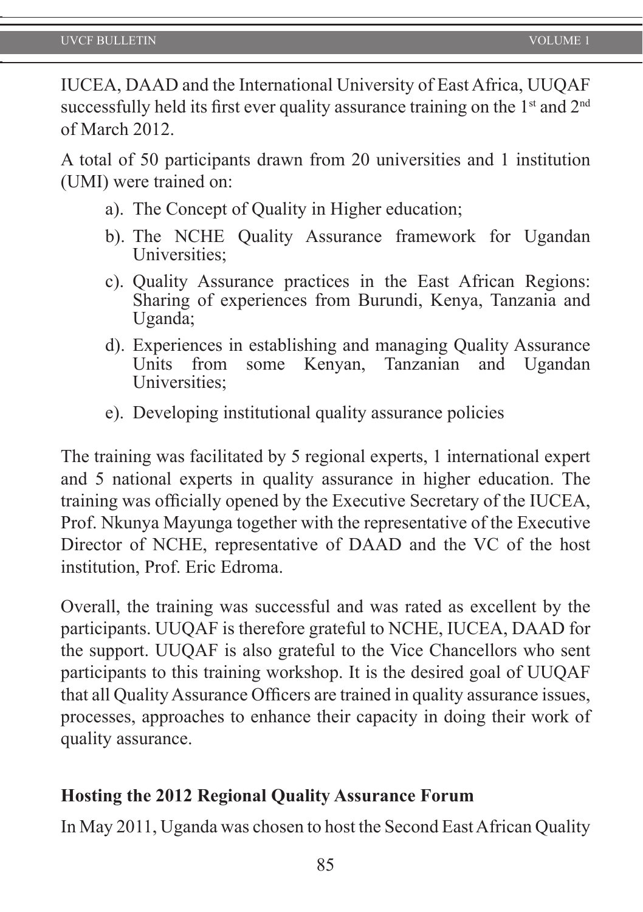IUCEA, DAAD and the International University of East Africa, UUQAF successfully held its first ever quality assurance training on the 1st and 2nd of March 2012.

A total of 50 participants drawn from 20 universities and 1 institution (UMI) were trained on:

a). The Concept of Quality in Higher education;

b). The NCHE Quality Assurance framework for Ugandan Universities;

c). Quality Assurance practices in the East African Regions: Sharing of experiences from Burundi, Kenya, Tanzania and Uganda;

d). Experiences in establishing and managing Quality Assurance Units from some Kenyan, Tanzanian and Ugandan Universities;

e). Developing institutional quality assurance policies

The training was facilitated by 5 regional experts, 1 international expert and 5 national experts in quality assurance in higher education. The training was officially opened by the Executive Secretary of the IUCEA, Prof. Nkunya Mayunga together with the representative of the Executive Director of NCHE, representative of DAAD and the VC of the host institution, Prof. Eric Edroma.

Overall, the training was successful and was rated as excellent by the participants. UUQAF is therefore grateful to NCHE, IUCEA, DAAD for the support. UUQAF is also grateful to the Vice Chancellors who sent participants to this training workshop. It is the desired goal of UUQAF that all Quality Assurance Officers are trained in quality assurance issues, processes, approaches to enhance their capacity in doing their work of quality assurance.

**Hosting the 2012 Regional Quality Assurance Forum**

In May 2011, Uganda was chosen to host the Second East African Quality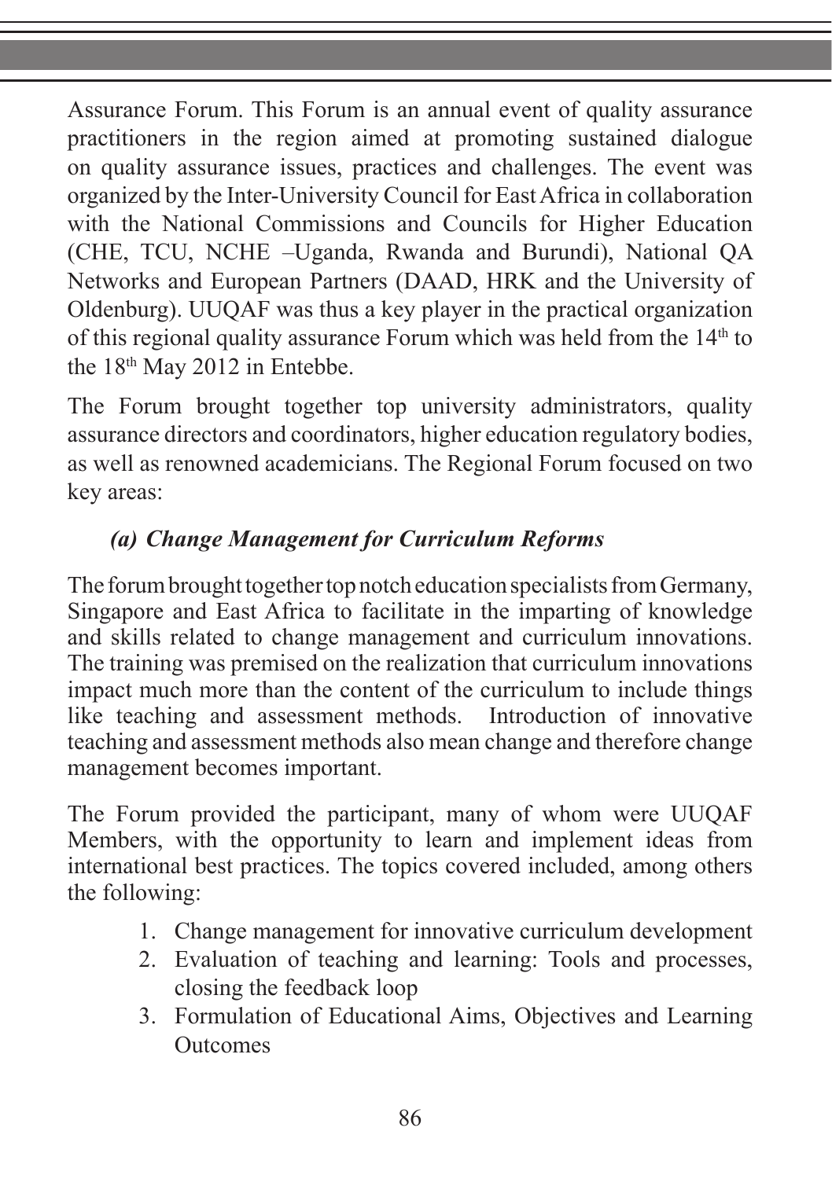Assurance Forum. This Forum is an annual event of quality assurance practitioners in the region aimed at promoting sustained dialogue on quality assurance issues, practices and challenges. The event was organized by the Inter-University Council for East Africa in collaboration with the National Commissions and Councils for Higher Education (CHE, TCU, NCHE –Uganda, Rwanda and Burundi), National QA Networks and European Partners (DAAD, HRK and the University of Oldenburg). UUQAF was thus a key player in the practical organization of this regional quality assurance Forum which was held from the 14th to the 18th May 2012 in Entebbe.

The Forum brought together top university administrators, quality assurance directors and coordinators, higher education regulatory bodies, as well as renowned academicians. The Regional Forum focused on two key areas:

***(a) Change Management for Curriculum Reforms***

The forum brought together top notch education specialists from Germany, Singapore and East Africa to facilitate in the imparting of knowledge and skills related to change management and curriculum innovations. The training was premised on the realization that curriculum innovations impact much more than the content of the curriculum to include things like teaching and assessment methods. Introduction of innovative teaching and assessment methods also mean change and therefore change management becomes important.

The Forum provided the participant, many of whom were UUQAF Members, with the opportunity to learn and implement ideas from international best practices. The topics covered included, among others the following:

1. Change management for innovative curriculum development
2. Evaluation of teaching and learning: Tools and processes, closing the feedback loop
3. Formulation of Educational Aims, Objectives and Learning Outcomes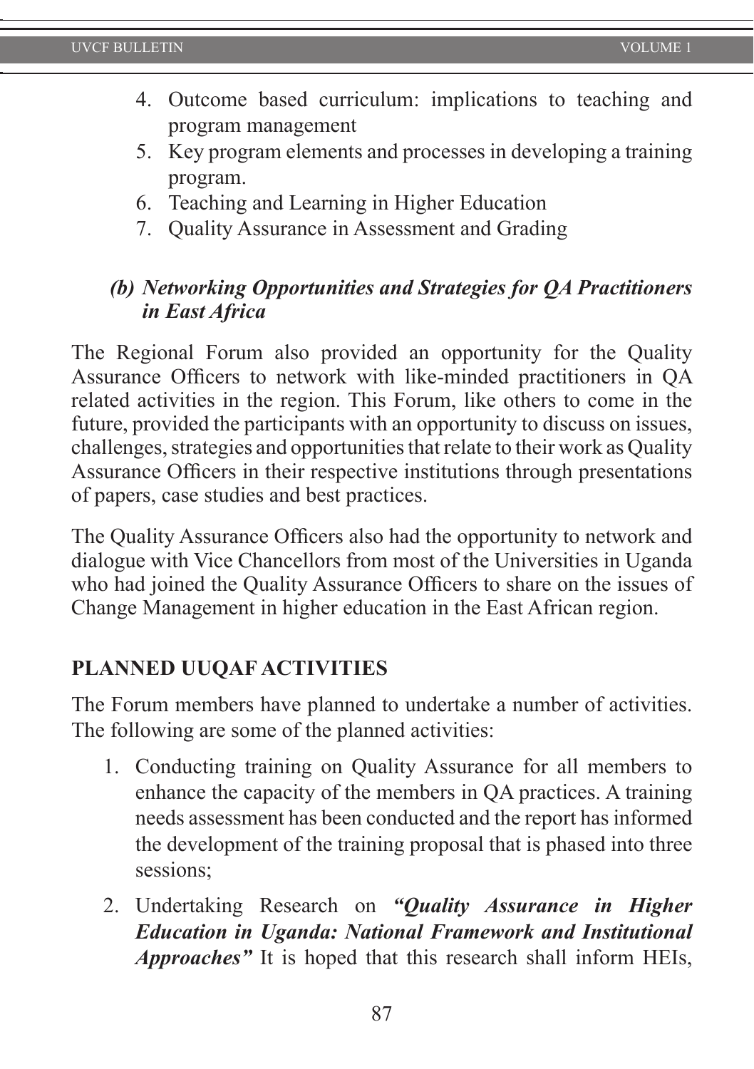4. Outcome based curriculum: implications to teaching and program management
5. Key program elements and processes in developing a training program.
6. Teaching and Learning in Higher Education
7. Quality Assurance in Assessment and Grading

### *(b) Networking Opportunities and Strategies for QA Practitioners in East Africa*

The Regional Forum also provided an opportunity for the Quality Assurance Officers to network with like-minded practitioners in QA related activities in the region. This Forum, like others to come in the future, provided the participants with an opportunity to discuss on issues, challenges, strategies and opportunities that relate to their work as Quality Assurance Officers in their respective institutions through presentations of papers, case studies and best practices.

The Quality Assurance Officers also had the opportunity to network and dialogue with Vice Chancellors from most of the Universities in Uganda who had joined the Quality Assurance Officers to share on the issues of Change Management in higher education in the East African region.

## PLANNED UUQAF ACTIVITIES

The Forum members have planned to undertake a number of activities. The following are some of the planned activities:

1. Conducting training on Quality Assurance for all members to enhance the capacity of the members in QA practices. A training needs assessment has been conducted and the report has informed the development of the training proposal that is phased into three sessions;
2. Undertaking Research on ***"Quality Assurance in Higher Education in Uganda: National Framework and Institutional Approaches"*** It is hoped that this research shall inform HEIs,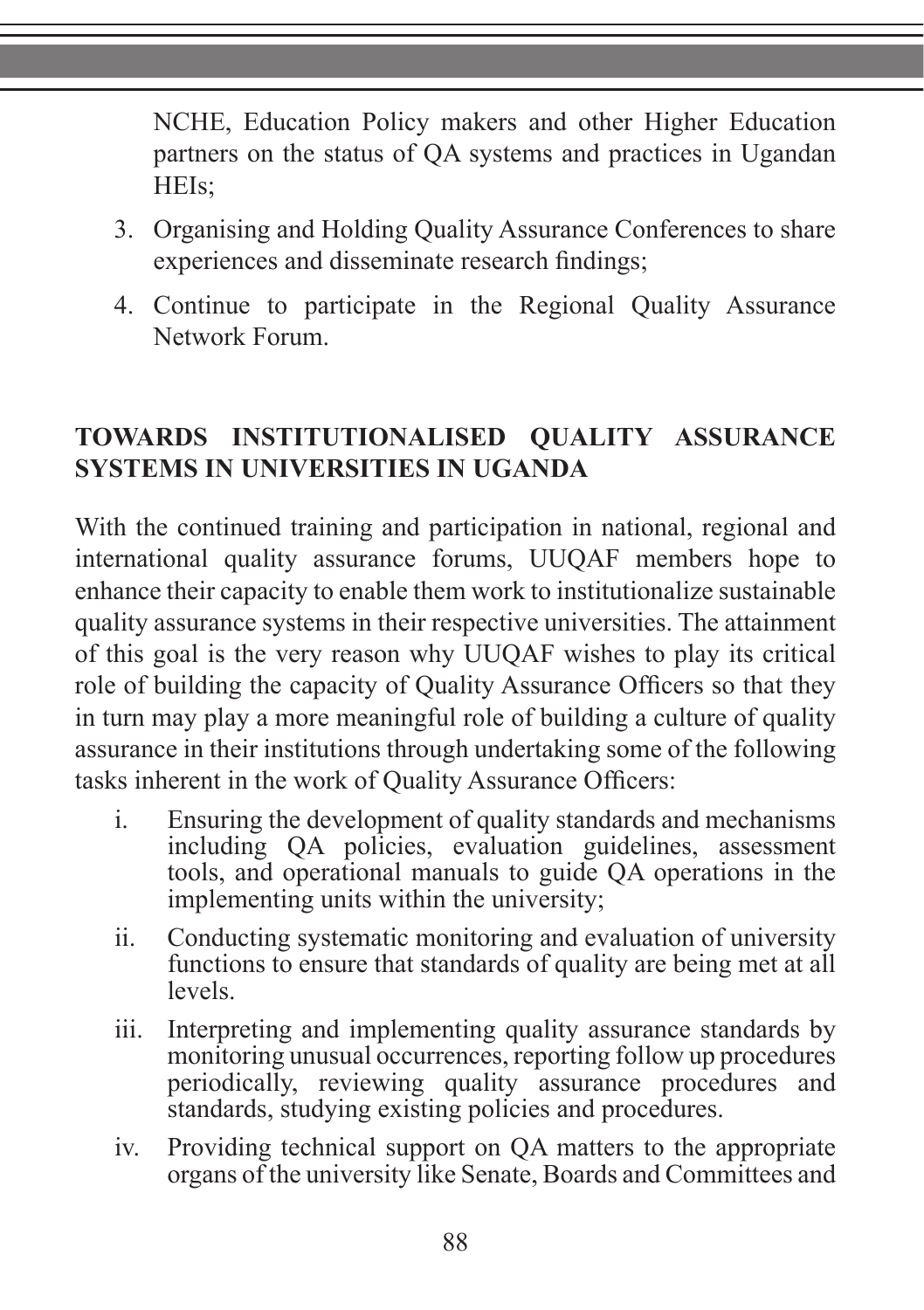NCHE, Education Policy makers and other Higher Education partners on the status of QA systems and practices in Ugandan HEIs;

3. Organising and Holding Quality Assurance Conferences to share experiences and disseminate research findings;
4. Continue to participate in the Regional Quality Assurance Network Forum.

## TOWARDS INSTITUTIONALISED QUALITY ASSURANCE SYSTEMS IN UNIVERSITIES IN UGANDA

With the continued training and participation in national, regional and international quality assurance forums, UUQAF members hope to enhance their capacity to enable them work to institutionalize sustainable quality assurance systems in their respective universities. The attainment of this goal is the very reason why UUQAF wishes to play its critical role of building the capacity of Quality Assurance Officers so that they in turn may play a more meaningful role of building a culture of quality assurance in their institutions through undertaking some of the following tasks inherent in the work of Quality Assurance Officers:

i. Ensuring the development of quality standards and mechanisms including QA policies, evaluation guidelines, assessment tools, and operational manuals to guide QA operations in the implementing units within the university;
ii. Conducting systematic monitoring and evaluation of university functions to ensure that standards of quality are being met at all levels.
iii. Interpreting and implementing quality assurance standards by monitoring unusual occurrences, reporting follow up procedures periodically, reviewing quality assurance procedures and standards, studying existing policies and procedures.
iv. Providing technical support on QA matters to the appropriate organs of the university like Senate, Boards and Committees and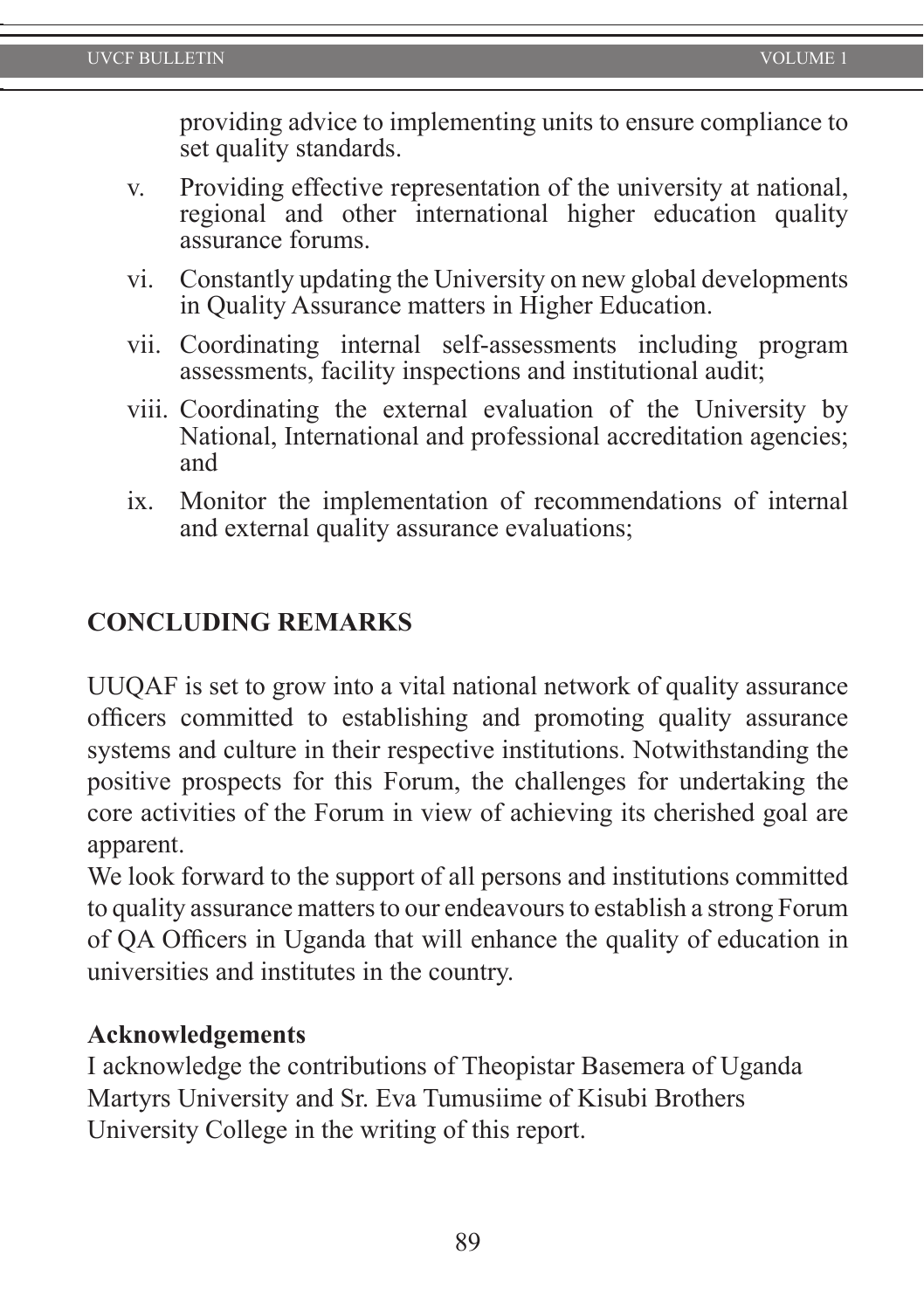providing advice to implementing units to ensure compliance to set quality standards.

v. Providing effective representation of the university at national, regional and other international higher education quality assurance forums.

vi. Constantly updating the University on new global developments in Quality Assurance matters in Higher Education.

vii. Coordinating internal self-assessments including program assessments, facility inspections and institutional audit;

viii. Coordinating the external evaluation of the University by National, International and professional accreditation agencies; and

ix. Monitor the implementation of recommendations of internal and external quality assurance evaluations;

## CONCLUDING REMARKS

UUQAF is set to grow into a vital national network of quality assurance officers committed to establishing and promoting quality assurance systems and culture in their respective institutions. Notwithstanding the positive prospects for this Forum, the challenges for undertaking the core activities of the Forum in view of achieving its cherished goal are apparent.

We look forward to the support of all persons and institutions committed to quality assurance matters to our endeavours to establish a strong Forum of QA Officers in Uganda that will enhance the quality of education in universities and institutes in the country.

**Acknowledgements**

I acknowledge the contributions of Theopistar Basemera of Uganda Martyrs University and Sr. Eva Tumusiime of Kisubi Brothers University College in the writing of this report.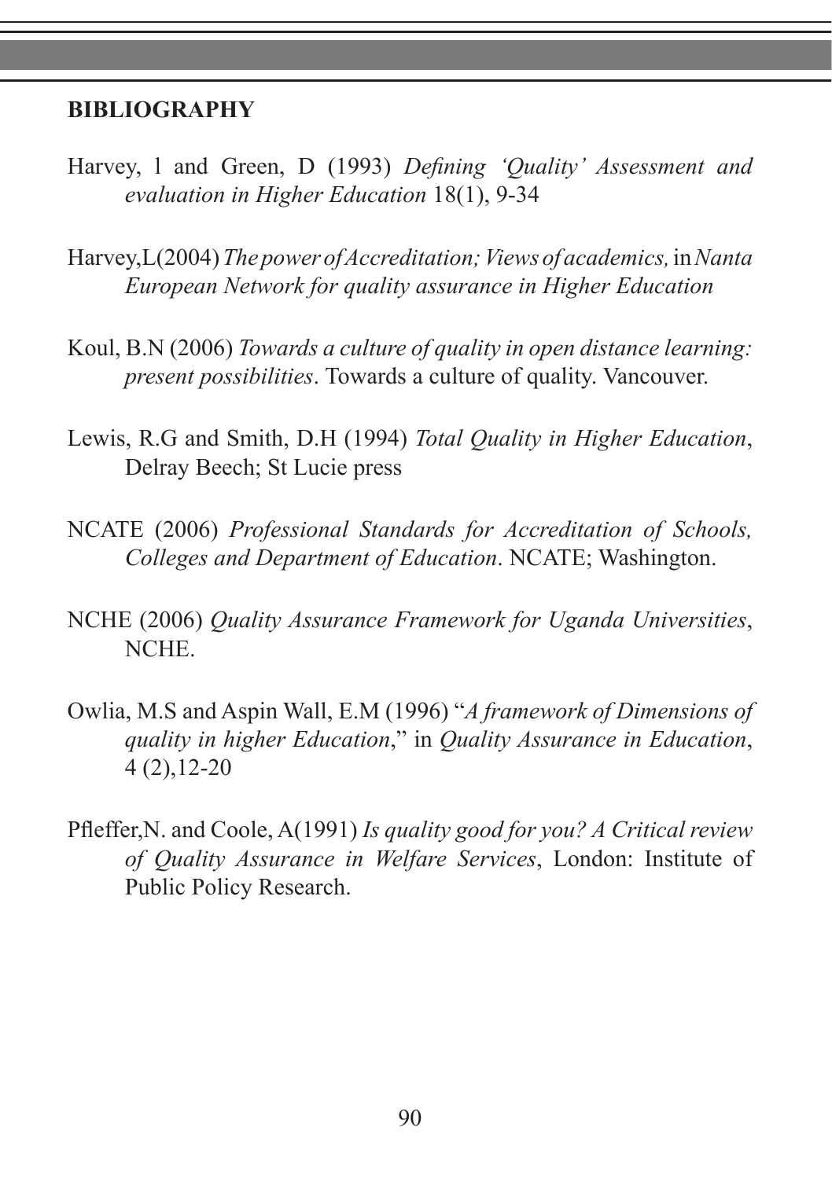## BIBLIOGRAPHY

Harvey, l and Green, D (1993) *Defining 'Quality' Assessment and evaluation in Higher Education* 18(1), 9-34

Harvey,L(2004) *The power of Accreditation; Views of academics,* in *Nanta European Network for quality assurance in Higher Education*

Koul, B.N (2006) *Towards a culture of quality in open distance learning: present possibilities*. Towards a culture of quality. Vancouver.

Lewis, R.G and Smith, D.H (1994) *Total Quality in Higher Education*, Delray Beech; St Lucie press

NCATE (2006) *Professional Standards for Accreditation of Schools, Colleges and Department of Education*. NCATE; Washington.

NCHE (2006) *Quality Assurance Framework for Uganda Universities*, NCHE.

Owlia, M.S and Aspin Wall, E.M (1996) "*A framework of Dimensions of quality in higher Education*," in *Quality Assurance in Education*, 4 (2),12-20

Pfleffer,N. and Coole, A(1991) *Is quality good for you? A Critical review of Quality Assurance in Welfare Services*, London: Institute of Public Policy Research.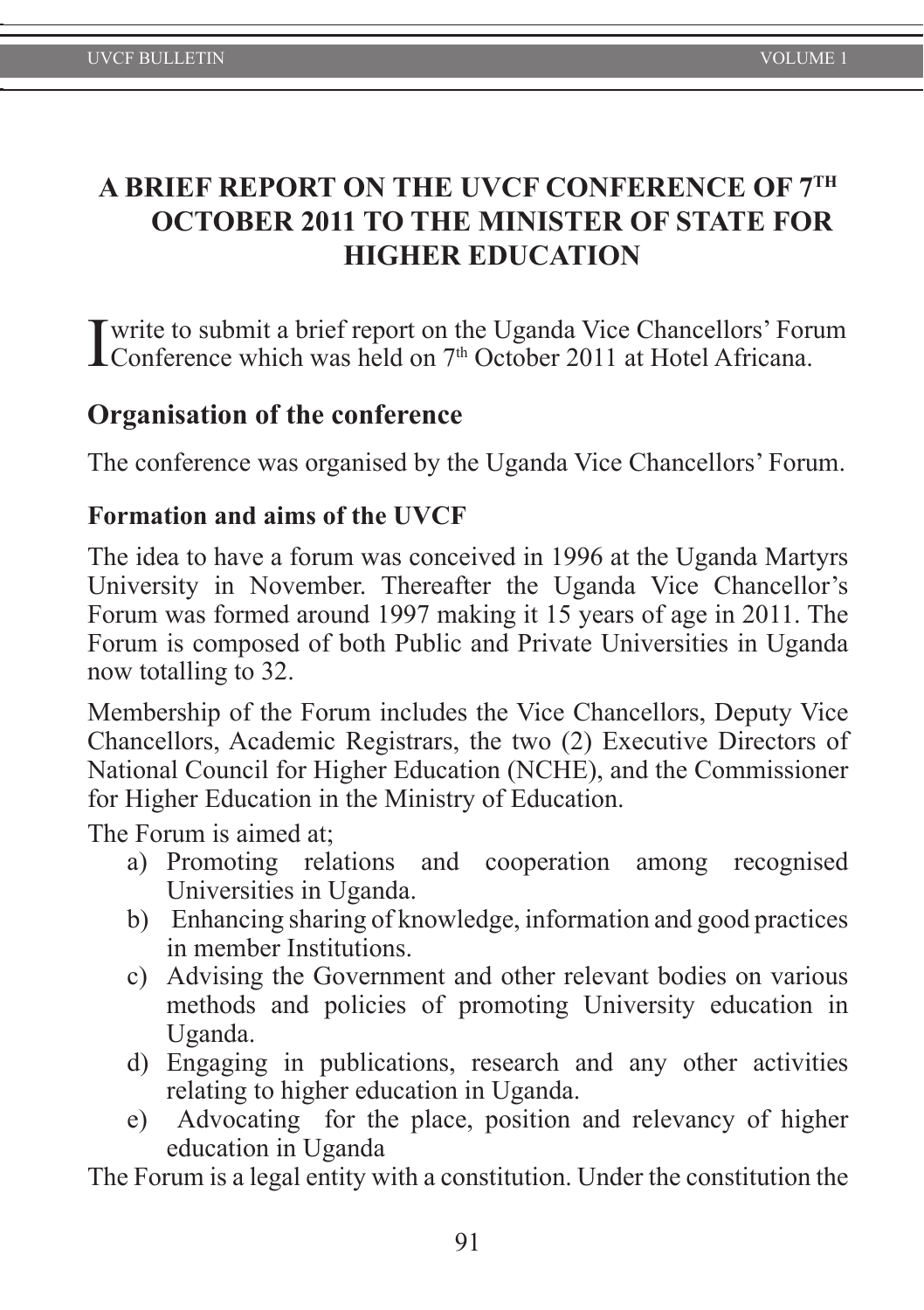# A BRIEF REPORT ON THE UVCF CONFERENCE OF 7TH OCTOBER 2011 TO THE MINISTER OF STATE FOR HIGHER EDUCATION

I write to submit a brief report on the Uganda Vice Chancellors' Forum Conference which was held on 7th October 2011 at Hotel Africana.

## Organisation of the conference

The conference was organised by the Uganda Vice Chancellors' Forum.

### Formation and aims of the UVCF

The idea to have a forum was conceived in 1996 at the Uganda Martyrs University in November. Thereafter the Uganda Vice Chancellor's Forum was formed around 1997 making it 15 years of age in 2011. The Forum is composed of both Public and Private Universities in Uganda now totalling to 32.

Membership of the Forum includes the Vice Chancellors, Deputy Vice Chancellors, Academic Registrars, the two (2) Executive Directors of National Council for Higher Education (NCHE), and the Commissioner for Higher Education in the Ministry of Education.

The Forum is aimed at;

a) Promoting relations and cooperation among recognised Universities in Uganda.
b) Enhancing sharing of knowledge, information and good practices in member Institutions.
c) Advising the Government and other relevant bodies on various methods and policies of promoting University education in Uganda.
d) Engaging in publications, research and any other activities relating to higher education in Uganda.
e) Advocating for the place, position and relevancy of higher education in Uganda

The Forum is a legal entity with a constitution. Under the constitution the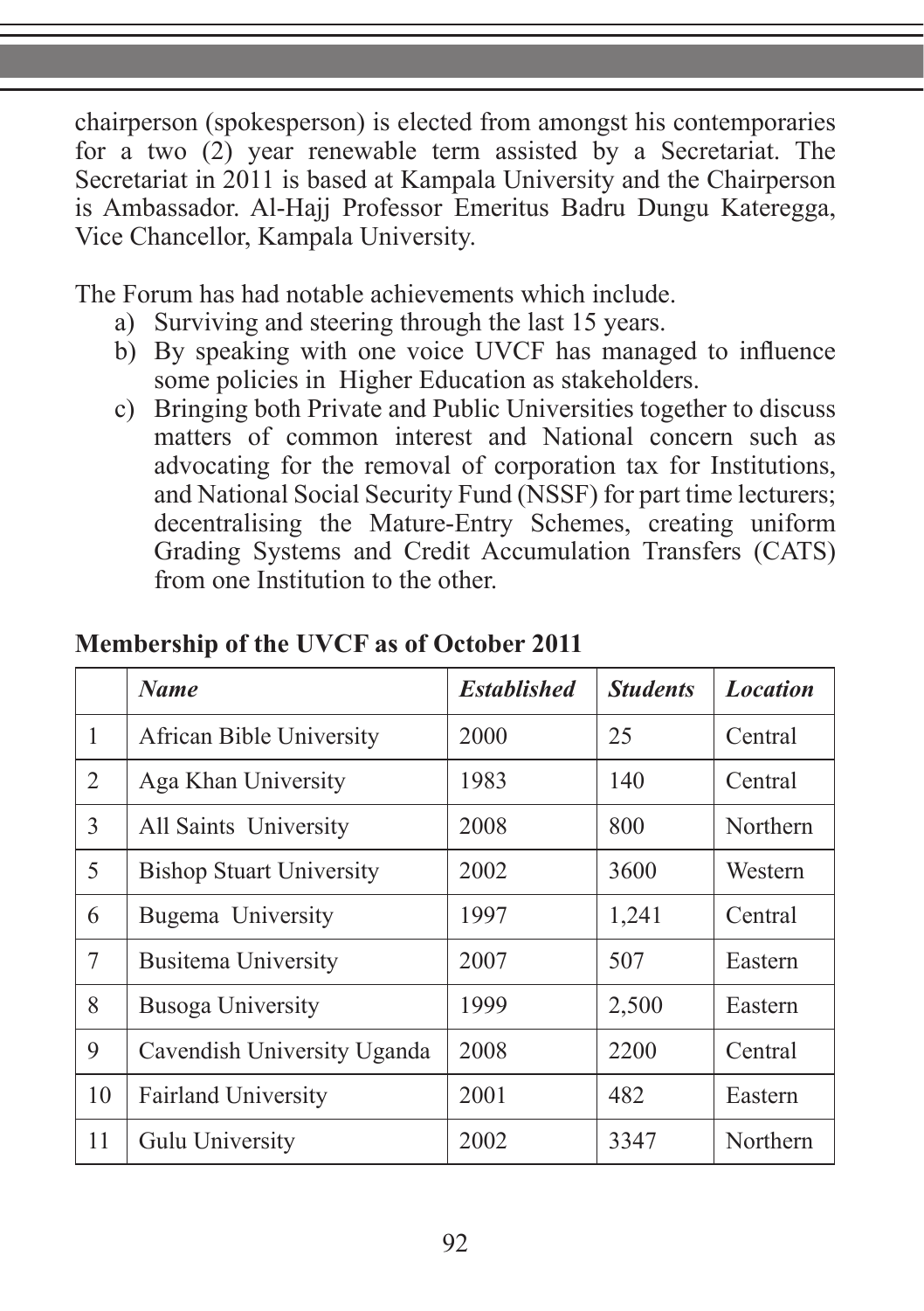chairperson (spokesperson) is elected from amongst his contemporaries for a two (2) year renewable term assisted by a Secretariat. The Secretariat in 2011 is based at Kampala University and the Chairperson is Ambassador. Al-Hajj Professor Emeritus Badru Dungu Kateregga, Vice Chancellor, Kampala University.

The Forum has had notable achievements which include.

a) Surviving and steering through the last 15 years.
b) By speaking with one voice UVCF has managed to influence some policies in Higher Education as stakeholders.
c) Bringing both Private and Public Universities together to discuss matters of common interest and National concern such as advocating for the removal of corporation tax for Institutions, and National Social Security Fund (NSSF) for part time lecturers; decentralising the Mature-Entry Schemes, creating uniform Grading Systems and Credit Accumulation Transfers (CATS) from one Institution to the other.

**Membership of the UVCF as of October 2011**

| | *Name* | *Established* | *Students* | *Location* |
|---|---|---|---|---|
| 1 | African Bible University | 2000 | 25 | Central |
| 2 | Aga Khan University | 1983 | 140 | Central |
| 3 | All Saints University | 2008 | 800 | Northern |
| 5 | Bishop Stuart University | 2002 | 3600 | Western |
| 6 | Bugema University | 1997 | 1,241 | Central |
| 7 | Busitema University | 2007 | 507 | Eastern |
| 8 | Busoga University | 1999 | 2,500 | Eastern |
| 9 | Cavendish University Uganda | 2008 | 2200 | Central |
| 10 | Fairland University | 2001 | 482 | Eastern |
| 11 | Gulu University | 2002 | 3347 | Northern |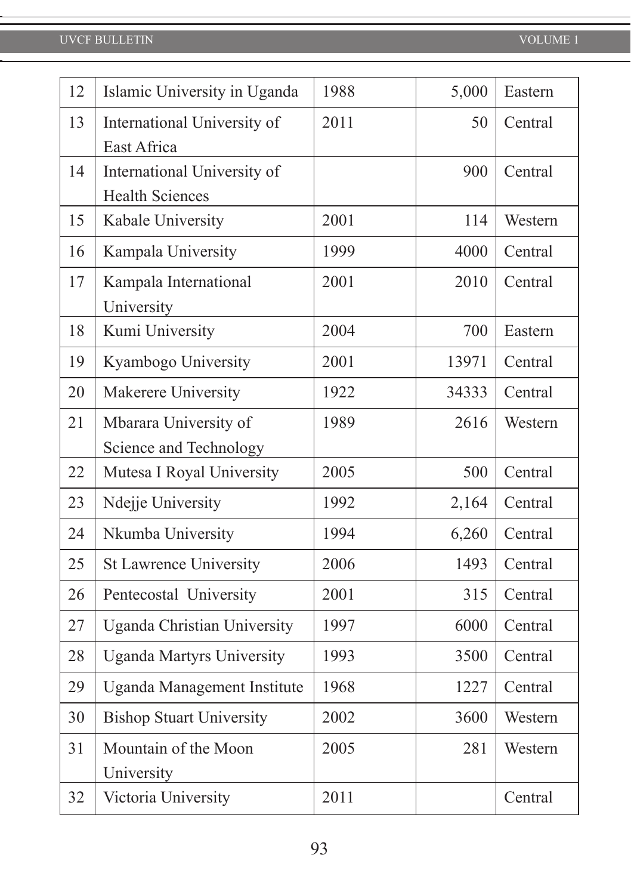| | | | | |
|---|---|---|---|---|
| 12 | Islamic University in Uganda | 1988 | 5,000 | Eastern |
| 13 | International University of East Africa | 2011 | 50 | Central |
| 14 | International University of Health Sciences | | 900 | Central |
| 15 | Kabale University | 2001 | 114 | Western |
| 16 | Kampala University | 1999 | 4000 | Central |
| 17 | Kampala International University | 2001 | 2010 | Central |
| 18 | Kumi University | 2004 | 700 | Eastern |
| 19 | Kyambogo University | 2001 | 13971 | Central |
| 20 | Makerere University | 1922 | 34333 | Central |
| 21 | Mbarara University of Science and Technology | 1989 | 2616 | Western |
| 22 | Mutesa I Royal University | 2005 | 500 | Central |
| 23 | Ndejje University | 1992 | 2,164 | Central |
| 24 | Nkumba University | 1994 | 6,260 | Central |
| 25 | St Lawrence University | 2006 | 1493 | Central |
| 26 | Pentecostal University | 2001 | 315 | Central |
| 27 | Uganda Christian University | 1997 | 6000 | Central |
| 28 | Uganda Martyrs University | 1993 | 3500 | Central |
| 29 | Uganda Management Institute | 1968 | 1227 | Central |
| 30 | Bishop Stuart University | 2002 | 3600 | Western |
| 31 | Mountain of the Moon University | 2005 | 281 | Western |
| 32 | Victoria University | 2011 | | Central |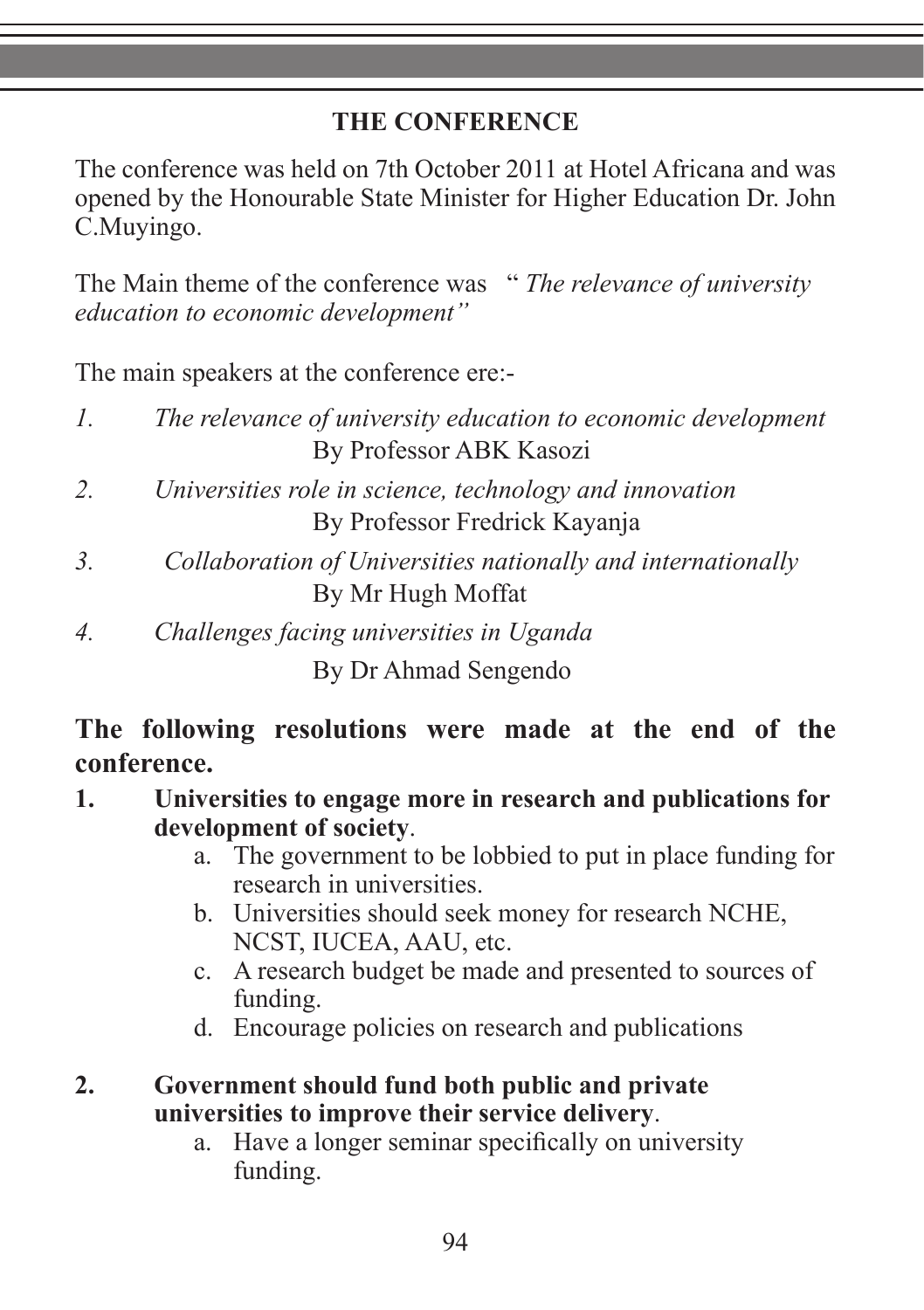## THE CONFERENCE

The conference was held on 7th October 2011 at Hotel Africana and was opened by the Honourable State Minister for Higher Education Dr. John C.Muyingo.

The Main theme of the conference was " *The relevance of university education to economic development"*

The main speakers at the conference ere:-

1. *The relevance of university education to economic development*
   By Professor ABK Kasozi
2. *Universities role in science, technology and innovation*
   By Professor Fredrick Kayanja
3. *Collaboration of Universities nationally and internationally*
   By Mr Hugh Moffat
4. *Challenges facing universities in Uganda*
   By Dr Ahmad Sengendo

**The following resolutions were made at the end of the conference.**

1. **Universities to engage more in research and publications for development of society**.
   a. The government to be lobbied to put in place funding for research in universities.
   b. Universities should seek money for research NCHE, NCST, IUCEA, AAU, etc.
   c. A research budget be made and presented to sources of funding.
   d. Encourage policies on research and publications

2. **Government should fund both public and private universities to improve their service delivery**.
   a. Have a longer seminar specifically on university funding.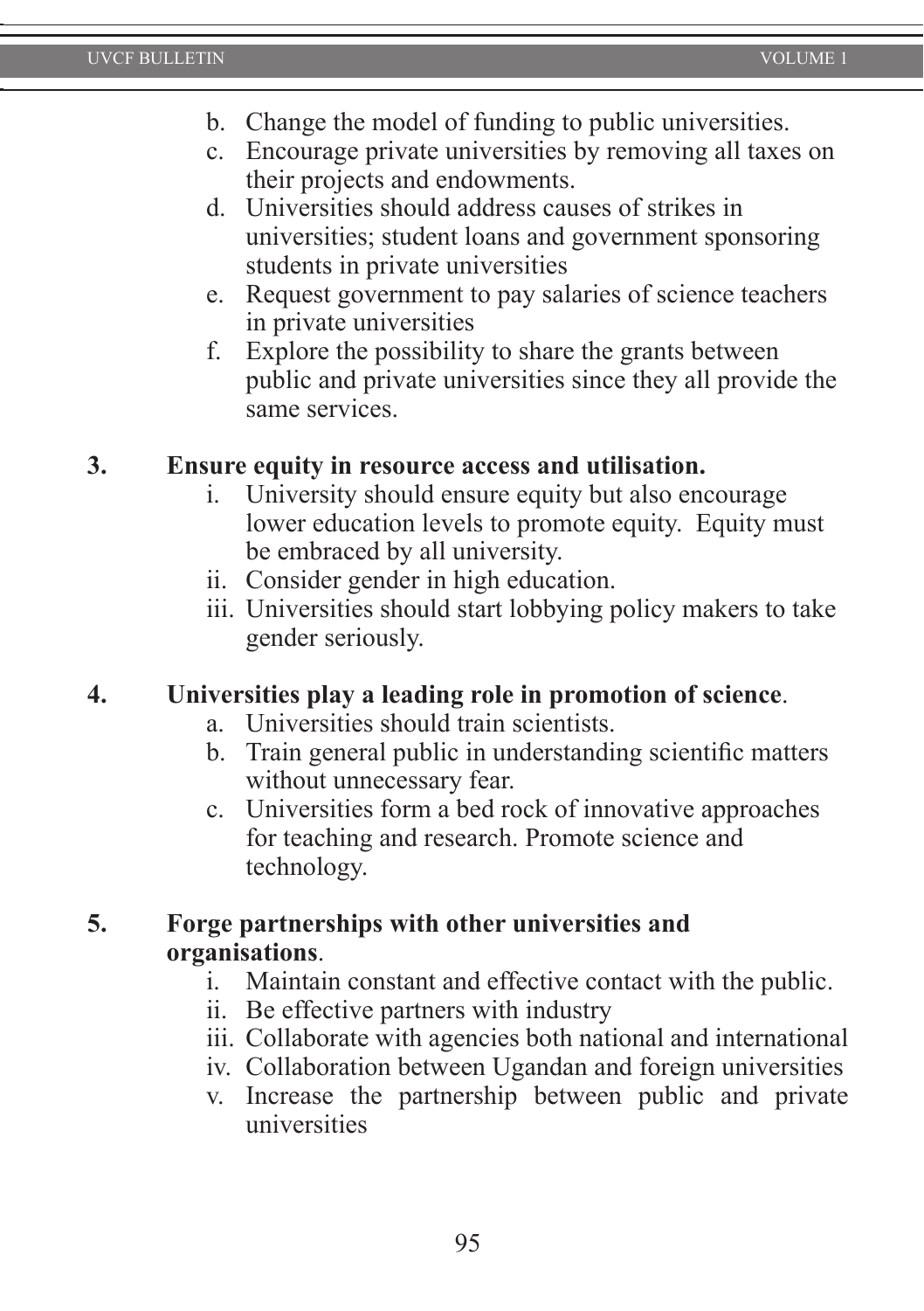b. Change the model of funding to public universities.
c. Encourage private universities by removing all taxes on their projects and endowments.
d. Universities should address causes of strikes in universities; student loans and government sponsoring students in private universities
e. Request government to pay salaries of science teachers in private universities
f. Explore the possibility to share the grants between public and private universities since they all provide the same services.

**3. Ensure equity in resource access and utilisation.**

i. University should ensure equity but also encourage lower education levels to promote equity. Equity must be embraced by all university.
ii. Consider gender in high education.
iii. Universities should start lobbying policy makers to take gender seriously.

**4. Universities play a leading role in promotion of science**.

a. Universities should train scientists.
b. Train general public in understanding scientific matters without unnecessary fear.
c. Universities form a bed rock of innovative approaches for teaching and research. Promote science and technology.

**5. Forge partnerships with other universities and organisations**.

i. Maintain constant and effective contact with the public.
ii. Be effective partners with industry
iii. Collaborate with agencies both national and international
iv. Collaboration between Ugandan and foreign universities
v. Increase the partnership between public and private universities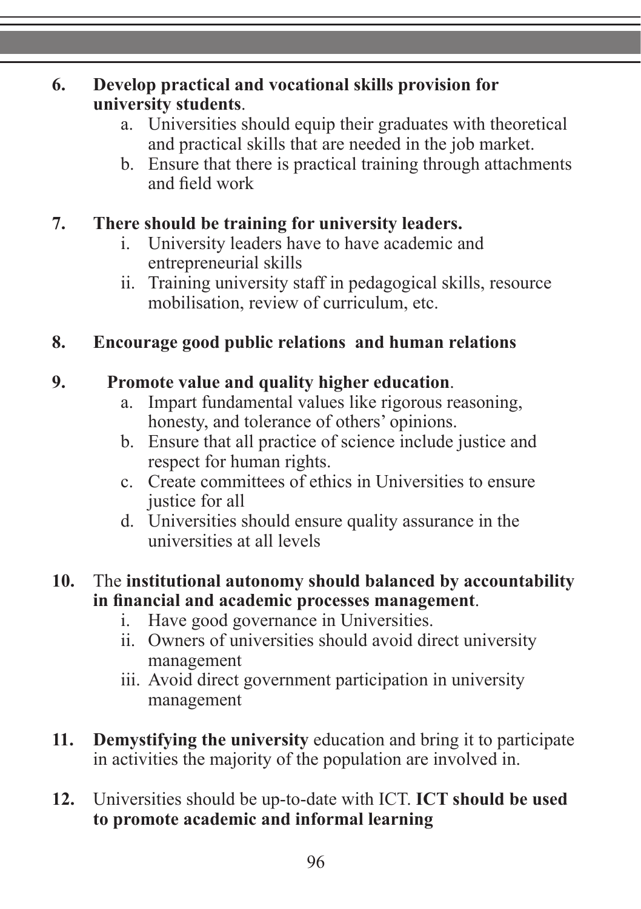6. **Develop practical and vocational skills provision for university students**.
    a. Universities should equip their graduates with theoretical and practical skills that are needed in the job market.
    b. Ensure that there is practical training through attachments and field work

7. **There should be training for university leaders.**
    i. University leaders have to have academic and entrepreneurial skills
    ii. Training university staff in pedagogical skills, resource mobilisation, review of curriculum, etc.

8. **Encourage good public relations and human relations**

9. **Promote value and quality higher education**.
    a. Impart fundamental values like rigorous reasoning, honesty, and tolerance of others' opinions.
    b. Ensure that all practice of science include justice and respect for human rights.
    c. Create committees of ethics in Universities to ensure justice for all
    d. Universities should ensure quality assurance in the universities at all levels

10. The **institutional autonomy should balanced by accountability in financial and academic processes management**.
    i. Have good governance in Universities.
    ii. Owners of universities should avoid direct university management
    iii. Avoid direct government participation in university management

11. **Demystifying the university** education and bring it to participate in activities the majority of the population are involved in.

12. Universities should be up-to-date with ICT. **ICT should be used to promote academic and informal learning**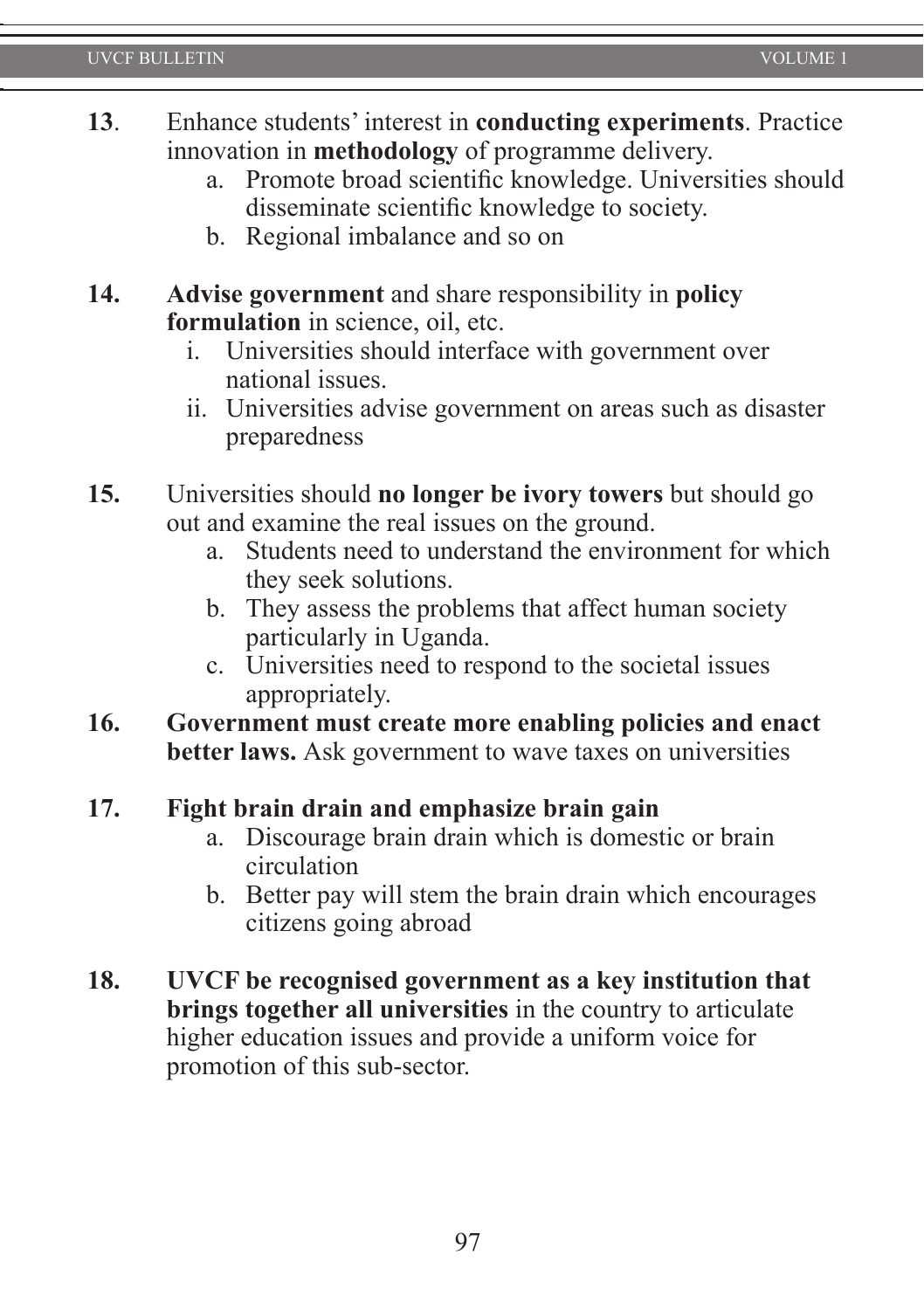**13**. Enhance students' interest in **conducting experiments**. Practice innovation in **methodology** of programme delivery.

   a. Promote broad scientific knowledge. Universities should disseminate scientific knowledge to society.
   b. Regional imbalance and so on

**14.** **Advise government** and share responsibility in **policy formulation** in science, oil, etc.

   i. Universities should interface with government over national issues.
   ii. Universities advise government on areas such as disaster preparedness

**15.** Universities should **no longer be ivory towers** but should go out and examine the real issues on the ground.

   a. Students need to understand the environment for which they seek solutions.
   b. They assess the problems that affect human society particularly in Uganda.
   c. Universities need to respond to the societal issues appropriately.

**16.** **Government must create more enabling policies and enact better laws.** Ask government to wave taxes on universities

**17.** **Fight brain drain and emphasize brain gain**

   a. Discourage brain drain which is domestic or brain circulation
   b. Better pay will stem the brain drain which encourages citizens going abroad

**18.** **UVCF be recognised government as a key institution that brings together all universities** in the country to articulate higher education issues and provide a uniform voice for promotion of this sub-sector.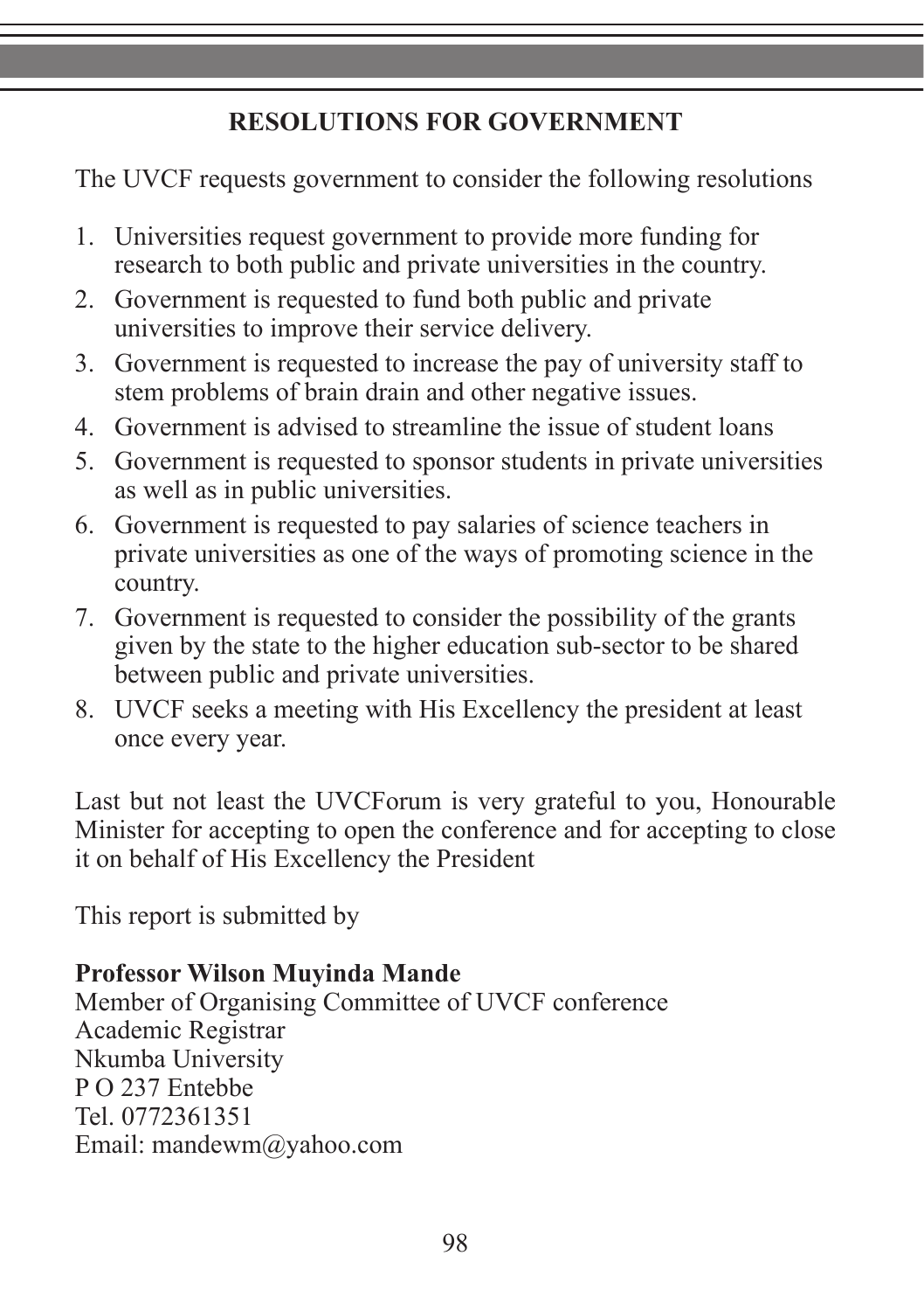## RESOLUTIONS FOR GOVERNMENT

The UVCF requests government to consider the following resolutions

1. Universities request government to provide more funding for research to both public and private universities in the country.
2. Government is requested to fund both public and private universities to improve their service delivery.
3. Government is requested to increase the pay of university staff to stem problems of brain drain and other negative issues.
4. Government is advised to streamline the issue of student loans
5. Government is requested to sponsor students in private universities as well as in public universities.
6. Government is requested to pay salaries of science teachers in private universities as one of the ways of promoting science in the country.
7. Government is requested to consider the possibility of the grants given by the state to the higher education sub-sector to be shared between public and private universities.
8. UVCF seeks a meeting with His Excellency the president at least once every year.

Last but not least the UVCForum is very grateful to you, Honourable Minister for accepting to open the conference and for accepting to close it on behalf of His Excellency the President

This report is submitted by

**Professor Wilson Muyinda Mande**
Member of Organising Committee of UVCF conference
Academic Registrar
Nkumba University
P O 237 Entebbe
Tel. 0772361351
Email: mandewm@yahoo.com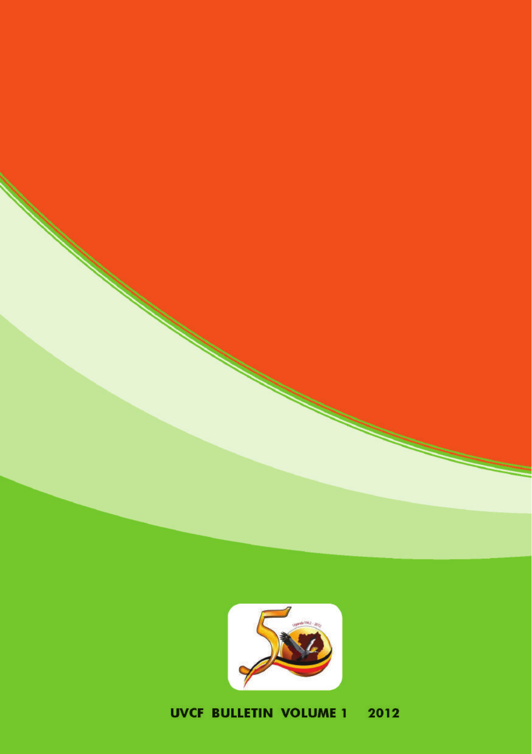**UVCF BULLETIN VOLUME 1 2012**